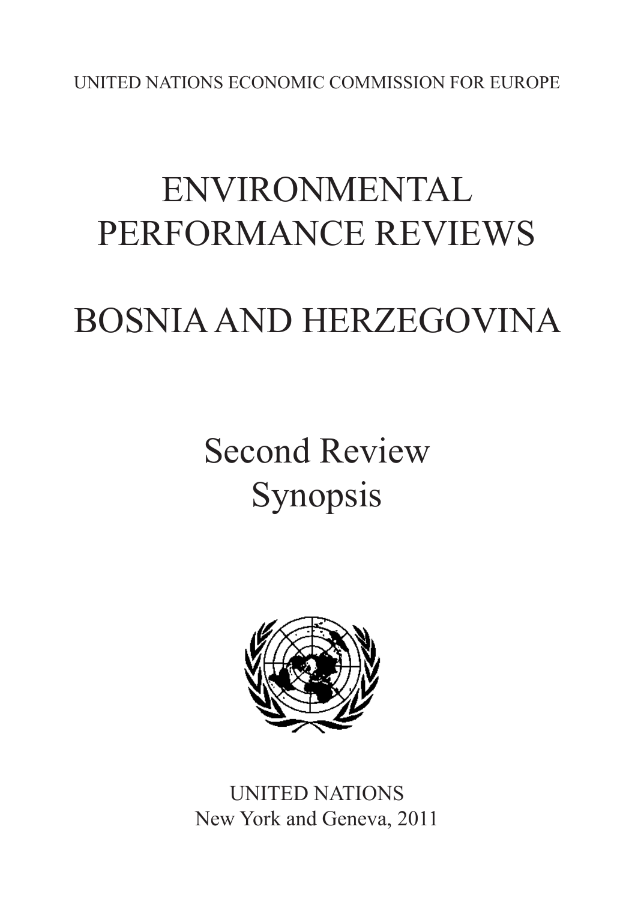UNITED NATIONS ECONOMIC COMMISSION FOR EUROPE

# ENVIRONMENTAL PERFORMANCE REVIEWS

# BOSNIA AND HERZEGOVINA

## Second Review
## Synopsis

UNITED NATIONS
New York and Geneva, 2011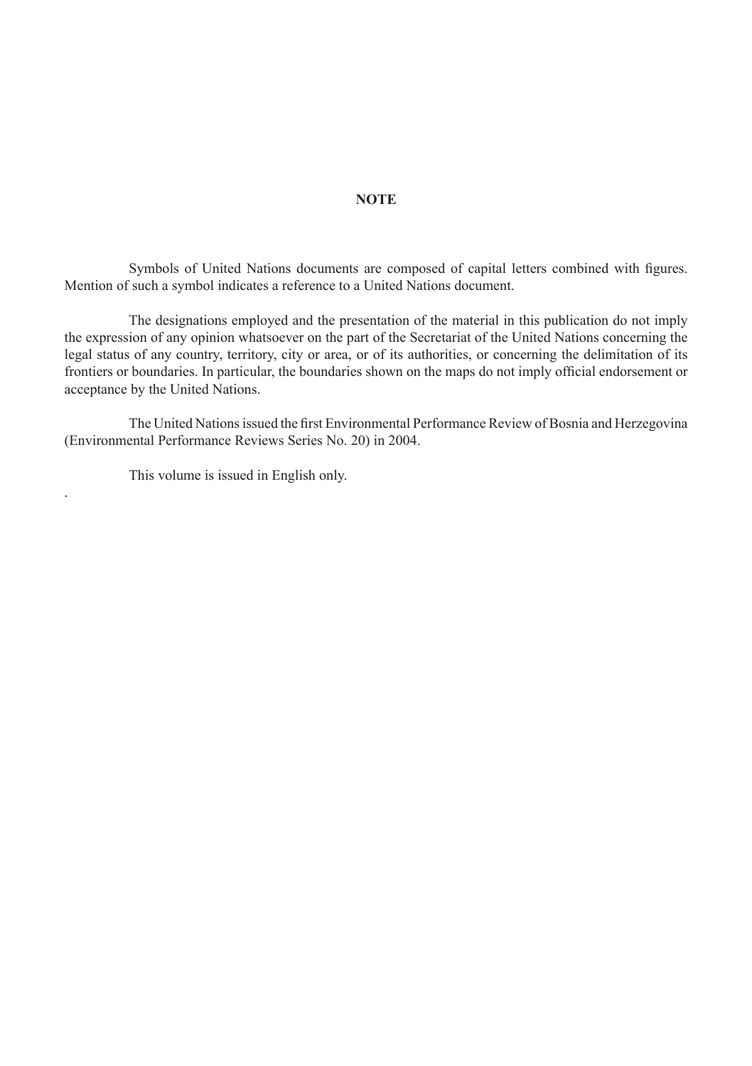**NOTE**

Symbols of United Nations documents are composed of capital letters combined with figures. Mention of such a symbol indicates a reference to a United Nations document.

The designations employed and the presentation of the material in this publication do not imply the expression of any opinion whatsoever on the part of the Secretariat of the United Nations concerning the legal status of any country, territory, city or area, or of its authorities, or concerning the delimitation of its frontiers or boundaries. In particular, the boundaries shown on the maps do not imply official endorsement or acceptance by the United Nations.

The United Nations issued the first Environmental Performance Review of Bosnia and Herzegovina (Environmental Performance Reviews Series No. 20) in 2004.

This volume is issued in English only.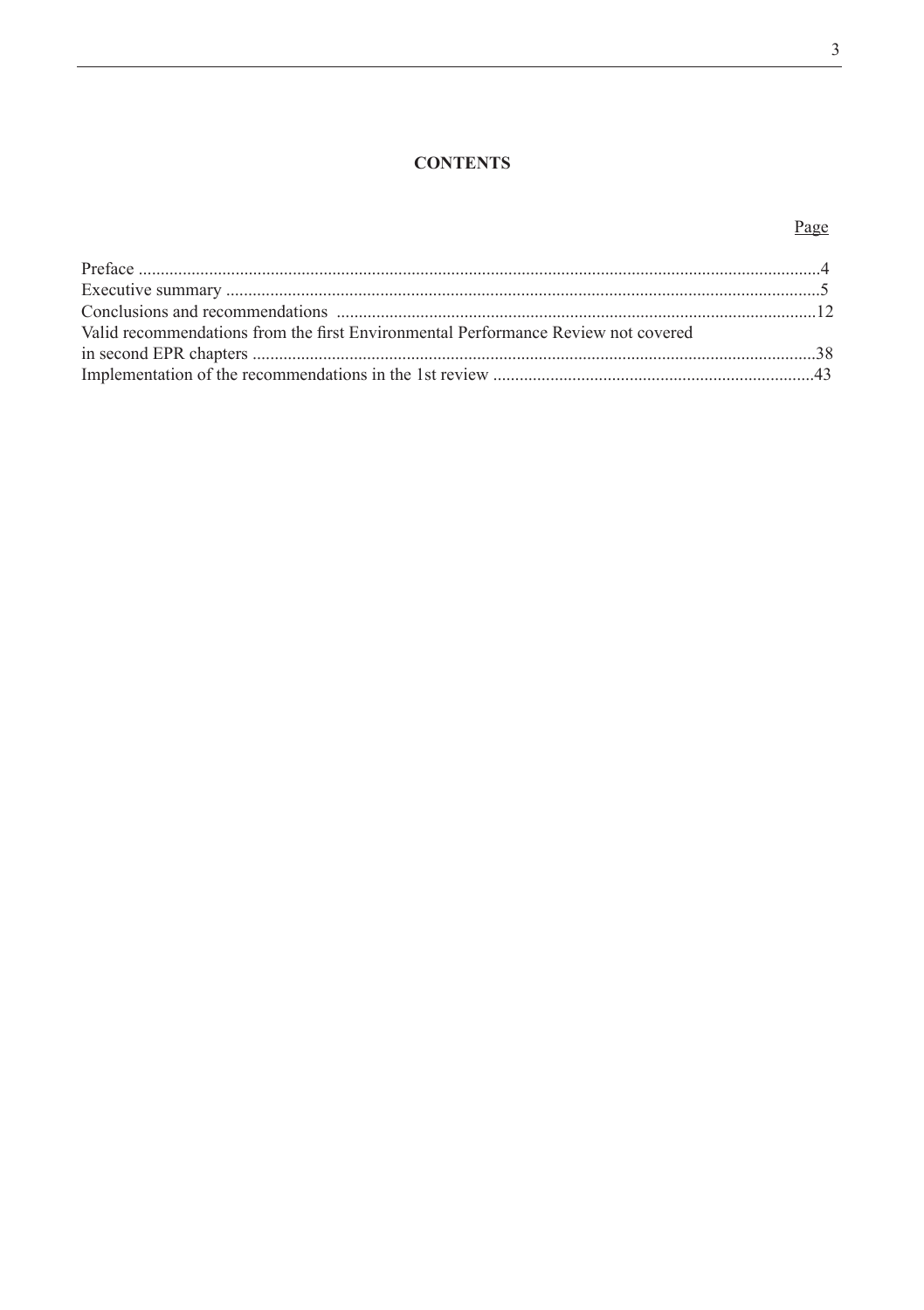# CONTENTS

| | Page |
|---|---|
| Preface | 4 |
| Executive summary | 5 |
| Conclusions and recommendations | 12 |
| Valid recommendations from the first Environmental Performance Review not covered in second EPR chapters | 38 |
| Implementation of the recommendations in the 1st review | 43 |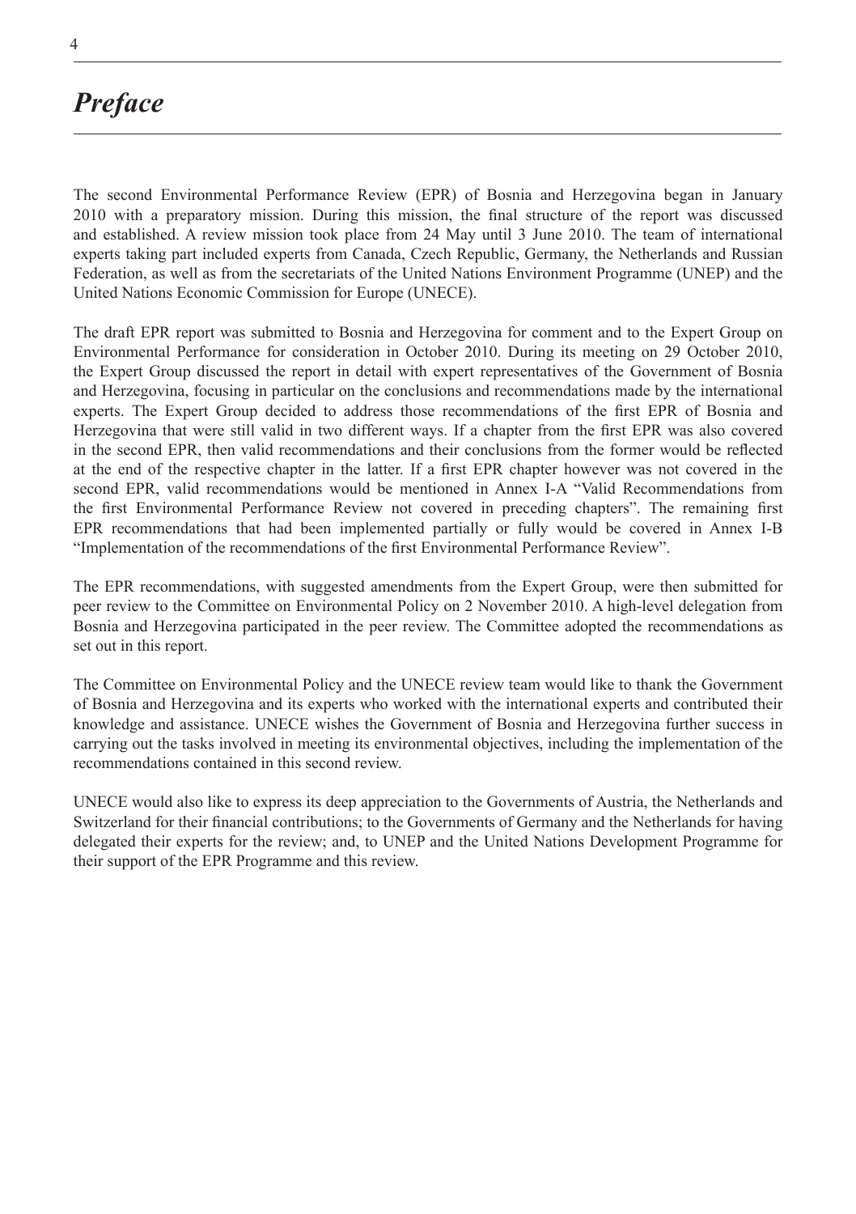# *Preface*

The second Environmental Performance Review (EPR) of Bosnia and Herzegovina began in January 2010 with a preparatory mission. During this mission, the final structure of the report was discussed and established. A review mission took place from 24 May until 3 June 2010. The team of international experts taking part included experts from Canada, Czech Republic, Germany, the Netherlands and Russian Federation, as well as from the secretariats of the United Nations Environment Programme (UNEP) and the United Nations Economic Commission for Europe (UNECE).

The draft EPR report was submitted to Bosnia and Herzegovina for comment and to the Expert Group on Environmental Performance for consideration in October 2010. During its meeting on 29 October 2010, the Expert Group discussed the report in detail with expert representatives of the Government of Bosnia and Herzegovina, focusing in particular on the conclusions and recommendations made by the international experts. The Expert Group decided to address those recommendations of the first EPR of Bosnia and Herzegovina that were still valid in two different ways. If a chapter from the first EPR was also covered in the second EPR, then valid recommendations and their conclusions from the former would be reflected at the end of the respective chapter in the latter. If a first EPR chapter however was not covered in the second EPR, valid recommendations would be mentioned in Annex I-A "Valid Recommendations from the first Environmental Performance Review not covered in preceding chapters". The remaining first EPR recommendations that had been implemented partially or fully would be covered in Annex I-B "Implementation of the recommendations of the first Environmental Performance Review".

The EPR recommendations, with suggested amendments from the Expert Group, were then submitted for peer review to the Committee on Environmental Policy on 2 November 2010. A high-level delegation from Bosnia and Herzegovina participated in the peer review. The Committee adopted the recommendations as set out in this report.

The Committee on Environmental Policy and the UNECE review team would like to thank the Government of Bosnia and Herzegovina and its experts who worked with the international experts and contributed their knowledge and assistance. UNECE wishes the Government of Bosnia and Herzegovina further success in carrying out the tasks involved in meeting its environmental objectives, including the implementation of the recommendations contained in this second review.

UNECE would also like to express its deep appreciation to the Governments of Austria, the Netherlands and Switzerland for their financial contributions; to the Governments of Germany and the Netherlands for having delegated their experts for the review; and, to UNEP and the United Nations Development Programme for their support of the EPR Programme and this review.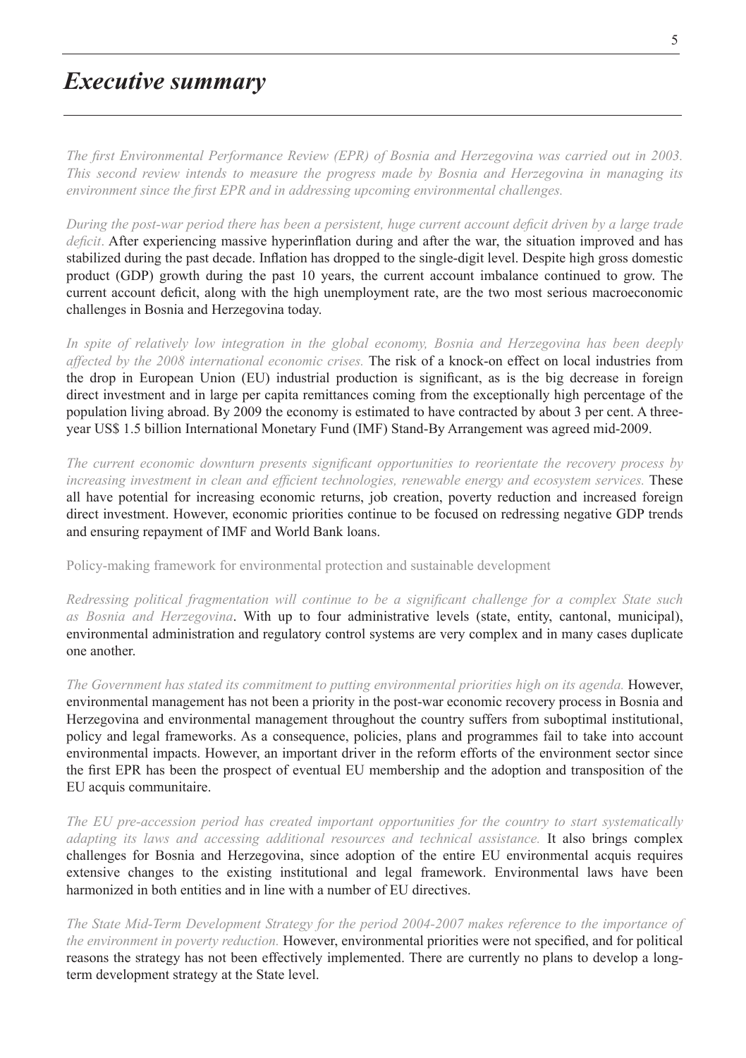# *Executive summary*

*The first Environmental Performance Review (EPR) of Bosnia and Herzegovina was carried out in 2003. This second review intends to measure the progress made by Bosnia and Herzegovina in managing its environment since the first EPR and in addressing upcoming environmental challenges.*

*During the post-war period there has been a persistent, huge current account deficit driven by a large trade deficit.* After experiencing massive hyperinflation during and after the war, the situation improved and has stabilized during the past decade. Inflation has dropped to the single-digit level. Despite high gross domestic product (GDP) growth during the past 10 years, the current account imbalance continued to grow. The current account deficit, along with the high unemployment rate, are the two most serious macroeconomic challenges in Bosnia and Herzegovina today.

*In spite of relatively low integration in the global economy, Bosnia and Herzegovina has been deeply affected by the 2008 international economic crises.* The risk of a knock-on effect on local industries from the drop in European Union (EU) industrial production is significant, as is the big decrease in foreign direct investment and in large per capita remittances coming from the exceptionally high percentage of the population living abroad. By 2009 the economy is estimated to have contracted by about 3 per cent. A three-year US$ 1.5 billion International Monetary Fund (IMF) Stand-By Arrangement was agreed mid-2009.

*The current economic downturn presents significant opportunities to reorientate the recovery process by increasing investment in clean and efficient technologies, renewable energy and ecosystem services.* These all have potential for increasing economic returns, job creation, poverty reduction and increased foreign direct investment. However, economic priorities continue to be focused on redressing negative GDP trends and ensuring repayment of IMF and World Bank loans.

## Policy-making framework for environmental protection and sustainable development

*Redressing political fragmentation will continue to be a significant challenge for a complex State such as Bosnia and Herzegovina*. With up to four administrative levels (state, entity, cantonal, municipal), environmental administration and regulatory control systems are very complex and in many cases duplicate one another.

*The Government has stated its commitment to putting environmental priorities high on its agenda.* However, environmental management has not been a priority in the post-war economic recovery process in Bosnia and Herzegovina and environmental management throughout the country suffers from suboptimal institutional, policy and legal frameworks. As a consequence, policies, plans and programmes fail to take into account environmental impacts. However, an important driver in the reform efforts of the environment sector since the first EPR has been the prospect of eventual EU membership and the adoption and transposition of the EU acquis communitaire.

*The EU pre-accession period has created important opportunities for the country to start systematically adapting its laws and accessing additional resources and technical assistance.* It also brings complex challenges for Bosnia and Herzegovina, since adoption of the entire EU environmental acquis requires extensive changes to the existing institutional and legal framework. Environmental laws have been harmonized in both entities and in line with a number of EU directives.

*The State Mid-Term Development Strategy for the period 2004-2007 makes reference to the importance of the environment in poverty reduction.* However, environmental priorities were not specified, and for political reasons the strategy has not been effectively implemented. There are currently no plans to develop a long-term development strategy at the State level.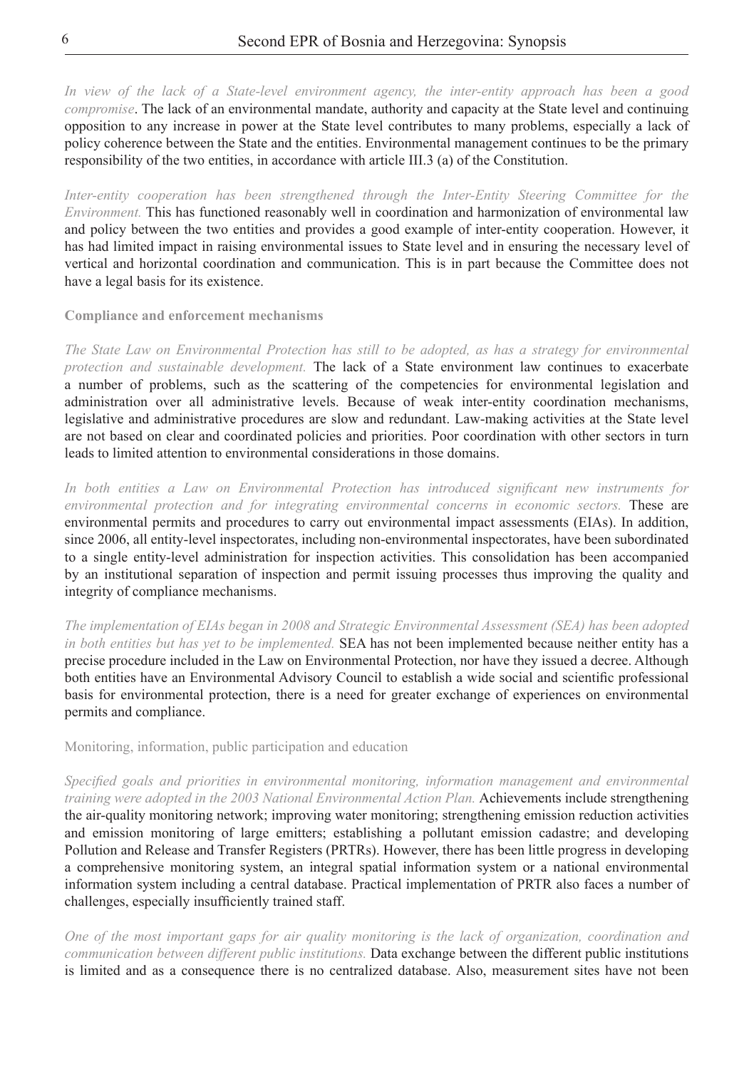*In view of the lack of a State-level environment agency, the inter-entity approach has been a good compromise*. The lack of an environmental mandate, authority and capacity at the State level and continuing opposition to any increase in power at the State level contributes to many problems, especially a lack of policy coherence between the State and the entities. Environmental management continues to be the primary responsibility of the two entities, in accordance with article III.3 (a) of the Constitution.

*Inter-entity cooperation has been strengthened through the Inter-Entity Steering Committee for the Environment.* This has functioned reasonably well in coordination and harmonization of environmental law and policy between the two entities and provides a good example of inter-entity cooperation. However, it has had limited impact in raising environmental issues to State level and in ensuring the necessary level of vertical and horizontal coordination and communication. This is in part because the Committee does not have a legal basis for its existence.

**Compliance and enforcement mechanisms**

*The State Law on Environmental Protection has still to be adopted, as has a strategy for environmental protection and sustainable development.* The lack of a State environment law continues to exacerbate a number of problems, such as the scattering of the competencies for environmental legislation and administration over all administrative levels. Because of weak inter-entity coordination mechanisms, legislative and administrative procedures are slow and redundant. Law-making activities at the State level are not based on clear and coordinated policies and priorities. Poor coordination with other sectors in turn leads to limited attention to environmental considerations in those domains.

*In both entities a Law on Environmental Protection has introduced significant new instruments for environmental protection and for integrating environmental concerns in economic sectors.* These are environmental permits and procedures to carry out environmental impact assessments (EIAs). In addition, since 2006, all entity-level inspectorates, including non-environmental inspectorates, have been subordinated to a single entity-level administration for inspection activities. This consolidation has been accompanied by an institutional separation of inspection and permit issuing processes thus improving the quality and integrity of compliance mechanisms.

*The implementation of EIAs began in 2008 and Strategic Environmental Assessment (SEA) has been adopted in both entities but has yet to be implemented.* SEA has not been implemented because neither entity has a precise procedure included in the Law on Environmental Protection, nor have they issued a decree. Although both entities have an Environmental Advisory Council to establish a wide social and scientific professional basis for environmental protection, there is a need for greater exchange of experiences on environmental permits and compliance.

Monitoring, information, public participation and education

*Specified goals and priorities in environmental monitoring, information management and environmental training were adopted in the 2003 National Environmental Action Plan.* Achievements include strengthening the air-quality monitoring network; improving water monitoring; strengthening emission reduction activities and emission monitoring of large emitters; establishing a pollutant emission cadastre; and developing Pollution and Release and Transfer Registers (PRTRs). However, there has been little progress in developing a comprehensive monitoring system, an integral spatial information system or a national environmental information system including a central database. Practical implementation of PRTR also faces a number of challenges, especially insufficiently trained staff.

*One of the most important gaps for air quality monitoring is the lack of organization, coordination and communication between different public institutions.* Data exchange between the different public institutions is limited and as a consequence there is no centralized database. Also, measurement sites have not been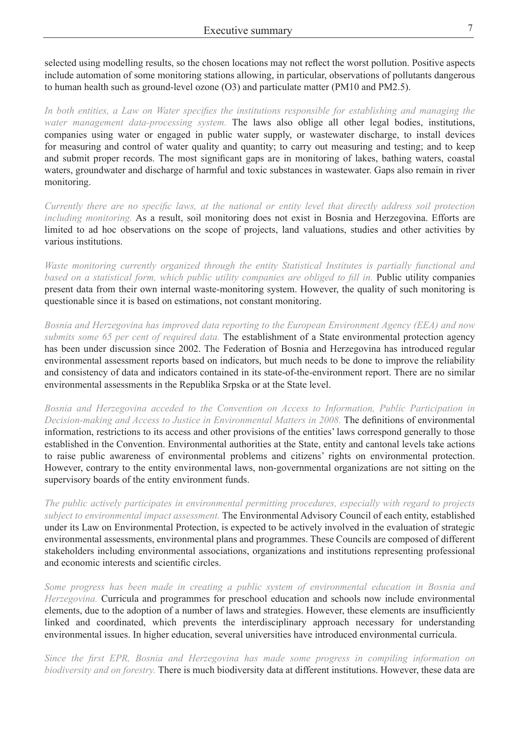selected using modelling results, so the chosen locations may not reflect the worst pollution. Positive aspects include automation of some monitoring stations allowing, in particular, observations of pollutants dangerous to human health such as ground-level ozone (O3) and particulate matter (PM10 and PM2.5).

*In both entities, a Law on Water specifies the institutions responsible for establishing and managing the water management data-processing system.* The laws also oblige all other legal bodies, institutions, companies using water or engaged in public water supply, or wastewater discharge, to install devices for measuring and control of water quality and quantity; to carry out measuring and testing; and to keep and submit proper records. The most significant gaps are in monitoring of lakes, bathing waters, coastal waters, groundwater and discharge of harmful and toxic substances in wastewater. Gaps also remain in river monitoring.

*Currently there are no specific laws, at the national or entity level that directly address soil protection including monitoring.* As a result, soil monitoring does not exist in Bosnia and Herzegovina. Efforts are limited to ad hoc observations on the scope of projects, land valuations, studies and other activities by various institutions.

*Waste monitoring currently organized through the entity Statistical Institutes is partially functional and based on a statistical form, which public utility companies are obliged to fill in.* Public utility companies present data from their own internal waste-monitoring system. However, the quality of such monitoring is questionable since it is based on estimations, not constant monitoring.

*Bosnia and Herzegovina has improved data reporting to the European Environment Agency (EEA) and now submits some 65 per cent of required data.* The establishment of a State environmental protection agency has been under discussion since 2002. The Federation of Bosnia and Herzegovina has introduced regular environmental assessment reports based on indicators, but much needs to be done to improve the reliability and consistency of data and indicators contained in its state-of-the-environment report. There are no similar environmental assessments in the Republika Srpska or at the State level.

*Bosnia and Herzegovina acceded to the Convention on Access to Information, Public Participation in Decision-making and Access to Justice in Environmental Matters in 2008.* The definitions of environmental information, restrictions to its access and other provisions of the entities' laws correspond generally to those established in the Convention. Environmental authorities at the State, entity and cantonal levels take actions to raise public awareness of environmental problems and citizens' rights on environmental protection. However, contrary to the entity environmental laws, non-governmental organizations are not sitting on the supervisory boards of the entity environment funds.

*The public actively participates in environmental permitting procedures, especially with regard to projects subject to environmental impact assessment.* The Environmental Advisory Council of each entity, established under its Law on Environmental Protection, is expected to be actively involved in the evaluation of strategic environmental assessments, environmental plans and programmes. These Councils are composed of different stakeholders including environmental associations, organizations and institutions representing professional and economic interests and scientific circles.

*Some progress has been made in creating a public system of environmental education in Bosnia and Herzegovina.* Curricula and programmes for preschool education and schools now include environmental elements, due to the adoption of a number of laws and strategies. However, these elements are insufficiently linked and coordinated, which prevents the interdisciplinary approach necessary for understanding environmental issues. In higher education, several universities have introduced environmental curricula.

*Since the first EPR, Bosnia and Herzegovina has made some progress in compiling information on biodiversity and on forestry.* There is much biodiversity data at different institutions. However, these data are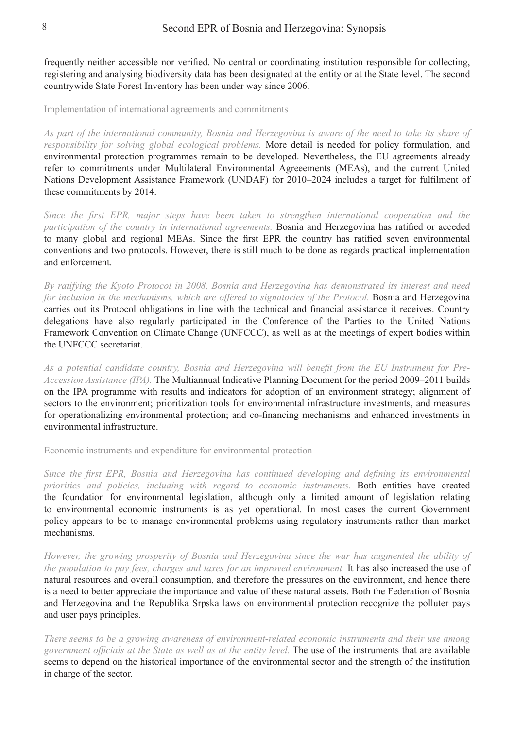frequently neither accessible nor verified. No central or coordinating institution responsible for collecting, registering and analysing biodiversity data has been designated at the entity or at the State level. The second countrywide State Forest Inventory has been under way since 2006.

### Implementation of international agreements and commitments

*As part of the international community, Bosnia and Herzegovina is aware of the need to take its share of responsibility for solving global ecological problems.* More detail is needed for policy formulation, and environmental protection programmes remain to be developed. Nevertheless, the EU agreements already refer to commitments under Multilateral Environmental Agreeements (MEAs), and the current United Nations Development Assistance Framework (UNDAF) for 2010–2024 includes a target for fulfilment of these commitments by 2014.

*Since the first EPR, major steps have been taken to strengthen international cooperation and the participation of the country in international agreements.* Bosnia and Herzegovina has ratified or acceded to many global and regional MEAs. Since the first EPR the country has ratified seven environmental conventions and two protocols. However, there is still much to be done as regards practical implementation and enforcement.

*By ratifying the Kyoto Protocol in 2008, Bosnia and Herzegovina has demonstrated its interest and need for inclusion in the mechanisms, which are offered to signatories of the Protocol.* Bosnia and Herzegovina carries out its Protocol obligations in line with the technical and financial assistance it receives. Country delegations have also regularly participated in the Conference of the Parties to the United Nations Framework Convention on Climate Change (UNFCCC), as well as at the meetings of expert bodies within the UNFCCC secretariat.

*As a potential candidate country, Bosnia and Herzegovina will benefit from the EU Instrument for Pre-Accession Assistance (IPA).* The Multiannual Indicative Planning Document for the period 2009–2011 builds on the IPA programme with results and indicators for adoption of an environment strategy; alignment of sectors to the environment; prioritization tools for environmental infrastructure investments, and measures for operationalizing environmental protection; and co-financing mechanisms and enhanced investments in environmental infrastructure.

### Economic instruments and expenditure for environmental protection

*Since the first EPR, Bosnia and Herzegovina has continued developing and defining its environmental priorities and policies, including with regard to economic instruments.* Both entities have created the foundation for environmental legislation, although only a limited amount of legislation relating to environmental economic instruments is as yet operational. In most cases the current Government policy appears to be to manage environmental problems using regulatory instruments rather than market mechanisms.

*However, the growing prosperity of Bosnia and Herzegovina since the war has augmented the ability of the population to pay fees, charges and taxes for an improved environment.* It has also increased the use of natural resources and overall consumption, and therefore the pressures on the environment, and hence there is a need to better appreciate the importance and value of these natural assets. Both the Federation of Bosnia and Herzegovina and the Republika Srpska laws on environmental protection recognize the polluter pays and user pays principles.

*There seems to be a growing awareness of environment-related economic instruments and their use among government officials at the State as well as at the entity level.* The use of the instruments that are available seems to depend on the historical importance of the environmental sector and the strength of the institution in charge of the sector.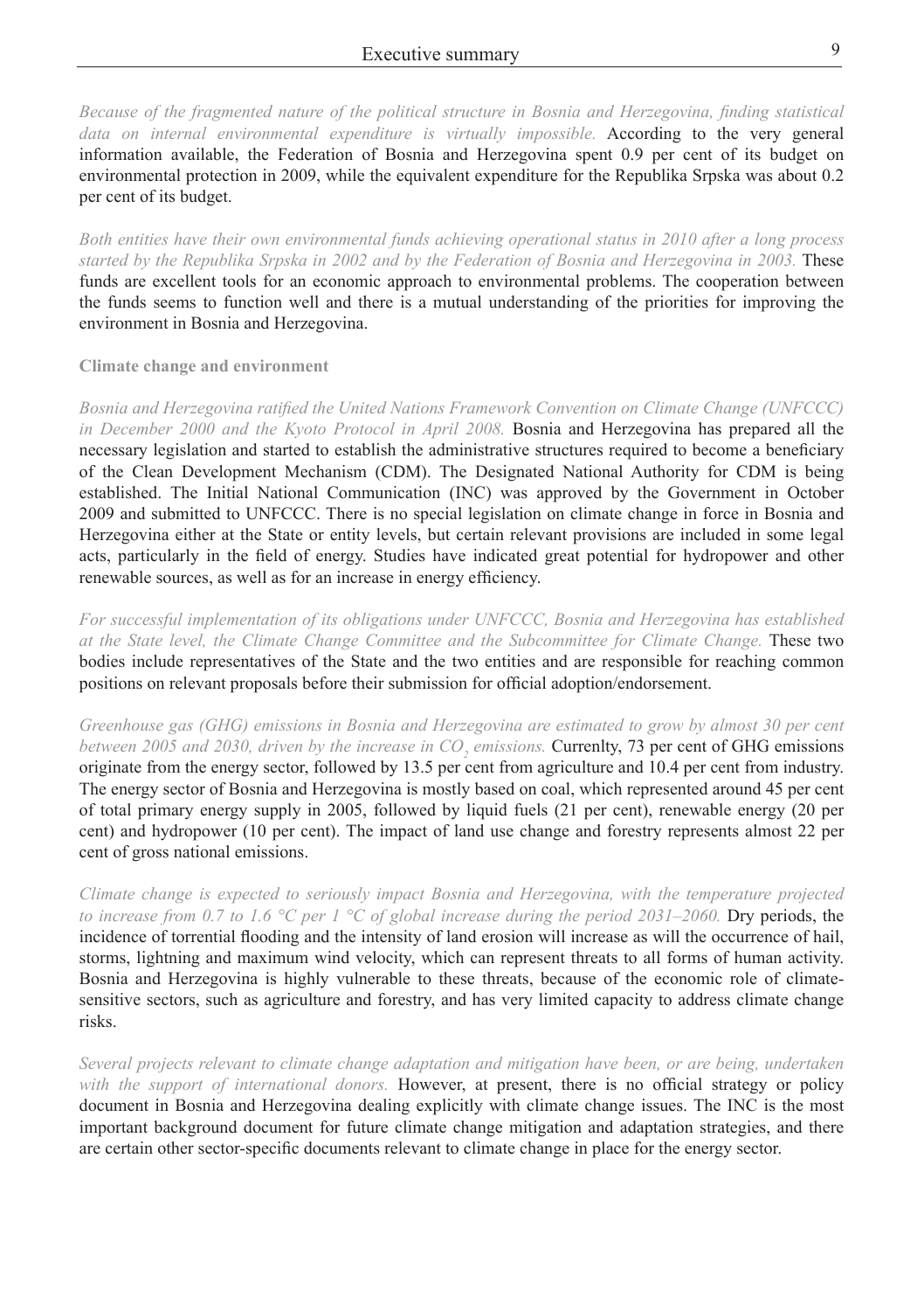*Because of the fragmented nature of the political structure in Bosnia and Herzegovina, finding statistical data on internal environmental expenditure is virtually impossible.* According to the very general information available, the Federation of Bosnia and Herzegovina spent 0.9 per cent of its budget on environmental protection in 2009, while the equivalent expenditure for the Republika Srpska was about 0.2 per cent of its budget.

*Both entities have their own environmental funds achieving operational status in 2010 after a long process started by the Republika Srpska in 2002 and by the Federation of Bosnia and Herzegovina in 2003.* These funds are excellent tools for an economic approach to environmental problems. The cooperation between the funds seems to function well and there is a mutual understanding of the priorities for improving the environment in Bosnia and Herzegovina.

**Climate change and environment**

*Bosnia and Herzegovina ratified the United Nations Framework Convention on Climate Change (UNFCCC) in December 2000 and the Kyoto Protocol in April 2008.* Bosnia and Herzegovina has prepared all the necessary legislation and started to establish the administrative structures required to become a beneficiary of the Clean Development Mechanism (CDM). The Designated National Authority for CDM is being established. The Initial National Communication (INC) was approved by the Government in October 2009 and submitted to UNFCCC. There is no special legislation on climate change in force in Bosnia and Herzegovina either at the State or entity levels, but certain relevant provisions are included in some legal acts, particularly in the field of energy. Studies have indicated great potential for hydropower and other renewable sources, as well as for an increase in energy efficiency.

*For successful implementation of its obligations under UNFCCC, Bosnia and Herzegovina has established at the State level, the Climate Change Committee and the Subcommittee for Climate Change.* These two bodies include representatives of the State and the two entities and are responsible for reaching common positions on relevant proposals before their submission for official adoption/endorsement.

*Greenhouse gas (GHG) emissions in Bosnia and Herzegovina are estimated to grow by almost 30 per cent between 2005 and 2030, driven by the increase in $CO_2$ emissions.* Currenlty, 73 per cent of GHG emissions originate from the energy sector, followed by 13.5 per cent from agriculture and 10.4 per cent from industry. The energy sector of Bosnia and Herzegovina is mostly based on coal, which represented around 45 per cent of total primary energy supply in 2005, followed by liquid fuels (21 per cent), renewable energy (20 per cent) and hydropower (10 per cent). The impact of land use change and forestry represents almost 22 per cent of gross national emissions.

*Climate change is expected to seriously impact Bosnia and Herzegovina, with the temperature projected to increase from 0.7 to 1.6 °C per 1 °C of global increase during the period 2031–2060.* Dry periods, the incidence of torrential flooding and the intensity of land erosion will increase as will the occurrence of hail, storms, lightning and maximum wind velocity, which can represent threats to all forms of human activity. Bosnia and Herzegovina is highly vulnerable to these threats, because of the economic role of climate-sensitive sectors, such as agriculture and forestry, and has very limited capacity to address climate change risks.

*Several projects relevant to climate change adaptation and mitigation have been, or are being, undertaken with the support of international donors.* However, at present, there is no official strategy or policy document in Bosnia and Herzegovina dealing explicitly with climate change issues. The INC is the most important background document for future climate change mitigation and adaptation strategies, and there are certain other sector-specific documents relevant to climate change in place for the energy sector.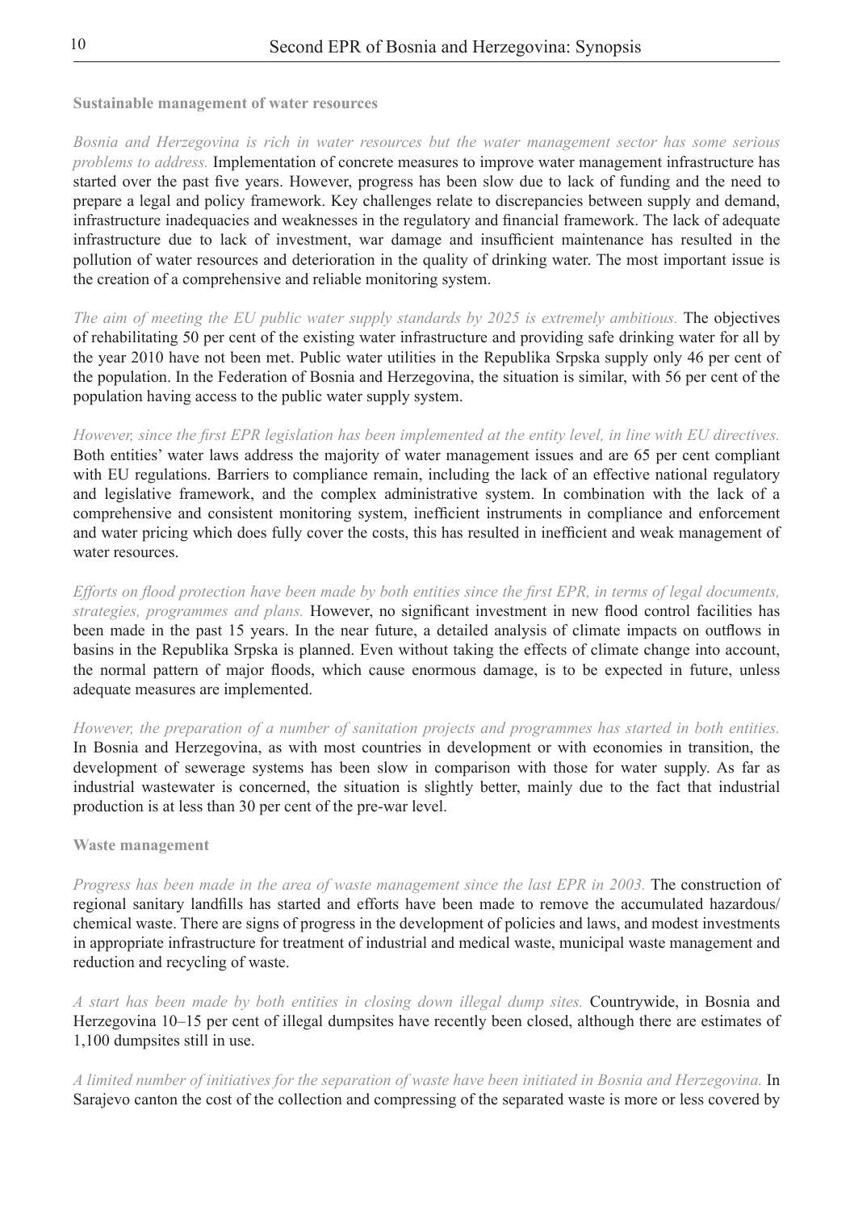### Sustainable management of water resources

*Bosnia and Herzegovina is rich in water resources but the water management sector has some serious problems to address.* Implementation of concrete measures to improve water management infrastructure has started over the past five years. However, progress has been slow due to lack of funding and the need to prepare a legal and policy framework. Key challenges relate to discrepancies between supply and demand, infrastructure inadequacies and weaknesses in the regulatory and financial framework. The lack of adequate infrastructure due to lack of investment, war damage and insufficient maintenance has resulted in the pollution of water resources and deterioration in the quality of drinking water. The most important issue is the creation of a comprehensive and reliable monitoring system.

*The aim of meeting the EU public water supply standards by 2025 is extremely ambitious.* The objectives of rehabilitating 50 per cent of the existing water infrastructure and providing safe drinking water for all by the year 2010 have not been met. Public water utilities in the Republika Srpska supply only 46 per cent of the population. In the Federation of Bosnia and Herzegovina, the situation is similar, with 56 per cent of the population having access to the public water supply system.

*However, since the first EPR legislation has been implemented at the entity level, in line with EU directives.* Both entities' water laws address the majority of water management issues and are 65 per cent compliant with EU regulations. Barriers to compliance remain, including the lack of an effective national regulatory and legislative framework, and the complex administrative system. In combination with the lack of a comprehensive and consistent monitoring system, inefficient instruments in compliance and enforcement and water pricing which does fully cover the costs, this has resulted in inefficient and weak management of water resources.

*Efforts on flood protection have been made by both entities since the first EPR, in terms of legal documents, strategies, programmes and plans.* However, no significant investment in new flood control facilities has been made in the past 15 years. In the near future, a detailed analysis of climate impacts on outflows in basins in the Republika Srpska is planned. Even without taking the effects of climate change into account, the normal pattern of major floods, which cause enormous damage, is to be expected in future, unless adequate measures are implemented.

*However, the preparation of a number of sanitation projects and programmes has started in both entities.* In Bosnia and Herzegovina, as with most countries in development or with economies in transition, the development of sewerage systems has been slow in comparison with those for water supply. As far as industrial wastewater is concerned, the situation is slightly better, mainly due to the fact that industrial production is at less than 30 per cent of the pre-war level.

### Waste management

*Progress has been made in the area of waste management since the last EPR in 2003.* The construction of regional sanitary landfills has started and efforts have been made to remove the accumulated hazardous/ chemical waste. There are signs of progress in the development of policies and laws, and modest investments in appropriate infrastructure for treatment of industrial and medical waste, municipal waste management and reduction and recycling of waste.

*A start has been made by both entities in closing down illegal dump sites.* Countrywide, in Bosnia and Herzegovina 10–15 per cent of illegal dumpsites have recently been closed, although there are estimates of 1,100 dumpsites still in use.

*A limited number of initiatives for the separation of waste have been initiated in Bosnia and Herzegovina.* In Sarajevo canton the cost of the collection and compressing of the separated waste is more or less covered by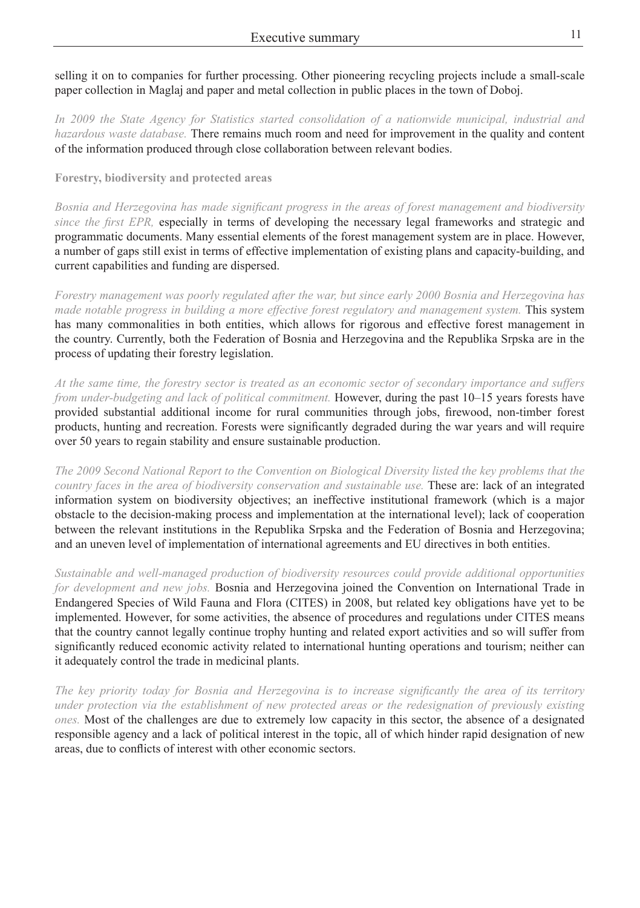selling it on to companies for further processing. Other pioneering recycling projects include a small-scale paper collection in Maglaj and paper and metal collection in public places in the town of Doboj.

*In 2009 the State Agency for Statistics started consolidation of a nationwide municipal, industrial and hazardous waste database.* There remains much room and need for improvement in the quality and content of the information produced through close collaboration between relevant bodies.

**Forestry, biodiversity and protected areas**

*Bosnia and Herzegovina has made significant progress in the areas of forest management and biodiversity since the first EPR,* especially in terms of developing the necessary legal frameworks and strategic and programmatic documents. Many essential elements of the forest management system are in place. However, a number of gaps still exist in terms of effective implementation of existing plans and capacity-building, and current capabilities and funding are dispersed.

*Forestry management was poorly regulated after the war, but since early 2000 Bosnia and Herzegovina has made notable progress in building a more effective forest regulatory and management system.* This system has many commonalities in both entities, which allows for rigorous and effective forest management in the country. Currently, both the Federation of Bosnia and Herzegovina and the Republika Srpska are in the process of updating their forestry legislation.

*At the same time, the forestry sector is treated as an economic sector of secondary importance and suffers from under-budgeting and lack of political commitment.* However, during the past 10–15 years forests have provided substantial additional income for rural communities through jobs, firewood, non-timber forest products, hunting and recreation. Forests were significantly degraded during the war years and will require over 50 years to regain stability and ensure sustainable production.

*The 2009 Second National Report to the Convention on Biological Diversity listed the key problems that the country faces in the area of biodiversity conservation and sustainable use.* These are: lack of an integrated information system on biodiversity objectives; an ineffective institutional framework (which is a major obstacle to the decision-making process and implementation at the international level); lack of cooperation between the relevant institutions in the Republika Srpska and the Federation of Bosnia and Herzegovina; and an uneven level of implementation of international agreements and EU directives in both entities.

*Sustainable and well-managed production of biodiversity resources could provide additional opportunities for development and new jobs.* Bosnia and Herzegovina joined the Convention on International Trade in Endangered Species of Wild Fauna and Flora (CITES) in 2008, but related key obligations have yet to be implemented. However, for some activities, the absence of procedures and regulations under CITES means that the country cannot legally continue trophy hunting and related export activities and so will suffer from significantly reduced economic activity related to international hunting operations and tourism; neither can it adequately control the trade in medicinal plants.

*The key priority today for Bosnia and Herzegovina is to increase significantly the area of its territory under protection via the establishment of new protected areas or the redesignation of previously existing ones.* Most of the challenges are due to extremely low capacity in this sector, the absence of a designated responsible agency and a lack of political interest in the topic, all of which hinder rapid designation of new areas, due to conflicts of interest with other economic sectors.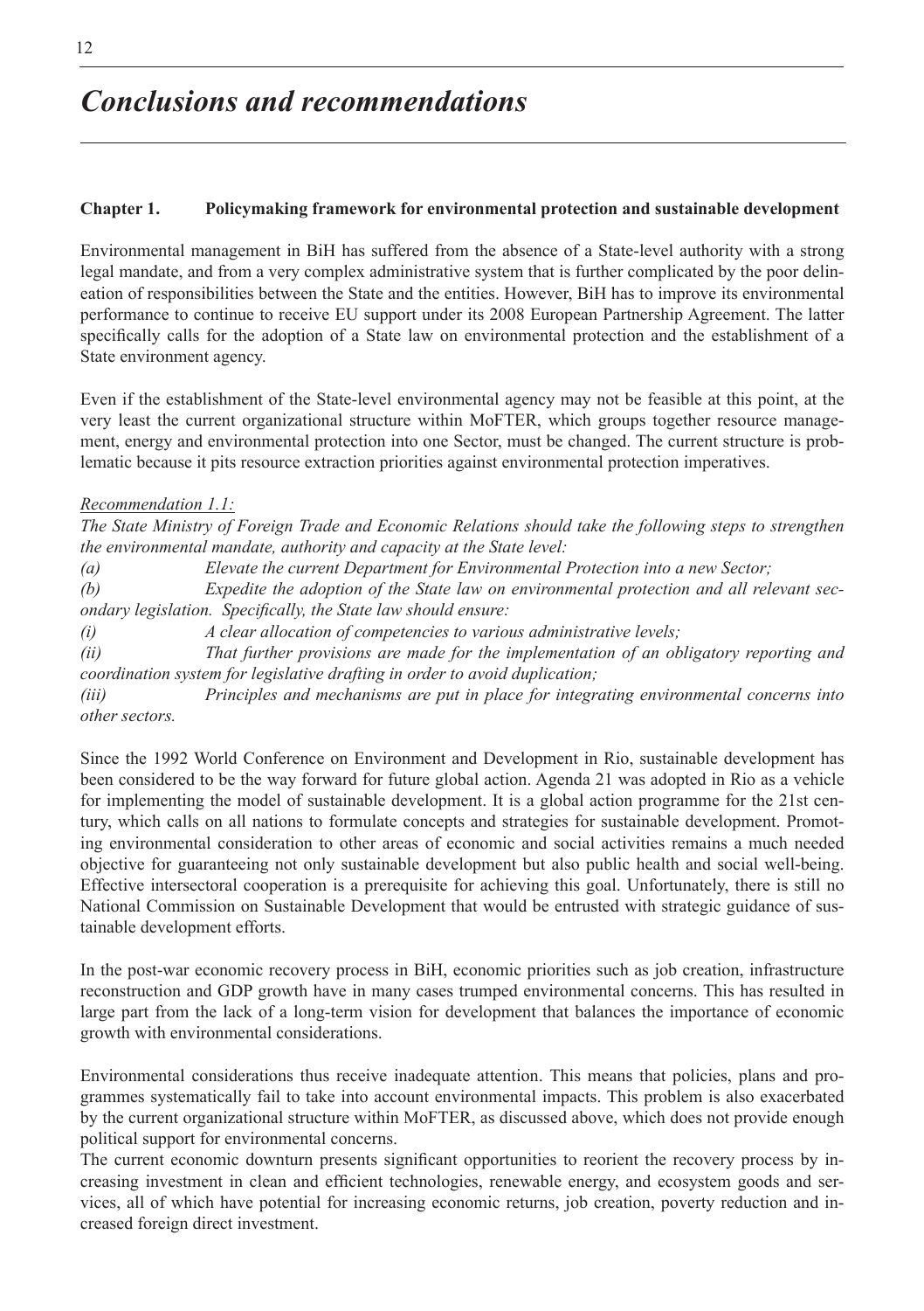# *Conclusions and recommendations*

**Chapter 1. Policymaking framework for environmental protection and sustainable development**

Environmental management in BiH has suffered from the absence of a State-level authority with a strong legal mandate, and from a very complex administrative system that is further complicated by the poor delineation of responsibilities between the State and the entities. However, BiH has to improve its environmental performance to continue to receive EU support under its 2008 European Partnership Agreement. The latter specifically calls for the adoption of a State law on environmental protection and the establishment of a State environment agency.

Even if the establishment of the State-level environmental agency may not be feasible at this point, at the very least the current organizational structure within MoFTER, which groups together resource management, energy and environmental protection into one Sector, must be changed. The current structure is problematic because it pits resource extraction priorities against environmental protection imperatives.

*Recommendation 1.1:*

*The State Ministry of Foreign Trade and Economic Relations should take the following steps to strengthen the environmental mandate, authority and capacity at the State level:*

*(a) Elevate the current Department for Environmental Protection into a new Sector;*

*(b) Expedite the adoption of the State law on environmental protection and all relevant secondary legislation. Specifically, the State law should ensure:*

*(i) A clear allocation of competencies to various administrative levels;*

*(ii) That further provisions are made for the implementation of an obligatory reporting and coordination system for legislative drafting in order to avoid duplication;*

*(iii) Principles and mechanisms are put in place for integrating environmental concerns into other sectors.*

Since the 1992 World Conference on Environment and Development in Rio, sustainable development has been considered to be the way forward for future global action. Agenda 21 was adopted in Rio as a vehicle for implementing the model of sustainable development. It is a global action programme for the 21st century, which calls on all nations to formulate concepts and strategies for sustainable development. Promoting environmental consideration to other areas of economic and social activities remains a much needed objective for guaranteeing not only sustainable development but also public health and social well-being. Effective intersectoral cooperation is a prerequisite for achieving this goal. Unfortunately, there is still no National Commission on Sustainable Development that would be entrusted with strategic guidance of sustainable development efforts.

In the post-war economic recovery process in BiH, economic priorities such as job creation, infrastructure reconstruction and GDP growth have in many cases trumped environmental concerns. This has resulted in large part from the lack of a long-term vision for development that balances the importance of economic growth with environmental considerations.

Environmental considerations thus receive inadequate attention. This means that policies, plans and programmes systematically fail to take into account environmental impacts. This problem is also exacerbated by the current organizational structure within MoFTER, as discussed above, which does not provide enough political support for environmental concerns.

The current economic downturn presents significant opportunities to reorient the recovery process by increasing investment in clean and efficient technologies, renewable energy, and ecosystem goods and services, all of which have potential for increasing economic returns, job creation, poverty reduction and increased foreign direct investment.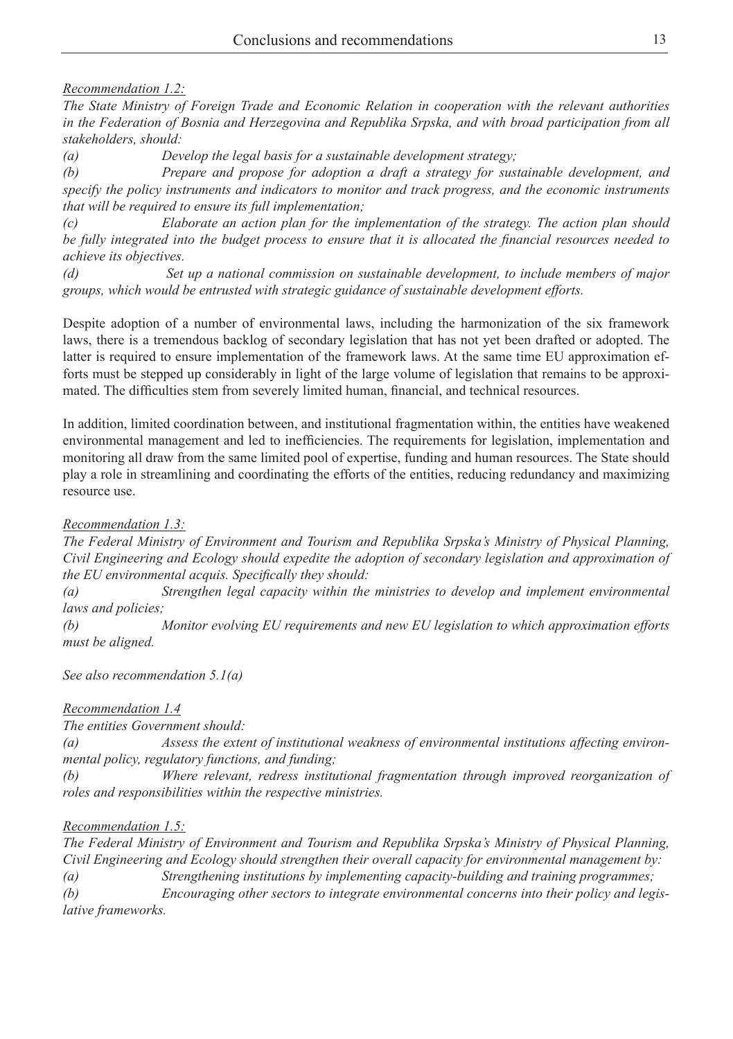*Recommendation 1.2:*

*The State Ministry of Foreign Trade and Economic Relation in cooperation with the relevant authorities in the Federation of Bosnia and Herzegovina and Republika Srpska, and with broad participation from all stakeholders, should:*

*(a) Develop the legal basis for a sustainable development strategy;*

*(b) Prepare and propose for adoption a draft a strategy for sustainable development, and specify the policy instruments and indicators to monitor and track progress, and the economic instruments that will be required to ensure its full implementation;*

*(c) Elaborate an action plan for the implementation of the strategy. The action plan should be fully integrated into the budget process to ensure that it is allocated the financial resources needed to achieve its objectives.*

*(d) Set up a national commission on sustainable development, to include members of major groups, which would be entrusted with strategic guidance of sustainable development efforts.*

Despite adoption of a number of environmental laws, including the harmonization of the six framework laws, there is a tremendous backlog of secondary legislation that has not yet been drafted or adopted. The latter is required to ensure implementation of the framework laws. At the same time EU approximation efforts must be stepped up considerably in light of the large volume of legislation that remains to be approximated. The difficulties stem from severely limited human, financial, and technical resources.

In addition, limited coordination between, and institutional fragmentation within, the entities have weakened environmental management and led to inefficiencies. The requirements for legislation, implementation and monitoring all draw from the same limited pool of expertise, funding and human resources. The State should play a role in streamlining and coordinating the efforts of the entities, reducing redundancy and maximizing resource use.

*Recommendation 1.3:*

*The Federal Ministry of Environment and Tourism and Republika Srpska's Ministry of Physical Planning, Civil Engineering and Ecology should expedite the adoption of secondary legislation and approximation of the EU environmental acquis. Specifically they should:*

*(a) Strengthen legal capacity within the ministries to develop and implement environmental laws and policies;*

*(b) Monitor evolving EU requirements and new EU legislation to which approximation efforts must be aligned.*

*See also recommendation 5.1(a)*

*Recommendation 1.4*

*The entities Government should:*

*(a) Assess the extent of institutional weakness of environmental institutions affecting environmental policy, regulatory functions, and funding;*

*(b) Where relevant, redress institutional fragmentation through improved reorganization of roles and responsibilities within the respective ministries.*

*Recommendation 1.5:*

*The Federal Ministry of Environment and Tourism and Republika Srpska's Ministry of Physical Planning, Civil Engineering and Ecology should strengthen their overall capacity for environmental management by:*

*(a) Strengthening institutions by implementing capacity-building and training programmes;*

*(b) Encouraging other sectors to integrate environmental concerns into their policy and legislative frameworks.*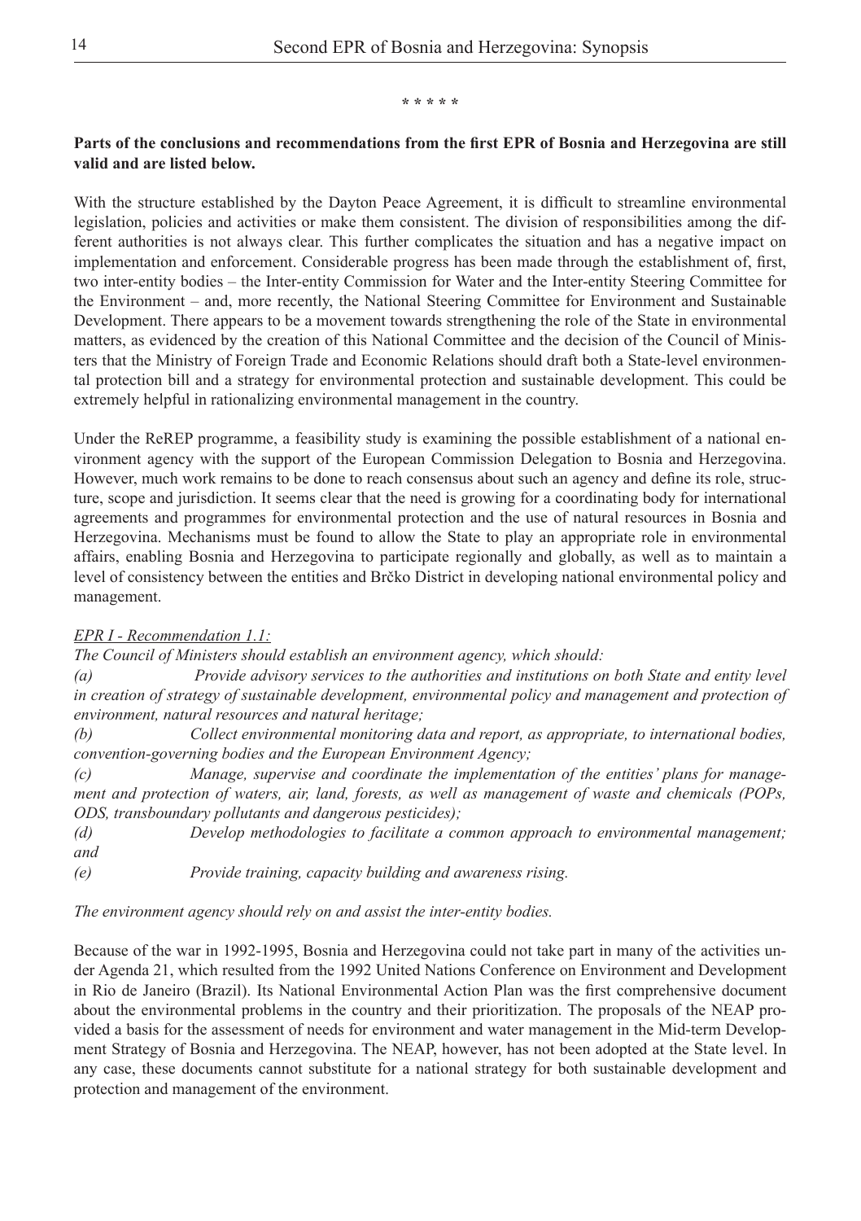\* \* \* \* \*

**Parts of the conclusions and recommendations from the first EPR of Bosnia and Herzegovina are still valid and are listed below.**

With the structure established by the Dayton Peace Agreement, it is difficult to streamline environmental legislation, policies and activities or make them consistent. The division of responsibilities among the different authorities is not always clear. This further complicates the situation and has a negative impact on implementation and enforcement. Considerable progress has been made through the establishment of, first, two inter-entity bodies – the Inter-entity Commission for Water and the Inter-entity Steering Committee for the Environment – and, more recently, the National Steering Committee for Environment and Sustainable Development. There appears to be a movement towards strengthening the role of the State in environmental matters, as evidenced by the creation of this National Committee and the decision of the Council of Ministers that the Ministry of Foreign Trade and Economic Relations should draft both a State-level environmental protection bill and a strategy for environmental protection and sustainable development. This could be extremely helpful in rationalizing environmental management in the country.

Under the ReREP programme, a feasibility study is examining the possible establishment of a national environment agency with the support of the European Commission Delegation to Bosnia and Herzegovina. However, much work remains to be done to reach consensus about such an agency and define its role, structure, scope and jurisdiction. It seems clear that the need is growing for a coordinating body for international agreements and programmes for environmental protection and the use of natural resources in Bosnia and Herzegovina. Mechanisms must be found to allow the State to play an appropriate role in environmental affairs, enabling Bosnia and Herzegovina to participate regionally and globally, as well as to maintain a level of consistency between the entities and Brčko District in developing national environmental policy and management.

*EPR I - Recommendation 1.1:*

*The Council of Ministers should establish an environment agency, which should:*

*(a) Provide advisory services to the authorities and institutions on both State and entity level in creation of strategy of sustainable development, environmental policy and management and protection of environment, natural resources and natural heritage;*

*(b) Collect environmental monitoring data and report, as appropriate, to international bodies, convention-governing bodies and the European Environment Agency;*

*(c) Manage, supervise and coordinate the implementation of the entities' plans for management and protection of waters, air, land, forests, as well as management of waste and chemicals (POPs, ODS, transboundary pollutants and dangerous pesticides);*

*(d) Develop methodologies to facilitate a common approach to environmental management; and*

*(e) Provide training, capacity building and awareness rising.*

*The environment agency should rely on and assist the inter-entity bodies.*

Because of the war in 1992-1995, Bosnia and Herzegovina could not take part in many of the activities under Agenda 21, which resulted from the 1992 United Nations Conference on Environment and Development in Rio de Janeiro (Brazil). Its National Environmental Action Plan was the first comprehensive document about the environmental problems in the country and their prioritization. The proposals of the NEAP provided a basis for the assessment of needs for environment and water management in the Mid-term Development Strategy of Bosnia and Herzegovina. The NEAP, however, has not been adopted at the State level. In any case, these documents cannot substitute for a national strategy for both sustainable development and protection and management of the environment.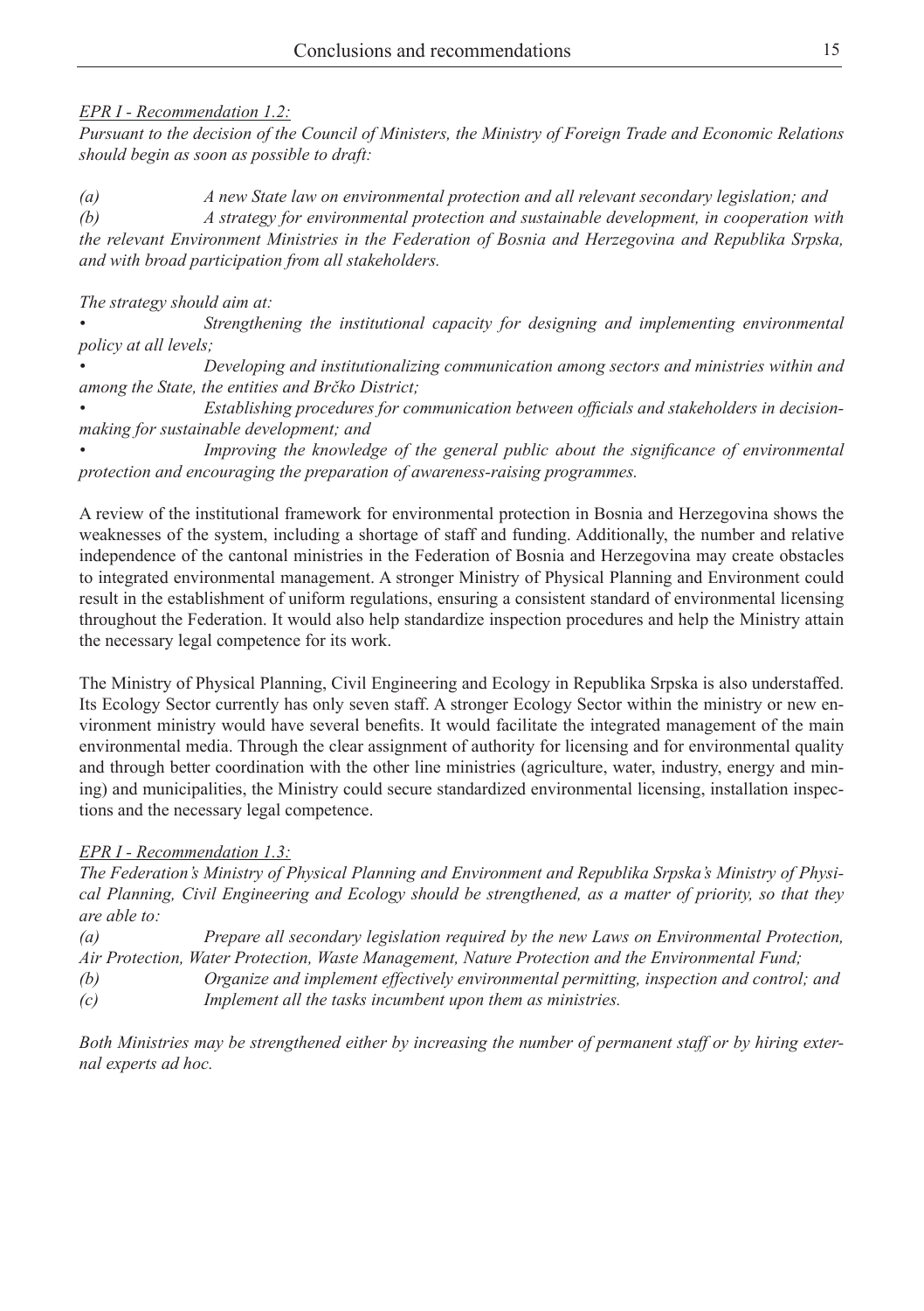*<u>EPR I - Recommendation 1.2:</u>*

*Pursuant to the decision of the Council of Ministers, the Ministry of Foreign Trade and Economic Relations should begin as soon as possible to draft:*

*(a) A new State law on environmental protection and all relevant secondary legislation; and*
*(b) A strategy for environmental protection and sustainable development, in cooperation with the relevant Environment Ministries in the Federation of Bosnia and Herzegovina and Republika Srpska, and with broad participation from all stakeholders.*

*The strategy should aim at:*

- *Strengthening the institutional capacity for designing and implementing environmental policy at all levels;*
- *Developing and institutionalizing communication among sectors and ministries within and among the State, the entities and Brčko District;*
- *Establishing procedures for communication between officials and stakeholders in decision-making for sustainable development; and*
- *Improving the knowledge of the general public about the significance of environmental protection and encouraging the preparation of awareness-raising programmes.*

A review of the institutional framework for environmental protection in Bosnia and Herzegovina shows the weaknesses of the system, including a shortage of staff and funding. Additionally, the number and relative independence of the cantonal ministries in the Federation of Bosnia and Herzegovina may create obstacles to integrated environmental management. A stronger Ministry of Physical Planning and Environment could result in the establishment of uniform regulations, ensuring a consistent standard of environmental licensing throughout the Federation. It would also help standardize inspection procedures and help the Ministry attain the necessary legal competence for its work.

The Ministry of Physical Planning, Civil Engineering and Ecology in Republika Srpska is also understaffed. Its Ecology Sector currently has only seven staff. A stronger Ecology Sector within the ministry or new environment ministry would have several benefits. It would facilitate the integrated management of the main environmental media. Through the clear assignment of authority for licensing and for environmental quality and through better coordination with the other line ministries (agriculture, water, industry, energy and mining) and municipalities, the Ministry could secure standardized environmental licensing, installation inspections and the necessary legal competence.

*<u>EPR I - Recommendation 1.3:</u>*

*The Federation's Ministry of Physical Planning and Environment and Republika Srpska's Ministry of Physical Planning, Civil Engineering and Ecology should be strengthened, as a matter of priority, so that they are able to:*

*(a) Prepare all secondary legislation required by the new Laws on Environmental Protection, Air Protection, Water Protection, Waste Management, Nature Protection and the Environmental Fund;*
*(b) Organize and implement effectively environmental permitting, inspection and control; and*
*(c) Implement all the tasks incumbent upon them as ministries.*

*Both Ministries may be strengthened either by increasing the number of permanent staff or by hiring external experts ad hoc.*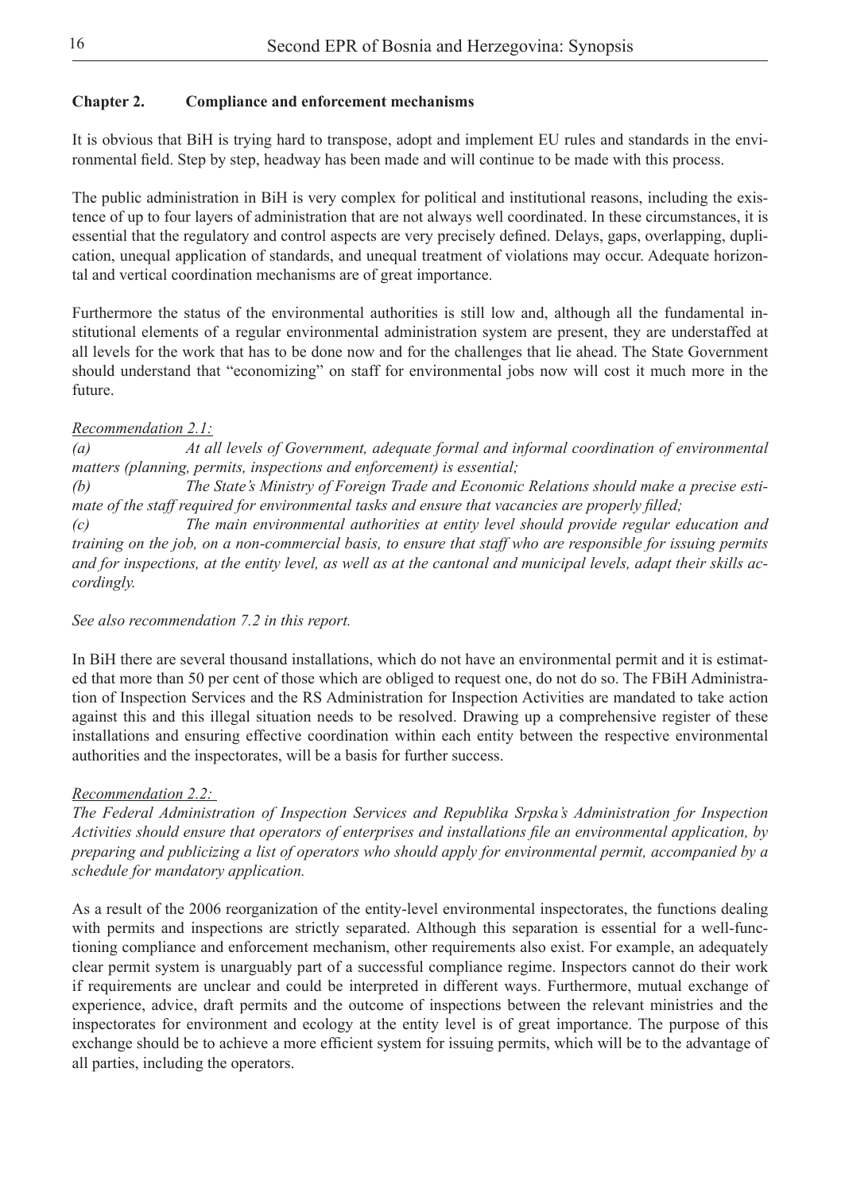## Chapter 2. Compliance and enforcement mechanisms

It is obvious that BiH is trying hard to transpose, adopt and implement EU rules and standards in the environmental field. Step by step, headway has been made and will continue to be made with this process.

The public administration in BiH is very complex for political and institutional reasons, including the existence of up to four layers of administration that are not always well coordinated. In these circumstances, it is essential that the regulatory and control aspects are very precisely defined. Delays, gaps, overlapping, duplication, unequal application of standards, and unequal treatment of violations may occur. Adequate horizontal and vertical coordination mechanisms are of great importance.

Furthermore the status of the environmental authorities is still low and, although all the fundamental institutional elements of a regular environmental administration system are present, they are understaffed at all levels for the work that has to be done now and for the challenges that lie ahead. The State Government should understand that "economizing" on staff for environmental jobs now will cost it much more in the future.

*Recommendation 2.1:*

*(a) At all levels of Government, adequate formal and informal coordination of environmental matters (planning, permits, inspections and enforcement) is essential;*

*(b) The State's Ministry of Foreign Trade and Economic Relations should make a precise estimate of the staff required for environmental tasks and ensure that vacancies are properly filled;*

*(c) The main environmental authorities at entity level should provide regular education and training on the job, on a non-commercial basis, to ensure that staff who are responsible for issuing permits and for inspections, at the entity level, as well as at the cantonal and municipal levels, adapt their skills accordingly.*

*See also recommendation 7.2 in this report.*

In BiH there are several thousand installations, which do not have an environmental permit and it is estimated that more than 50 per cent of those which are obliged to request one, do not do so. The FBiH Administration of Inspection Services and the RS Administration for Inspection Activities are mandated to take action against this and this illegal situation needs to be resolved. Drawing up a comprehensive register of these installations and ensuring effective coordination within each entity between the respective environmental authorities and the inspectorates, will be a basis for further success.

*Recommendation 2.2:*

*The Federal Administration of Inspection Services and Republika Srpska's Administration for Inspection Activities should ensure that operators of enterprises and installations file an environmental application, by preparing and publicizing a list of operators who should apply for environmental permit, accompanied by a schedule for mandatory application.*

As a result of the 2006 reorganization of the entity-level environmental inspectorates, the functions dealing with permits and inspections are strictly separated. Although this separation is essential for a well-functioning compliance and enforcement mechanism, other requirements also exist. For example, an adequately clear permit system is unarguably part of a successful compliance regime. Inspectors cannot do their work if requirements are unclear and could be interpreted in different ways. Furthermore, mutual exchange of experience, advice, draft permits and the outcome of inspections between the relevant ministries and the inspectorates for environment and ecology at the entity level is of great importance. The purpose of this exchange should be to achieve a more efficient system for issuing permits, which will be to the advantage of all parties, including the operators.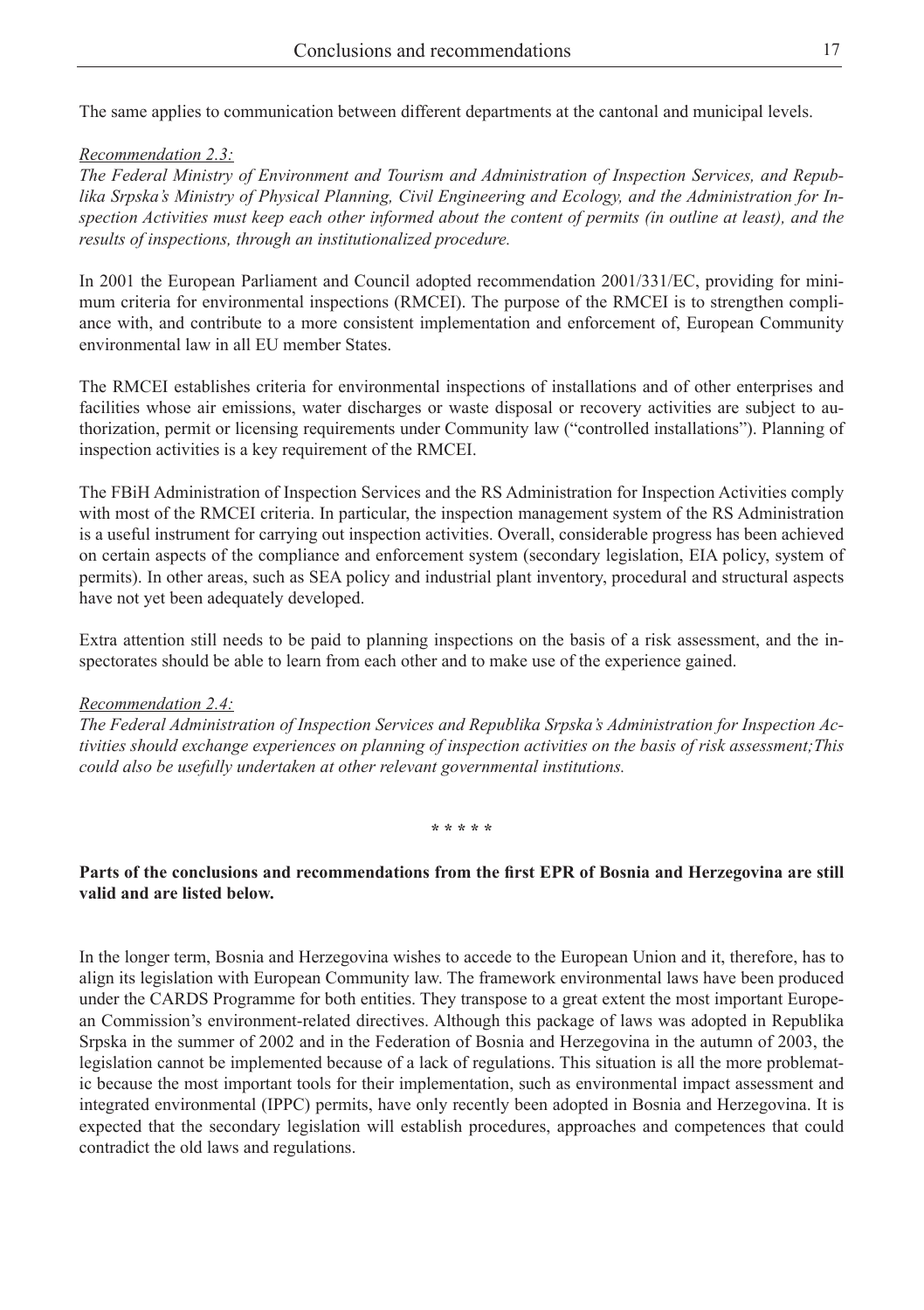The same applies to communication between different departments at the cantonal and municipal levels.

*Recommendation 2.3:*

*The Federal Ministry of Environment and Tourism and Administration of Inspection Services, and Republika Srpska's Ministry of Physical Planning, Civil Engineering and Ecology, and the Administration for Inspection Activities must keep each other informed about the content of permits (in outline at least), and the results of inspections, through an institutionalized procedure.*

In 2001 the European Parliament and Council adopted recommendation 2001/331/EC, providing for minimum criteria for environmental inspections (RMCEI). The purpose of the RMCEI is to strengthen compliance with, and contribute to a more consistent implementation and enforcement of, European Community environmental law in all EU member States.

The RMCEI establishes criteria for environmental inspections of installations and of other enterprises and facilities whose air emissions, water discharges or waste disposal or recovery activities are subject to authorization, permit or licensing requirements under Community law ("controlled installations"). Planning of inspection activities is a key requirement of the RMCEI.

The FBiH Administration of Inspection Services and the RS Administration for Inspection Activities comply with most of the RMCEI criteria. In particular, the inspection management system of the RS Administration is a useful instrument for carrying out inspection activities. Overall, considerable progress has been achieved on certain aspects of the compliance and enforcement system (secondary legislation, EIA policy, system of permits). In other areas, such as SEA policy and industrial plant inventory, procedural and structural aspects have not yet been adequately developed.

Extra attention still needs to be paid to planning inspections on the basis of a risk assessment, and the inspectorates should be able to learn from each other and to make use of the experience gained.

*Recommendation 2.4:*

*The Federal Administration of Inspection Services and Republika Srpska's Administration for Inspection Activities should exchange experiences on planning of inspection activities on the basis of risk assessment;This could also be usefully undertaken at other relevant governmental institutions.*

\* \* \* \* \*

**Parts of the conclusions and recommendations from the first EPR of Bosnia and Herzegovina are still valid and are listed below.**

In the longer term, Bosnia and Herzegovina wishes to accede to the European Union and it, therefore, has to align its legislation with European Community law. The framework environmental laws have been produced under the CARDS Programme for both entities. They transpose to a great extent the most important European Commission's environment-related directives. Although this package of laws was adopted in Republika Srpska in the summer of 2002 and in the Federation of Bosnia and Herzegovina in the autumn of 2003, the legislation cannot be implemented because of a lack of regulations. This situation is all the more problematic because the most important tools for their implementation, such as environmental impact assessment and integrated environmental (IPPC) permits, have only recently been adopted in Bosnia and Herzegovina. It is expected that the secondary legislation will establish procedures, approaches and competences that could contradict the old laws and regulations.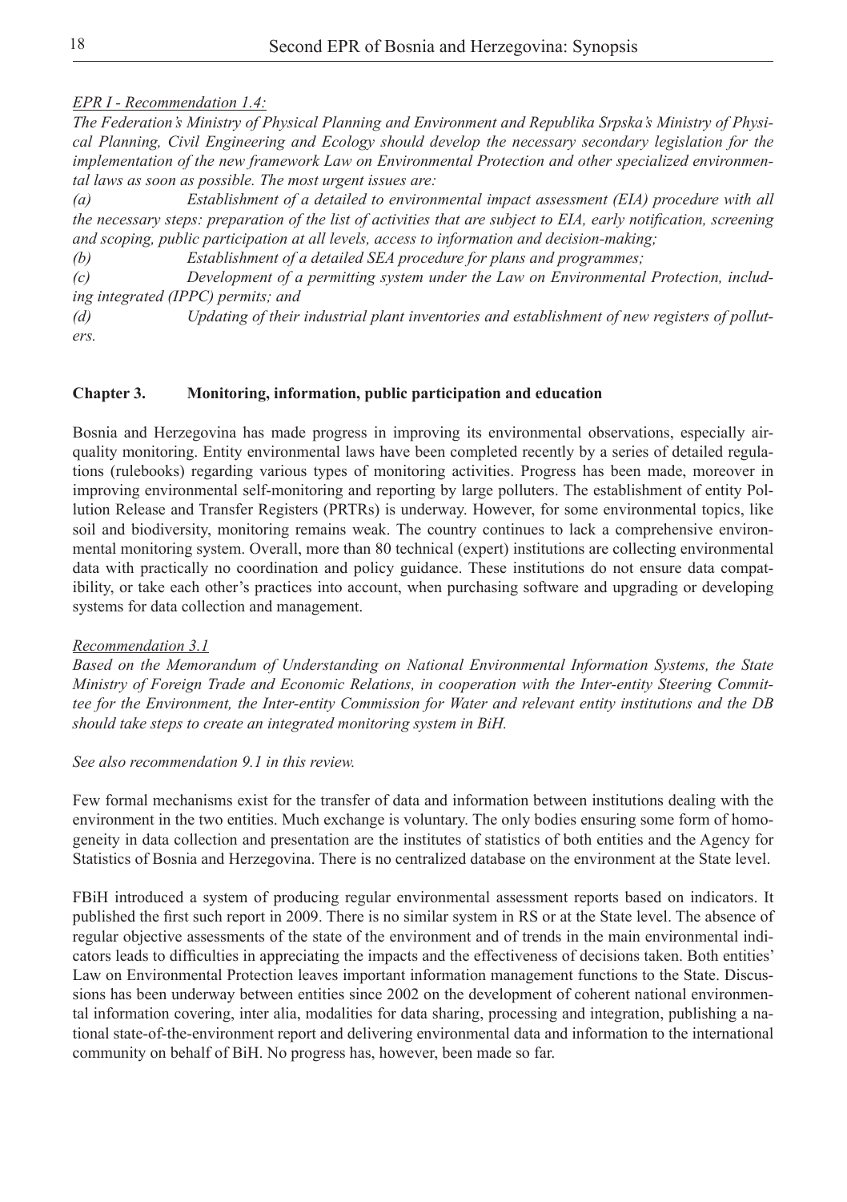*EPR I - Recommendation 1.4:*

*The Federation's Ministry of Physical Planning and Environment and Republika Srpska's Ministry of Physical Planning, Civil Engineering and Ecology should develop the necessary secondary legislation for the implementation of the new framework Law on Environmental Protection and other specialized environmental laws as soon as possible. The most urgent issues are:*

*(a) Establishment of a detailed to environmental impact assessment (EIA) procedure with all the necessary steps: preparation of the list of activities that are subject to EIA, early notification, screening and scoping, public participation at all levels, access to information and decision-making;*

*(b) Establishment of a detailed SEA procedure for plans and programmes;*

*(c) Development of a permitting system under the Law on Environmental Protection, including integrated (IPPC) permits; and*

*(d) Updating of their industrial plant inventories and establishment of new registers of polluters.*

## Chapter 3. Monitoring, information, public participation and education

Bosnia and Herzegovina has made progress in improving its environmental observations, especially air-quality monitoring. Entity environmental laws have been completed recently by a series of detailed regulations (rulebooks) regarding various types of monitoring activities. Progress has been made, moreover in improving environmental self-monitoring and reporting by large polluters. The establishment of entity Pollution Release and Transfer Registers (PRTRs) is underway. However, for some environmental topics, like soil and biodiversity, monitoring remains weak. The country continues to lack a comprehensive environmental monitoring system. Overall, more than 80 technical (expert) institutions are collecting environmental data with practically no coordination and policy guidance. These institutions do not ensure data compatibility, or take each other's practices into account, when purchasing software and upgrading or developing systems for data collection and management.

*Recommendation 3.1*

*Based on the Memorandum of Understanding on National Environmental Information Systems, the State Ministry of Foreign Trade and Economic Relations, in cooperation with the Inter-entity Steering Committee for the Environment, the Inter-entity Commission for Water and relevant entity institutions and the DB should take steps to create an integrated monitoring system in BiH.*

*See also recommendation 9.1 in this review.*

Few formal mechanisms exist for the transfer of data and information between institutions dealing with the environment in the two entities. Much exchange is voluntary. The only bodies ensuring some form of homogeneity in data collection and presentation are the institutes of statistics of both entities and the Agency for Statistics of Bosnia and Herzegovina. There is no centralized database on the environment at the State level.

FBiH introduced a system of producing regular environmental assessment reports based on indicators. It published the first such report in 2009. There is no similar system in RS or at the State level. The absence of regular objective assessments of the state of the environment and of trends in the main environmental indicators leads to difficulties in appreciating the impacts and the effectiveness of decisions taken. Both entities' Law on Environmental Protection leaves important information management functions to the State. Discussions has been underway between entities since 2002 on the development of coherent national environmental information covering, inter alia, modalities for data sharing, processing and integration, publishing a national state-of-the-environment report and delivering environmental data and information to the international community on behalf of BiH. No progress has, however, been made so far.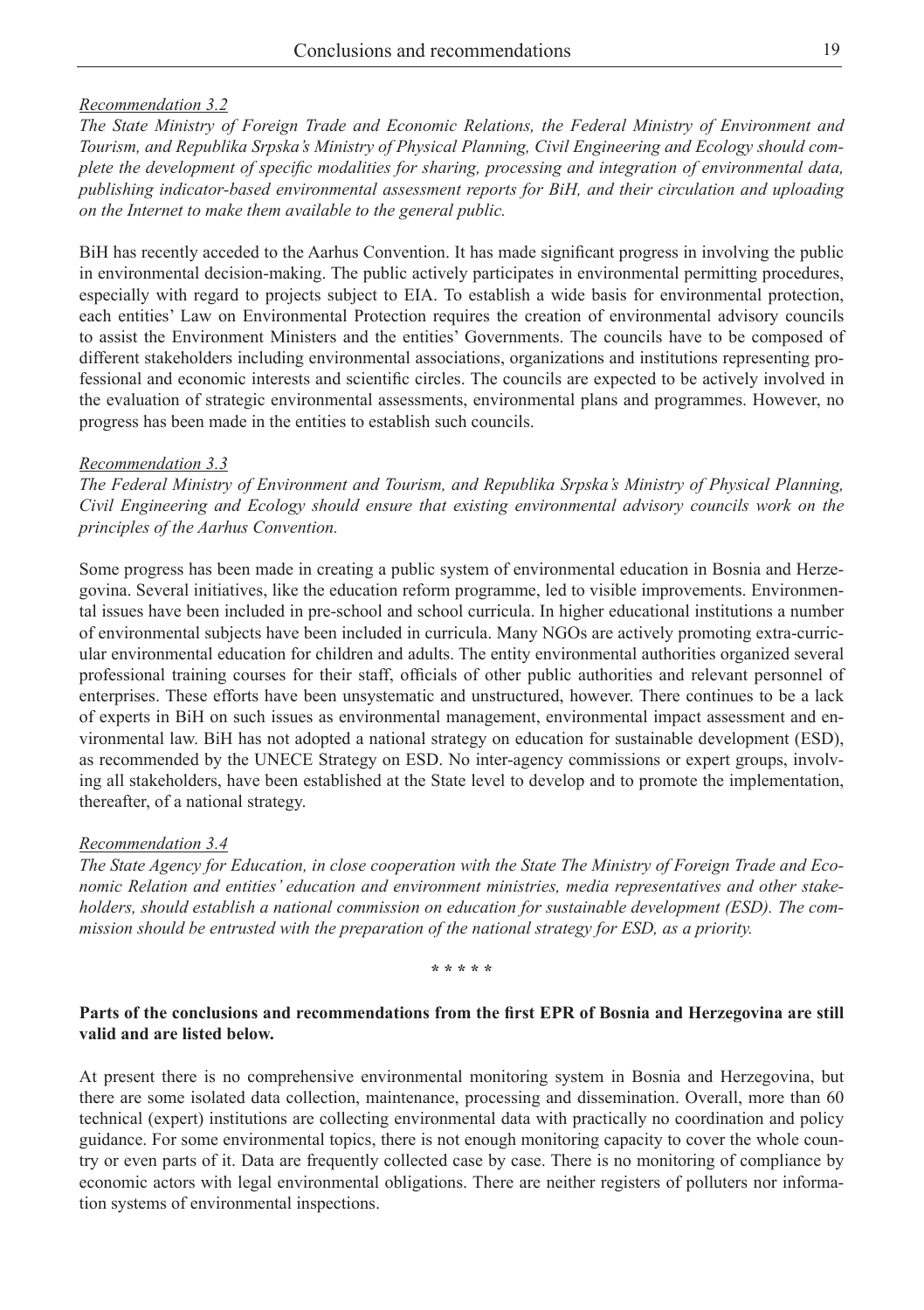*Recommendation 3.2*

*The State Ministry of Foreign Trade and Economic Relations, the Federal Ministry of Environment and Tourism, and Republika Srpska's Ministry of Physical Planning, Civil Engineering and Ecology should complete the development of specific modalities for sharing, processing and integration of environmental data, publishing indicator-based environmental assessment reports for BiH, and their circulation and uploading on the Internet to make them available to the general public.*

BiH has recently acceded to the Aarhus Convention. It has made significant progress in involving the public in environmental decision-making. The public actively participates in environmental permitting procedures, especially with regard to projects subject to EIA. To establish a wide basis for environmental protection, each entities' Law on Environmental Protection requires the creation of environmental advisory councils to assist the Environment Ministers and the entities' Governments. The councils have to be composed of different stakeholders including environmental associations, organizations and institutions representing professional and economic interests and scientific circles. The councils are expected to be actively involved in the evaluation of strategic environmental assessments, environmental plans and programmes. However, no progress has been made in the entities to establish such councils.

*Recommendation 3.3*

*The Federal Ministry of Environment and Tourism, and Republika Srpska's Ministry of Physical Planning, Civil Engineering and Ecology should ensure that existing environmental advisory councils work on the principles of the Aarhus Convention.*

Some progress has been made in creating a public system of environmental education in Bosnia and Herzegovina. Several initiatives, like the education reform programme, led to visible improvements. Environmental issues have been included in pre-school and school curricula. In higher educational institutions a number of environmental subjects have been included in curricula. Many NGOs are actively promoting extra-curricular environmental education for children and adults. The entity environmental authorities organized several professional training courses for their staff, officials of other public authorities and relevant personnel of enterprises. These efforts have been unsystematic and unstructured, however. There continues to be a lack of experts in BiH on such issues as environmental management, environmental impact assessment and environmental law. BiH has not adopted a national strategy on education for sustainable development (ESD), as recommended by the UNECE Strategy on ESD. No inter-agency commissions or expert groups, involving all stakeholders, have been established at the State level to develop and to promote the implementation, thereafter, of a national strategy.

*Recommendation 3.4*

*The State Agency for Education, in close cooperation with the State The Ministry of Foreign Trade and Economic Relation and entities' education and environment ministries, media representatives and other stakeholders, should establish a national commission on education for sustainable development (ESD). The commission should be entrusted with the preparation of the national strategy for ESD, as a priority.*

\* \* \* \* \*

**Parts of the conclusions and recommendations from the first EPR of Bosnia and Herzegovina are still valid and are listed below.**

At present there is no comprehensive environmental monitoring system in Bosnia and Herzegovina, but there are some isolated data collection, maintenance, processing and dissemination. Overall, more than 60 technical (expert) institutions are collecting environmental data with practically no coordination and policy guidance. For some environmental topics, there is not enough monitoring capacity to cover the whole country or even parts of it. Data are frequently collected case by case. There is no monitoring of compliance by economic actors with legal environmental obligations. There are neither registers of polluters nor information systems of environmental inspections.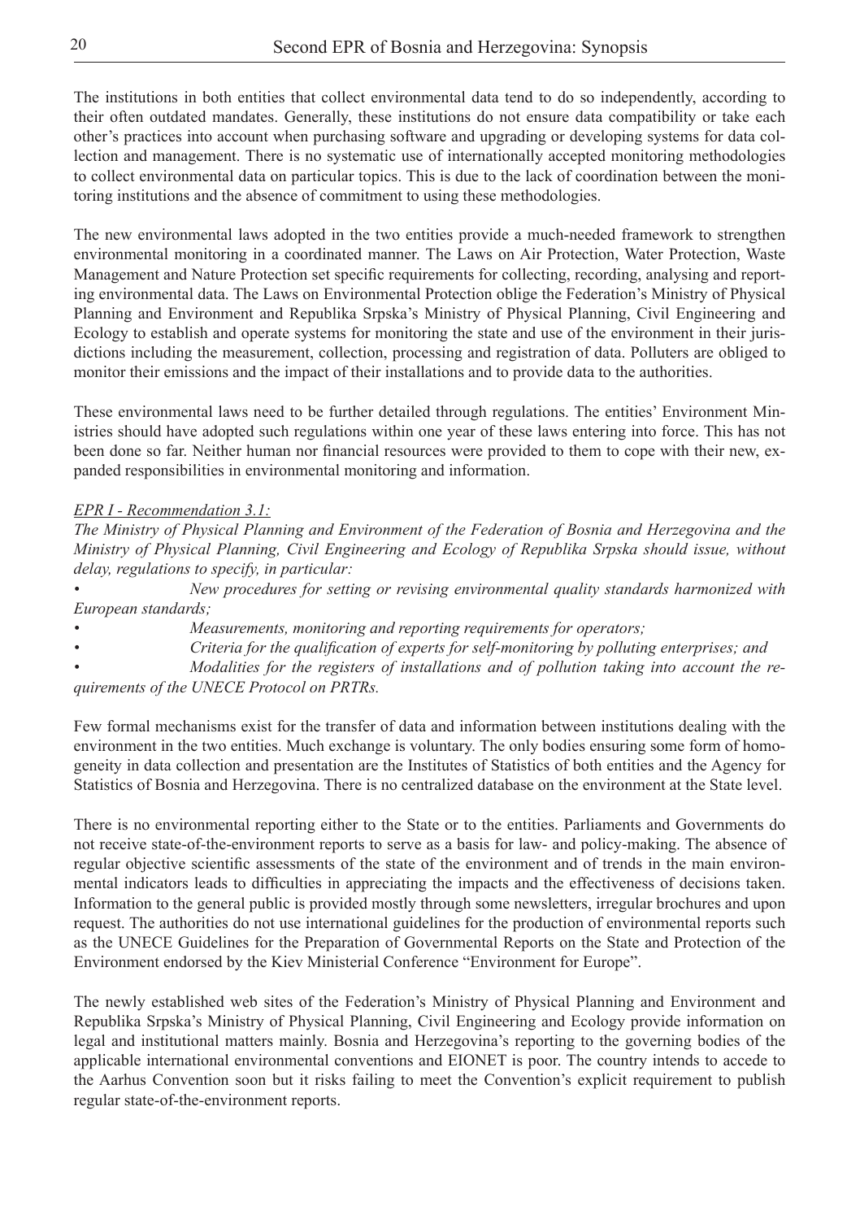The institutions in both entities that collect environmental data tend to do so independently, according to their often outdated mandates. Generally, these institutions do not ensure data compatibility or take each other's practices into account when purchasing software and upgrading or developing systems for data collection and management. There is no systematic use of internationally accepted monitoring methodologies to collect environmental data on particular topics. This is due to the lack of coordination between the monitoring institutions and the absence of commitment to using these methodologies.

The new environmental laws adopted in the two entities provide a much-needed framework to strengthen environmental monitoring in a coordinated manner. The Laws on Air Protection, Water Protection, Waste Management and Nature Protection set specific requirements for collecting, recording, analysing and reporting environmental data. The Laws on Environmental Protection oblige the Federation's Ministry of Physical Planning and Environment and Republika Srpska's Ministry of Physical Planning, Civil Engineering and Ecology to establish and operate systems for monitoring the state and use of the environment in their jurisdictions including the measurement, collection, processing and registration of data. Polluters are obliged to monitor their emissions and the impact of their installations and to provide data to the authorities.

These environmental laws need to be further detailed through regulations. The entities' Environment Ministries should have adopted such regulations within one year of these laws entering into force. This has not been done so far. Neither human nor financial resources were provided to them to cope with their new, expanded responsibilities in environmental monitoring and information.

*EPR I - Recommendation 3.1:*

*The Ministry of Physical Planning and Environment of the Federation of Bosnia and Herzegovina and the Ministry of Physical Planning, Civil Engineering and Ecology of Republika Srpska should issue, without delay, regulations to specify, in particular:*

- *New procedures for setting or revising environmental quality standards harmonized with European standards;*
- *Measurements, monitoring and reporting requirements for operators;*
- *Criteria for the qualification of experts for self-monitoring by polluting enterprises; and*
- *Modalities for the registers of installations and of pollution taking into account the requirements of the UNECE Protocol on PRTRs.*

Few formal mechanisms exist for the transfer of data and information between institutions dealing with the environment in the two entities. Much exchange is voluntary. The only bodies ensuring some form of homogeneity in data collection and presentation are the Institutes of Statistics of both entities and the Agency for Statistics of Bosnia and Herzegovina. There is no centralized database on the environment at the State level.

There is no environmental reporting either to the State or to the entities. Parliaments and Governments do not receive state-of-the-environment reports to serve as a basis for law- and policy-making. The absence of regular objective scientific assessments of the state of the environment and of trends in the main environmental indicators leads to difficulties in appreciating the impacts and the effectiveness of decisions taken. Information to the general public is provided mostly through some newsletters, irregular brochures and upon request. The authorities do not use international guidelines for the production of environmental reports such as the UNECE Guidelines for the Preparation of Governmental Reports on the State and Protection of the Environment endorsed by the Kiev Ministerial Conference "Environment for Europe".

The newly established web sites of the Federation's Ministry of Physical Planning and Environment and Republika Srpska's Ministry of Physical Planning, Civil Engineering and Ecology provide information on legal and institutional matters mainly. Bosnia and Herzegovina's reporting to the governing bodies of the applicable international environmental conventions and EIONET is poor. The country intends to accede to the Aarhus Convention soon but it risks failing to meet the Convention's explicit requirement to publish regular state-of-the-environment reports.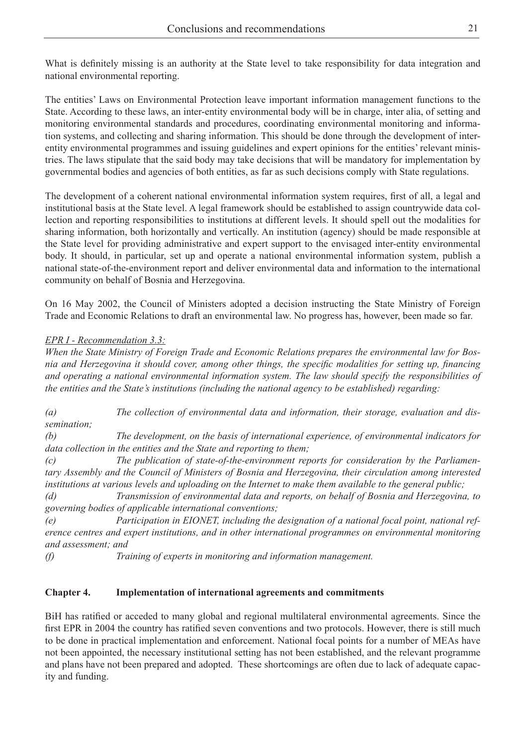What is definitely missing is an authority at the State level to take responsibility for data integration and national environmental reporting.

The entities' Laws on Environmental Protection leave important information management functions to the State. According to these laws, an inter-entity environmental body will be in charge, inter alia, of setting and monitoring environmental standards and procedures, coordinating environmental monitoring and information systems, and collecting and sharing information. This should be done through the development of inter-entity environmental programmes and issuing guidelines and expert opinions for the entities' relevant ministries. The laws stipulate that the said body may take decisions that will be mandatory for implementation by governmental bodies and agencies of both entities, as far as such decisions comply with State regulations.

The development of a coherent national environmental information system requires, first of all, a legal and institutional basis at the State level. A legal framework should be established to assign countrywide data collection and reporting responsibilities to institutions at different levels. It should spell out the modalities for sharing information, both horizontally and vertically. An institution (agency) should be made responsible at the State level for providing administrative and expert support to the envisaged inter-entity environmental body. It should, in particular, set up and operate a national environmental information system, publish a national state-of-the-environment report and deliver environmental data and information to the international community on behalf of Bosnia and Herzegovina.

On 16 May 2002, the Council of Ministers adopted a decision instructing the State Ministry of Foreign Trade and Economic Relations to draft an environmental law. No progress has, however, been made so far.

*EPR I - Recommendation 3.3:*

*When the State Ministry of Foreign Trade and Economic Relations prepares the environmental law for Bosnia and Herzegovina it should cover, among other things, the specific modalities for setting up, financing and operating a national environmental information system. The law should specify the responsibilities of the entities and the State's institutions (including the national agency to be established) regarding:*

*(a) The collection of environmental data and information, their storage, evaluation and dissemination;*

*(b) The development, on the basis of international experience, of environmental indicators for data collection in the entities and the State and reporting to them;*

*(c) The publication of state-of-the-environment reports for consideration by the Parliamentary Assembly and the Council of Ministers of Bosnia and Herzegovina, their circulation among interested institutions at various levels and uploading on the Internet to make them available to the general public;*

*(d) Transmission of environmental data and reports, on behalf of Bosnia and Herzegovina, to governing bodies of applicable international conventions;*

*(e) Participation in EIONET, including the designation of a national focal point, national reference centres and expert institutions, and in other international programmes on environmental monitoring and assessment; and*

*(f) Training of experts in monitoring and information management.*

## Chapter 4. Implementation of international agreements and commitments

BiH has ratified or acceded to many global and regional multilateral environmental agreements. Since the first EPR in 2004 the country has ratified seven conventions and two protocols. However, there is still much to be done in practical implementation and enforcement. National focal points for a number of MEAs have not been appointed, the necessary institutional setting has not been established, and the relevant programme and plans have not been prepared and adopted. These shortcomings are often due to lack of adequate capacity and funding.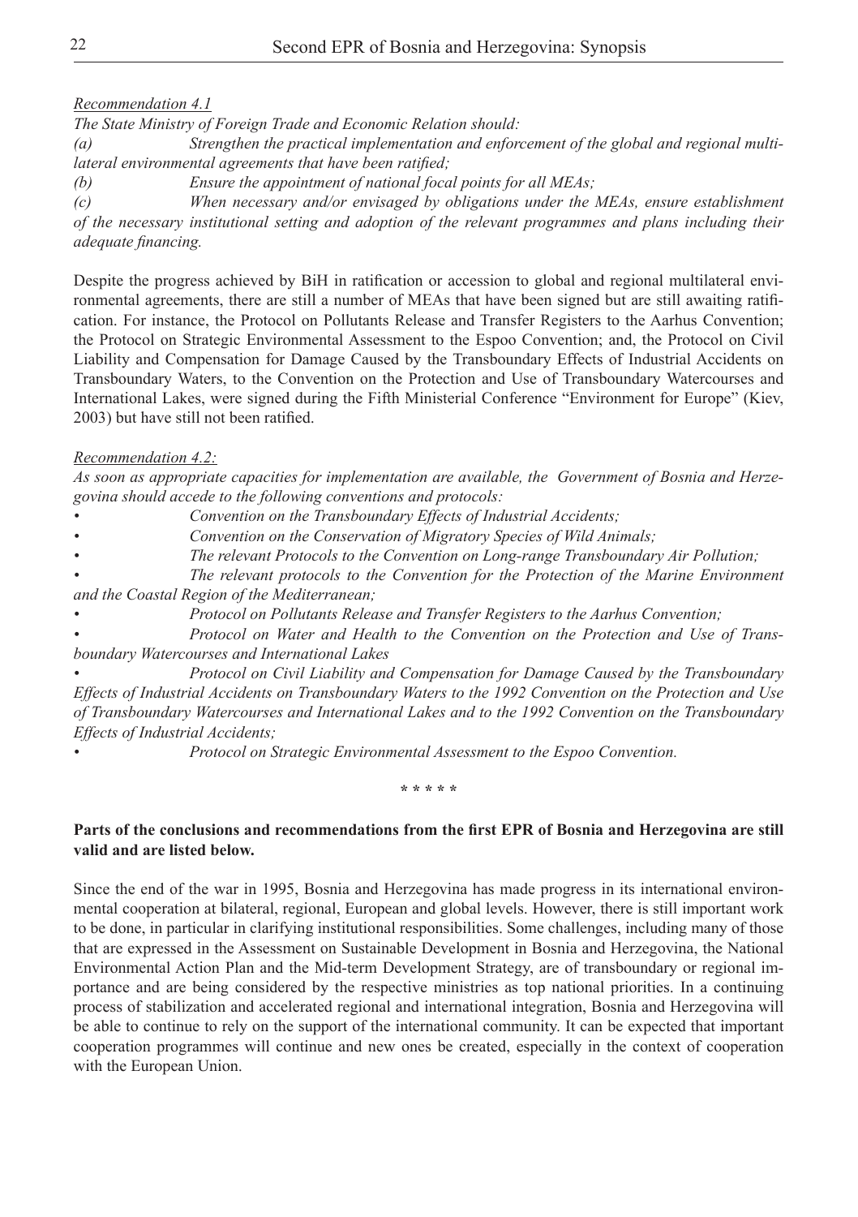*Recommendation 4.1*

*The State Ministry of Foreign Trade and Economic Relation should:*

*(a) Strengthen the practical implementation and enforcement of the global and regional multilateral environmental agreements that have been ratified;*

*(b) Ensure the appointment of national focal points for all MEAs;*

*(c) When necessary and/or envisaged by obligations under the MEAs, ensure establishment of the necessary institutional setting and adoption of the relevant programmes and plans including their adequate financing.*

Despite the progress achieved by BiH in ratification or accession to global and regional multilateral environmental agreements, there are still a number of MEAs that have been signed but are still awaiting ratification. For instance, the Protocol on Pollutants Release and Transfer Registers to the Aarhus Convention; the Protocol on Strategic Environmental Assessment to the Espoo Convention; and, the Protocol on Civil Liability and Compensation for Damage Caused by the Transboundary Effects of Industrial Accidents on Transboundary Waters, to the Convention on the Protection and Use of Transboundary Watercourses and International Lakes, were signed during the Fifth Ministerial Conference "Environment for Europe" (Kiev, 2003) but have still not been ratified.

*Recommendation 4.2:*

*As soon as appropriate capacities for implementation are available, the Government of Bosnia and Herzegovina should accede to the following conventions and protocols:*

- *Convention on the Transboundary Effects of Industrial Accidents;*
- *Convention on the Conservation of Migratory Species of Wild Animals;*
- *The relevant Protocols to the Convention on Long-range Transboundary Air Pollution;*
- *The relevant protocols to the Convention for the Protection of the Marine Environment and the Coastal Region of the Mediterranean;*
- *Protocol on Pollutants Release and Transfer Registers to the Aarhus Convention;*
- *Protocol on Water and Health to the Convention on the Protection and Use of Transboundary Watercourses and International Lakes*
- *Protocol on Civil Liability and Compensation for Damage Caused by the Transboundary Effects of Industrial Accidents on Transboundary Waters to the 1992 Convention on the Protection and Use of Transboundary Watercourses and International Lakes and to the 1992 Convention on the Transboundary Effects of Industrial Accidents;*
- *Protocol on Strategic Environmental Assessment to the Espoo Convention.*

\* \* \* \* \*

**Parts of the conclusions and recommendations from the first EPR of Bosnia and Herzegovina are still valid and are listed below.**

Since the end of the war in 1995, Bosnia and Herzegovina has made progress in its international environmental cooperation at bilateral, regional, European and global levels. However, there is still important work to be done, in particular in clarifying institutional responsibilities. Some challenges, including many of those that are expressed in the Assessment on Sustainable Development in Bosnia and Herzegovina, the National Environmental Action Plan and the Mid-term Development Strategy, are of transboundary or regional importance and are being considered by the respective ministries as top national priorities. In a continuing process of stabilization and accelerated regional and international integration, Bosnia and Herzegovina will be able to continue to rely on the support of the international community. It can be expected that important cooperation programmes will continue and new ones be created, especially in the context of cooperation with the European Union.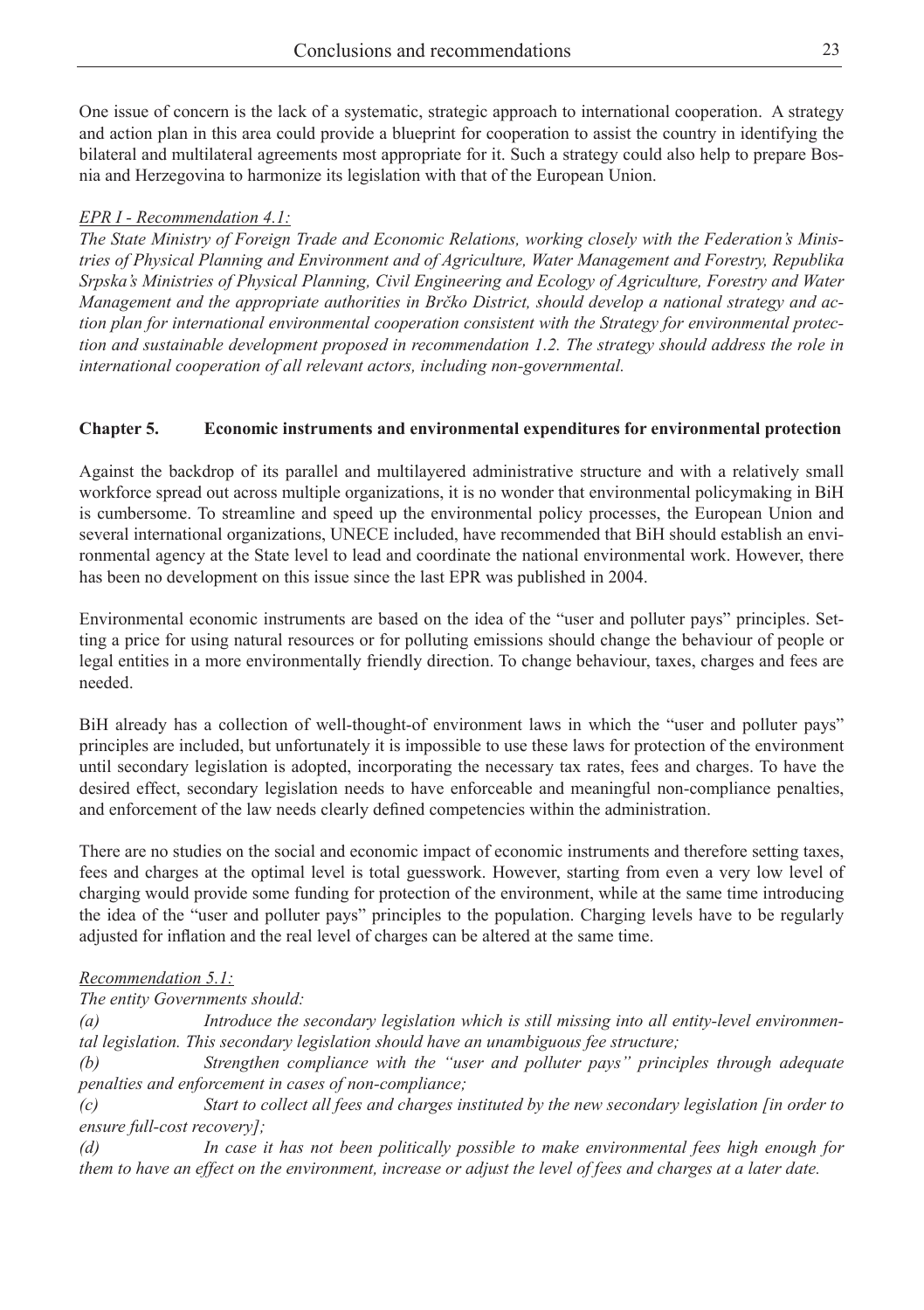One issue of concern is the lack of a systematic, strategic approach to international cooperation. A strategy and action plan in this area could provide a blueprint for cooperation to assist the country in identifying the bilateral and multilateral agreements most appropriate for it. Such a strategy could also help to prepare Bosnia and Herzegovina to harmonize its legislation with that of the European Union.

*EPR I - Recommendation 4.1:*

*The State Ministry of Foreign Trade and Economic Relations, working closely with the Federation's Ministries of Physical Planning and Environment and of Agriculture, Water Management and Forestry, Republika Srpska's Ministries of Physical Planning, Civil Engineering and Ecology of Agriculture, Forestry and Water Management and the appropriate authorities in Brčko District, should develop a national strategy and action plan for international environmental cooperation consistent with the Strategy for environmental protection and sustainable development proposed in recommendation 1.2. The strategy should address the role in international cooperation of all relevant actors, including non-governmental.*

## Chapter 5. Economic instruments and environmental expenditures for environmental protection

Against the backdrop of its parallel and multilayered administrative structure and with a relatively small workforce spread out across multiple organizations, it is no wonder that environmental policymaking in BiH is cumbersome. To streamline and speed up the environmental policy processes, the European Union and several international organizations, UNECE included, have recommended that BiH should establish an environmental agency at the State level to lead and coordinate the national environmental work. However, there has been no development on this issue since the last EPR was published in 2004.

Environmental economic instruments are based on the idea of the "user and polluter pays" principles. Setting a price for using natural resources or for polluting emissions should change the behaviour of people or legal entities in a more environmentally friendly direction. To change behaviour, taxes, charges and fees are needed.

BiH already has a collection of well-thought-of environment laws in which the "user and polluter pays" principles are included, but unfortunately it is impossible to use these laws for protection of the environment until secondary legislation is adopted, incorporating the necessary tax rates, fees and charges. To have the desired effect, secondary legislation needs to have enforceable and meaningful non-compliance penalties, and enforcement of the law needs clearly defined competencies within the administration.

There are no studies on the social and economic impact of economic instruments and therefore setting taxes, fees and charges at the optimal level is total guesswork. However, starting from even a very low level of charging would provide some funding for protection of the environment, while at the same time introducing the idea of the "user and polluter pays" principles to the population. Charging levels have to be regularly adjusted for inflation and the real level of charges can be altered at the same time.

*Recommendation 5.1:*

*The entity Governments should:*

*(a) Introduce the secondary legislation which is still missing into all entity-level environmental legislation. This secondary legislation should have an unambiguous fee structure;*

*(b) Strengthen compliance with the "user and polluter pays" principles through adequate penalties and enforcement in cases of non-compliance;*

*(c) Start to collect all fees and charges instituted by the new secondary legislation [in order to ensure full-cost recovery];*

*(d) In case it has not been politically possible to make environmental fees high enough for them to have an effect on the environment, increase or adjust the level of fees and charges at a later date.*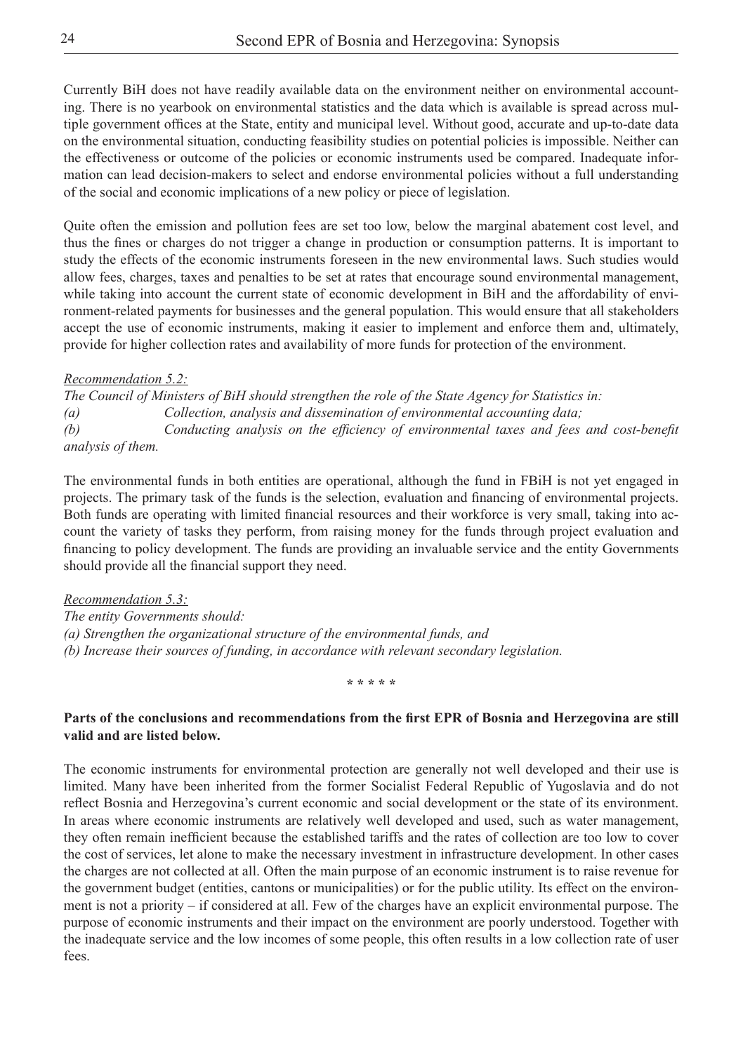Currently BiH does not have readily available data on the environment neither on environmental accounting. There is no yearbook on environmental statistics and the data which is available is spread across multiple government offices at the State, entity and municipal level. Without good, accurate and up-to-date data on the environmental situation, conducting feasibility studies on potential policies is impossible. Neither can the effectiveness or outcome of the policies or economic instruments used be compared. Inadequate information can lead decision-makers to select and endorse environmental policies without a full understanding of the social and economic implications of a new policy or piece of legislation.

Quite often the emission and pollution fees are set too low, below the marginal abatement cost level, and thus the fines or charges do not trigger a change in production or consumption patterns. It is important to study the effects of the economic instruments foreseen in the new environmental laws. Such studies would allow fees, charges, taxes and penalties to be set at rates that encourage sound environmental management, while taking into account the current state of economic development in BiH and the affordability of environment-related payments for businesses and the general population. This would ensure that all stakeholders accept the use of economic instruments, making it easier to implement and enforce them and, ultimately, provide for higher collection rates and availability of more funds for protection of the environment.

*Recommendation 5.2:*

*The Council of Ministers of BiH should strengthen the role of the State Agency for Statistics in:*

*(a) Collection, analysis and dissemination of environmental accounting data;*

*(b) Conducting analysis on the efficiency of environmental taxes and fees and cost-benefit analysis of them.*

The environmental funds in both entities are operational, although the fund in FBiH is not yet engaged in projects. The primary task of the funds is the selection, evaluation and financing of environmental projects. Both funds are operating with limited financial resources and their workforce is very small, taking into account the variety of tasks they perform, from raising money for the funds through project evaluation and financing to policy development. The funds are providing an invaluable service and the entity Governments should provide all the financial support they need.

*Recommendation 5.3:*

*The entity Governments should:*

*(a) Strengthen the organizational structure of the environmental funds, and*

*(b) Increase their sources of funding, in accordance with relevant secondary legislation.*

\* \* \* \* \*

**Parts of the conclusions and recommendations from the first EPR of Bosnia and Herzegovina are still valid and are listed below.**

The economic instruments for environmental protection are generally not well developed and their use is limited. Many have been inherited from the former Socialist Federal Republic of Yugoslavia and do not reflect Bosnia and Herzegovina's current economic and social development or the state of its environment. In areas where economic instruments are relatively well developed and used, such as water management, they often remain inefficient because the established tariffs and the rates of collection are too low to cover the cost of services, let alone to make the necessary investment in infrastructure development. In other cases the charges are not collected at all. Often the main purpose of an economic instrument is to raise revenue for the government budget (entities, cantons or municipalities) or for the public utility. Its effect on the environment is not a priority – if considered at all. Few of the charges have an explicit environmental purpose. The purpose of economic instruments and their impact on the environment are poorly understood. Together with the inadequate service and the low incomes of some people, this often results in a low collection rate of user fees.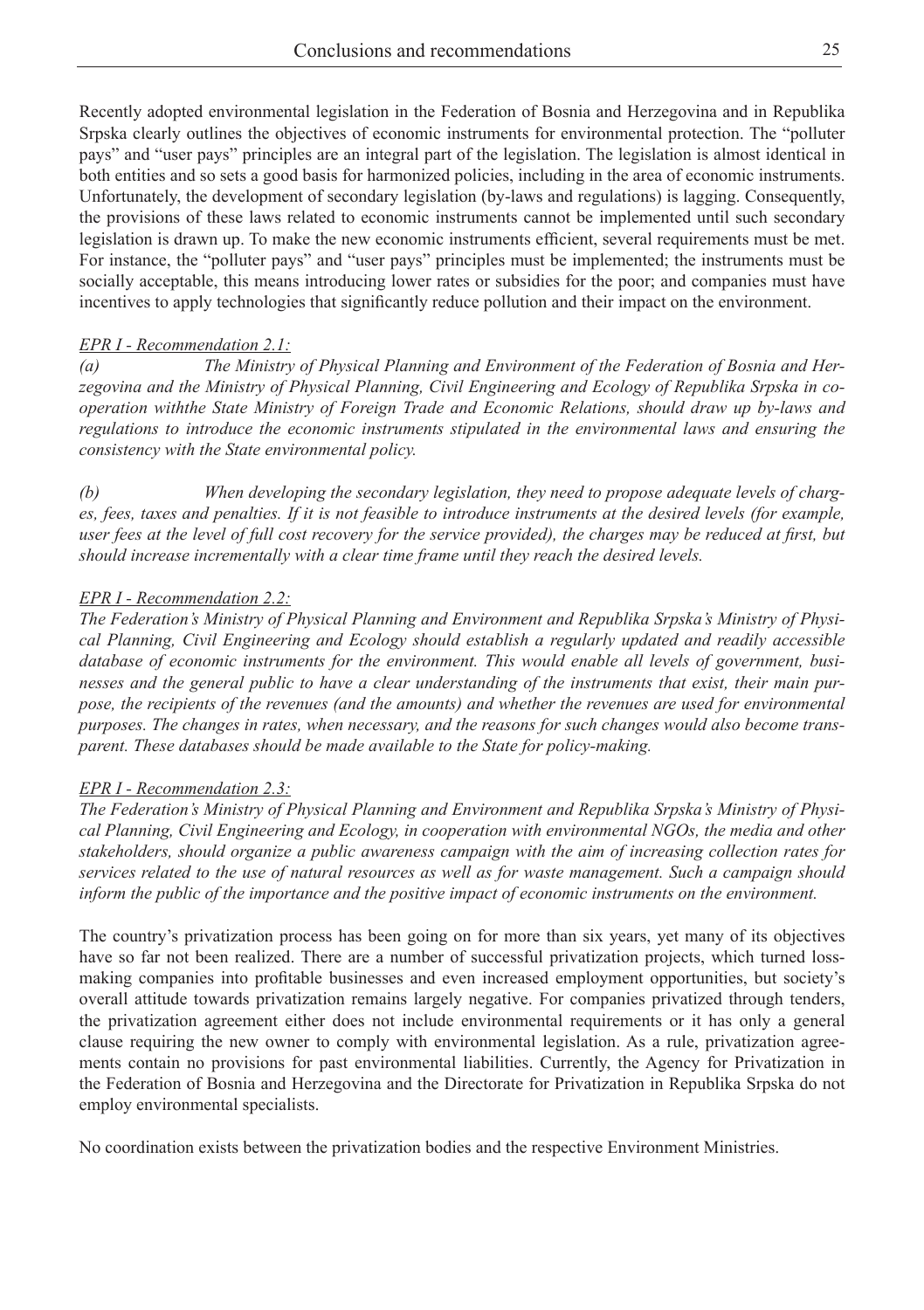Recently adopted environmental legislation in the Federation of Bosnia and Herzegovina and in Republika Srpska clearly outlines the objectives of economic instruments for environmental protection. The "polluter pays" and "user pays" principles are an integral part of the legislation. The legislation is almost identical in both entities and so sets a good basis for harmonized policies, including in the area of economic instruments. Unfortunately, the development of secondary legislation (by-laws and regulations) is lagging. Consequently, the provisions of these laws related to economic instruments cannot be implemented until such secondary legislation is drawn up. To make the new economic instruments efficient, several requirements must be met. For instance, the "polluter pays" and "user pays" principles must be implemented; the instruments must be socially acceptable, this means introducing lower rates or subsidies for the poor; and companies must have incentives to apply technologies that significantly reduce pollution and their impact on the environment.

*EPR I - Recommendation 2.1:*

*(a) The Ministry of Physical Planning and Environment of the Federation of Bosnia and Herzegovina and the Ministry of Physical Planning, Civil Engineering and Ecology of Republika Srpska in cooperation withthe State Ministry of Foreign Trade and Economic Relations, should draw up by-laws and regulations to introduce the economic instruments stipulated in the environmental laws and ensuring the consistency with the State environmental policy.*

*(b) When developing the secondary legislation, they need to propose adequate levels of charges, fees, taxes and penalties. If it is not feasible to introduce instruments at the desired levels (for example, user fees at the level of full cost recovery for the service provided), the charges may be reduced at first, but should increase incrementally with a clear time frame until they reach the desired levels.*

*EPR I - Recommendation 2.2:*

*The Federation's Ministry of Physical Planning and Environment and Republika Srpska's Ministry of Physical Planning, Civil Engineering and Ecology should establish a regularly updated and readily accessible database of economic instruments for the environment. This would enable all levels of government, businesses and the general public to have a clear understanding of the instruments that exist, their main purpose, the recipients of the revenues (and the amounts) and whether the revenues are used for environmental purposes. The changes in rates, when necessary, and the reasons for such changes would also become transparent. These databases should be made available to the State for policy-making.*

*EPR I - Recommendation 2.3:*

*The Federation's Ministry of Physical Planning and Environment and Republika Srpska's Ministry of Physical Planning, Civil Engineering and Ecology, in cooperation with environmental NGOs, the media and other stakeholders, should organize a public awareness campaign with the aim of increasing collection rates for services related to the use of natural resources as well as for waste management. Such a campaign should inform the public of the importance and the positive impact of economic instruments on the environment.*

The country's privatization process has been going on for more than six years, yet many of its objectives have so far not been realized. There are a number of successful privatization projects, which turned loss-making companies into profitable businesses and even increased employment opportunities, but society's overall attitude towards privatization remains largely negative. For companies privatized through tenders, the privatization agreement either does not include environmental requirements or it has only a general clause requiring the new owner to comply with environmental legislation. As a rule, privatization agreements contain no provisions for past environmental liabilities. Currently, the Agency for Privatization in the Federation of Bosnia and Herzegovina and the Directorate for Privatization in Republika Srpska do not employ environmental specialists.

No coordination exists between the privatization bodies and the respective Environment Ministries.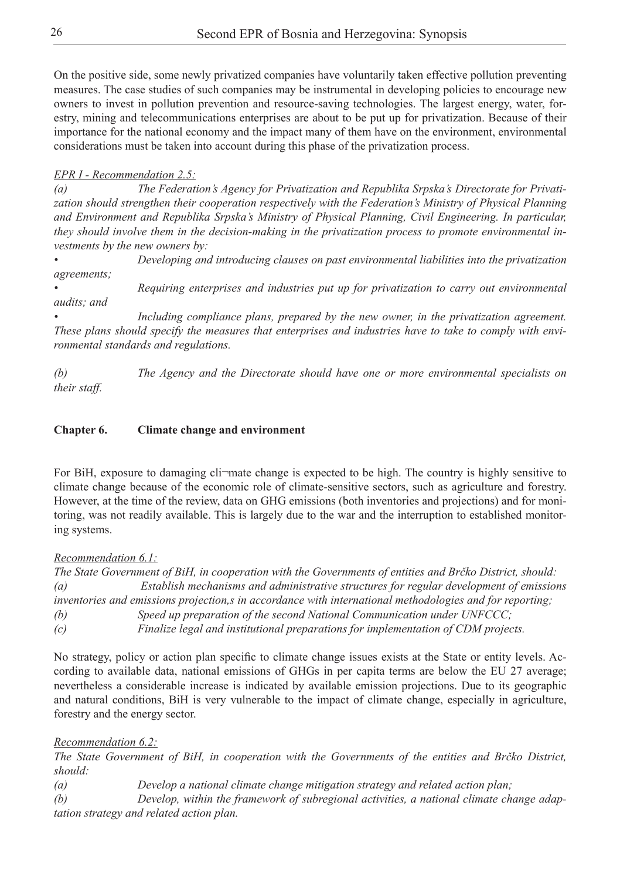On the positive side, some newly privatized companies have voluntarily taken effective pollution preventing measures. The case studies of such companies may be instrumental in developing policies to encourage new owners to invest in pollution prevention and resource-saving technologies. The largest energy, water, forestry, mining and telecommunications enterprises are about to be put up for privatization. Because of their importance for the national economy and the impact many of them have on the environment, environmental considerations must be taken into account during this phase of the privatization process.

*EPR I - Recommendation 2.5:*

*(a) The Federation's Agency for Privatization and Republika Srpska's Directorate for Privatization should strengthen their cooperation respectively with the Federation's Ministry of Physical Planning and Environment and Republika Srpska's Ministry of Physical Planning, Civil Engineering. In particular, they should involve them in the decision-making in the privatization process to promote environmental investments by the new owners by:*

- *Developing and introducing clauses on past environmental liabilities into the privatization agreements;*
- *Requiring enterprises and industries put up for privatization to carry out environmental audits; and*
- *Including compliance plans, prepared by the new owner, in the privatization agreement. These plans should specify the measures that enterprises and industries have to take to comply with environmental standards and regulations.*

*(b) The Agency and the Directorate should have one or more environmental specialists on their staff.*

## Chapter 6. Climate change and environment

For BiH, exposure to damaging cli¬mate change is expected to be high. The country is highly sensitive to climate change because of the economic role of climate-sensitive sectors, such as agriculture and forestry. However, at the time of the review, data on GHG emissions (both inventories and projections) and for monitoring, was not readily available. This is largely due to the war and the interruption to established monitoring systems.

*Recommendation 6.1:*

*The State Government of BiH, in cooperation with the Governments of entities and Brčko District, should:*

*(a) Establish mechanisms and administrative structures for regular development of emissions inventories and emissions projection,s in accordance with international methodologies and for reporting;*

*(b) Speed up preparation of the second National Communication under UNFCCC;*

*(c) Finalize legal and institutional preparations for implementation of CDM projects.*

No strategy, policy or action plan specific to climate change issues exists at the State or entity levels. According to available data, national emissions of GHGs in per capita terms are below the EU 27 average; nevertheless a considerable increase is indicated by available emission projections. Due to its geographic and natural conditions, BiH is very vulnerable to the impact of climate change, especially in agriculture, forestry and the energy sector.

*Recommendation 6.2:*

*The State Government of BiH, in cooperation with the Governments of the entities and Brčko District, should:*

*(a) Develop a national climate change mitigation strategy and related action plan;*

*(b) Develop, within the framework of subregional activities, a national climate change adaptation strategy and related action plan.*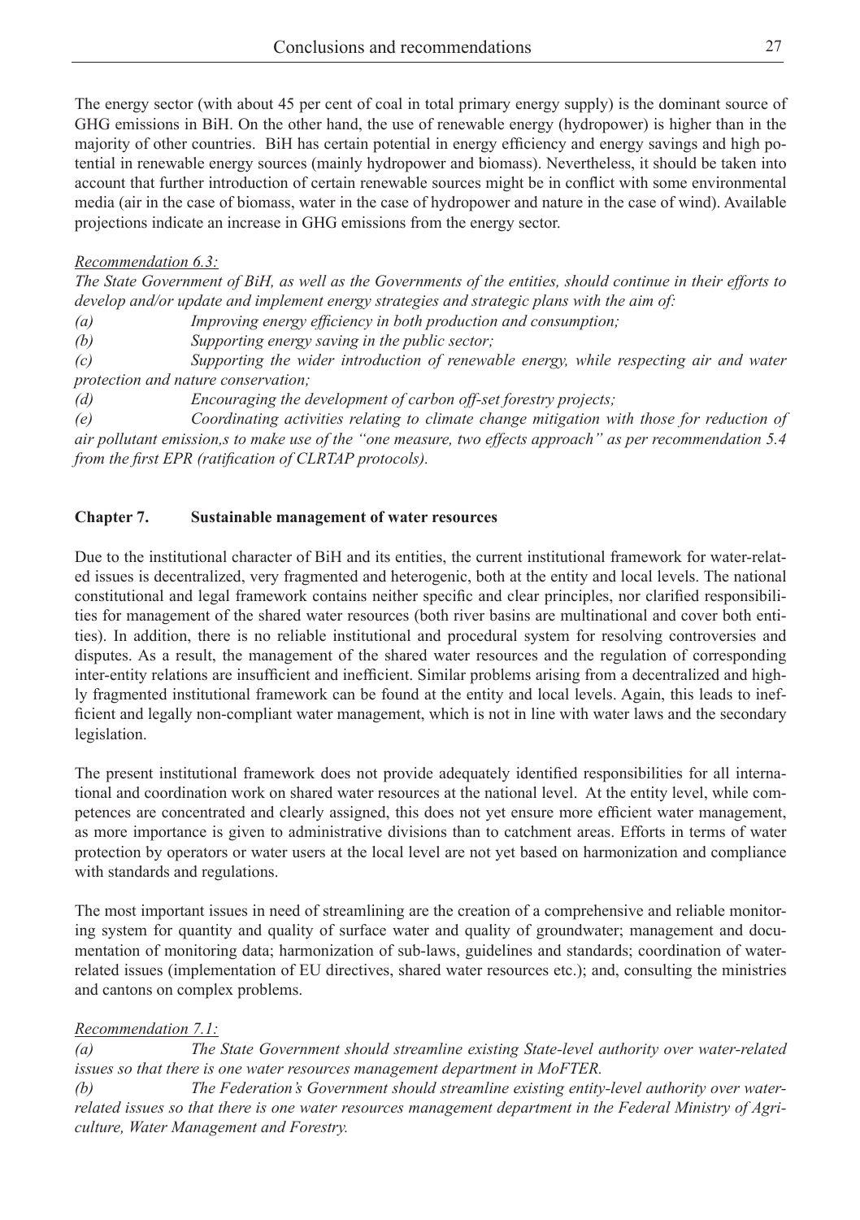The energy sector (with about 45 per cent of coal in total primary energy supply) is the dominant source of GHG emissions in BiH. On the other hand, the use of renewable energy (hydropower) is higher than in the majority of other countries. BiH has certain potential in energy efficiency and energy savings and high potential in renewable energy sources (mainly hydropower and biomass). Nevertheless, it should be taken into account that further introduction of certain renewable sources might be in conflict with some environmental media (air in the case of biomass, water in the case of hydropower and nature in the case of wind). Available projections indicate an increase in GHG emissions from the energy sector.

*Recommendation 6.3:*

*The State Government of BiH, as well as the Governments of the entities, should continue in their efforts to develop and/or update and implement energy strategies and strategic plans with the aim of:*

*(a) Improving energy efficiency in both production and consumption;*

*(b) Supporting energy saving in the public sector;*

*(c) Supporting the wider introduction of renewable energy, while respecting air and water protection and nature conservation;*

*(d) Encouraging the development of carbon off-set forestry projects;*

*(e) Coordinating activities relating to climate change mitigation with those for reduction of air pollutant emission,s to make use of the "one measure, two effects approach" as per recommendation 5.4 from the first EPR (ratification of CLRTAP protocols).*

## Chapter 7. Sustainable management of water resources

Due to the institutional character of BiH and its entities, the current institutional framework for water-related issues is decentralized, very fragmented and heterogenic, both at the entity and local levels. The national constitutional and legal framework contains neither specific and clear principles, nor clarified responsibilities for management of the shared water resources (both river basins are multinational and cover both entities). In addition, there is no reliable institutional and procedural system for resolving controversies and disputes. As a result, the management of the shared water resources and the regulation of corresponding inter-entity relations are insufficient and inefficient. Similar problems arising from a decentralized and highly fragmented institutional framework can be found at the entity and local levels. Again, this leads to inefficient and legally non-compliant water management, which is not in line with water laws and the secondary legislation.

The present institutional framework does not provide adequately identified responsibilities for all international and coordination work on shared water resources at the national level. At the entity level, while competences are concentrated and clearly assigned, this does not yet ensure more efficient water management, as more importance is given to administrative divisions than to catchment areas. Efforts in terms of water protection by operators or water users at the local level are not yet based on harmonization and compliance with standards and regulations.

The most important issues in need of streamlining are the creation of a comprehensive and reliable monitoring system for quantity and quality of surface water and quality of groundwater; management and documentation of monitoring data; harmonization of sub-laws, guidelines and standards; coordination of water-related issues (implementation of EU directives, shared water resources etc.); and, consulting the ministries and cantons on complex problems.

*Recommendation 7.1:*

*(a) The State Government should streamline existing State-level authority over water-related issues so that there is one water resources management department in MoFTER.*

*(b) The Federation's Government should streamline existing entity-level authority over water-related issues so that there is one water resources management department in the Federal Ministry of Agriculture, Water Management and Forestry.*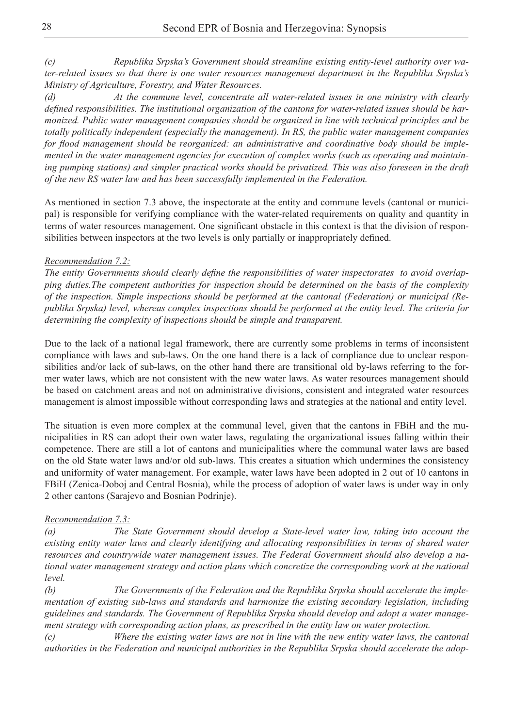*(c) Republika Srpska's Government should streamline existing entity-level authority over water-related issues so that there is one water resources management department in the Republika Srpska's Ministry of Agriculture, Forestry, and Water Resources.*

*(d) At the commune level, concentrate all water-related issues in one ministry with clearly defined responsibilities. The institutional organization of the cantons for water-related issues should be harmonized. Public water management companies should be organized in line with technical principles and be totally politically independent (especially the management). In RS, the public water management companies for flood management should be reorganized: an administrative and coordinative body should be implemented in the water management agencies for execution of complex works (such as operating and maintaining pumping stations) and simpler practical works should be privatized. This was also foreseen in the draft of the new RS water law and has been successfully implemented in the Federation.*

As mentioned in section 7.3 above, the inspectorate at the entity and commune levels (cantonal or municipal) is responsible for verifying compliance with the water-related requirements on quality and quantity in terms of water resources management. One significant obstacle in this context is that the division of responsibilities between inspectors at the two levels is only partially or inappropriately defined.

*Recommendation 7.2:*

*The entity Governments should clearly define the responsibilities of water inspectorates to avoid overlapping duties.The competent authorities for inspection should be determined on the basis of the complexity of the inspection. Simple inspections should be performed at the cantonal (Federation) or municipal (Republika Srpska) level, whereas complex inspections should be performed at the entity level. The criteria for determining the complexity of inspections should be simple and transparent.*

Due to the lack of a national legal framework, there are currently some problems in terms of inconsistent compliance with laws and sub-laws. On the one hand there is a lack of compliance due to unclear responsibilities and/or lack of sub-laws, on the other hand there are transitional old by-laws referring to the former water laws, which are not consistent with the new water laws. As water resources management should be based on catchment areas and not on administrative divisions, consistent and integrated water resources management is almost impossible without corresponding laws and strategies at the national and entity level.

The situation is even more complex at the communal level, given that the cantons in FBiH and the municipalities in RS can adopt their own water laws, regulating the organizational issues falling within their competence. There are still a lot of cantons and municipalities where the communal water laws are based on the old State water laws and/or old sub-laws. This creates a situation which undermines the consistency and uniformity of water management. For example, water laws have been adopted in 2 out of 10 cantons in FBiH (Zenica-Doboj and Central Bosnia), while the process of adoption of water laws is under way in only 2 other cantons (Sarajevo and Bosnian Podrinje).

*Recommendation 7.3:*

*(a) The State Government should develop a State-level water law, taking into account the existing entity water laws and clearly identifying and allocating responsibilities in terms of shared water resources and countrywide water management issues. The Federal Government should also develop a national water management strategy and action plans which concretize the corresponding work at the national level.*

*(b) The Governments of the Federation and the Republika Srpska should accelerate the implementation of existing sub-laws and standards and harmonize the existing secondary legislation, including guidelines and standards. The Government of Republika Srpska should develop and adopt a water management strategy with corresponding action plans, as prescribed in the entity law on water protection.*

*(c) Where the existing water laws are not in line with the new entity water laws, the cantonal authorities in the Federation and municipal authorities in the Republika Srpska should accelerate the adop-*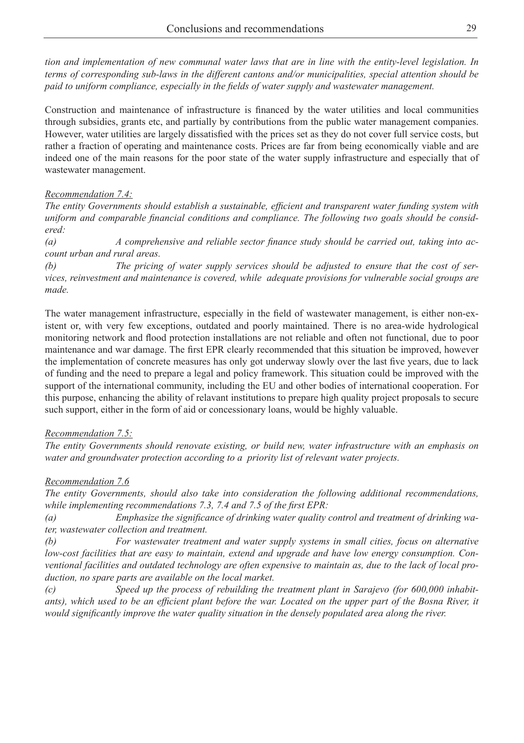*tion and implementation of new communal water laws that are in line with the entity-level legislation. In terms of corresponding sub-laws in the different cantons and/or municipalities, special attention should be paid to uniform compliance, especially in the fields of water supply and wastewater management.*

Construction and maintenance of infrastructure is financed by the water utilities and local communities through subsidies, grants etc, and partially by contributions from the public water management companies. However, water utilities are largely dissatisfied with the prices set as they do not cover full service costs, but rather a fraction of operating and maintenance costs. Prices are far from being economically viable and are indeed one of the main reasons for the poor state of the water supply infrastructure and especially that of wastewater management.

*Recommendation 7.4:*

*The entity Governments should establish a sustainable, efficient and transparent water funding system with uniform and comparable financial conditions and compliance. The following two goals should be considered:*

*(a) A comprehensive and reliable sector finance study should be carried out, taking into account urban and rural areas.*

*(b) The pricing of water supply services should be adjusted to ensure that the cost of services, reinvestment and maintenance is covered, while adequate provisions for vulnerable social groups are made.*

The water management infrastructure, especially in the field of wastewater management, is either non-existent or, with very few exceptions, outdated and poorly maintained. There is no area-wide hydrological monitoring network and flood protection installations are not reliable and often not functional, due to poor maintenance and war damage. The first EPR clearly recommended that this situation be improved, however the implementation of concrete measures has only got underway slowly over the last five years, due to lack of funding and the need to prepare a legal and policy framework. This situation could be improved with the support of the international community, including the EU and other bodies of international cooperation. For this purpose, enhancing the ability of relavant institutions to prepare high quality project proposals to secure such support, either in the form of aid or concessionary loans, would be highly valuable.

*Recommendation 7.5:*

*The entity Governments should renovate existing, or build new, water infrastructure with an emphasis on water and groundwater protection according to a priority list of relevant water projects.*

*Recommendation 7.6*

*The entity Governments, should also take into consideration the following additional recommendations, while implementing recommendations 7.3, 7.4 and 7.5 of the first EPR:*

*(a) Emphasize the significance of drinking water quality control and treatment of drinking water, wastewater collection and treatment.*

*(b) For wastewater treatment and water supply systems in small cities, focus on alternative low-cost facilities that are easy to maintain, extend and upgrade and have low energy consumption. Conventional facilities and outdated technology are often expensive to maintain as, due to the lack of local production, no spare parts are available on the local market.*

*(c) Speed up the process of rebuilding the treatment plant in Sarajevo (for 600,000 inhabitants), which used to be an efficient plant before the war. Located on the upper part of the Bosna River, it would significantly improve the water quality situation in the densely populated area along the river.*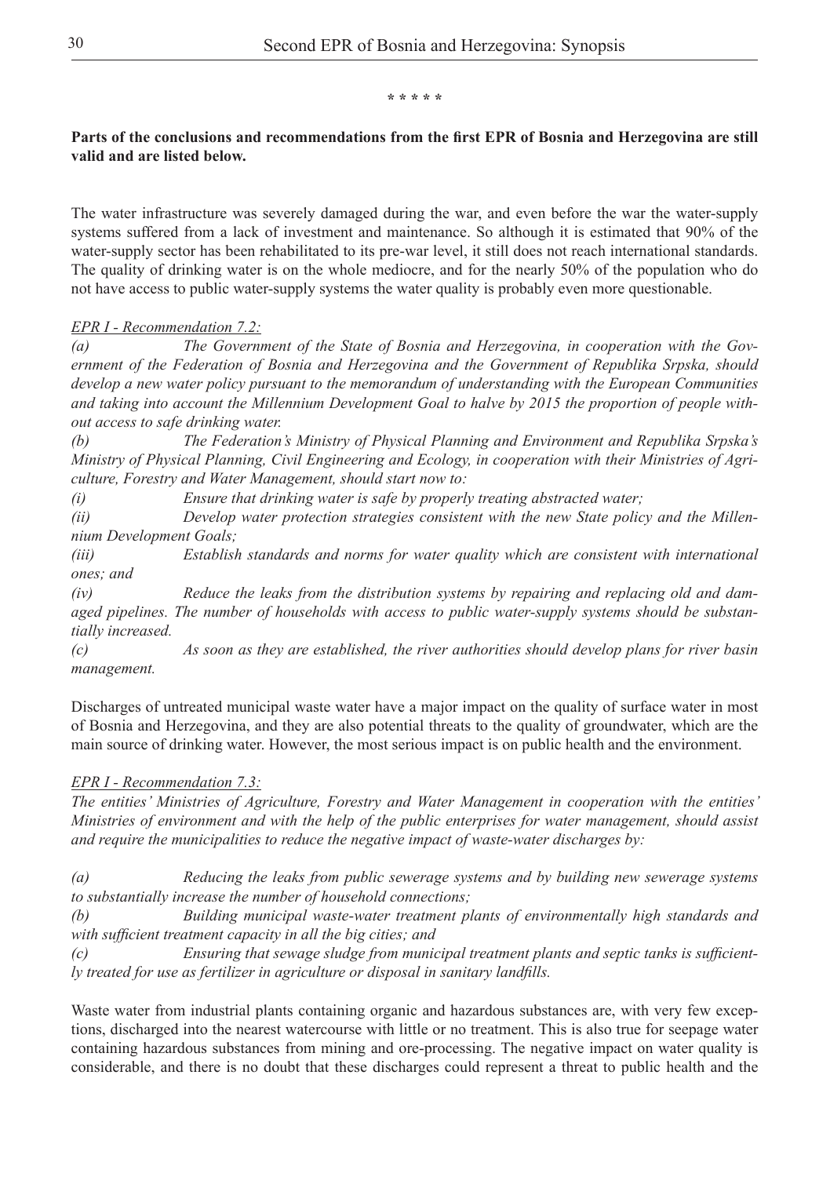\* \* \* \* \*

**Parts of the conclusions and recommendations from the first EPR of Bosnia and Herzegovina are still valid and are listed below.**

The water infrastructure was severely damaged during the war, and even before the war the water-supply systems suffered from a lack of investment and maintenance. So although it is estimated that 90% of the water-supply sector has been rehabilitated to its pre-war level, it still does not reach international standards. The quality of drinking water is on the whole mediocre, and for the nearly 50% of the population who do not have access to public water-supply systems the water quality is probably even more questionable.

<u>*EPR I - Recommendation 7.2:*</u>

*(a) The Government of the State of Bosnia and Herzegovina, in cooperation with the Government of the Federation of Bosnia and Herzegovina and the Government of Republika Srpska, should develop a new water policy pursuant to the memorandum of understanding with the European Communities and taking into account the Millennium Development Goal to halve by 2015 the proportion of people without access to safe drinking water.*

*(b) The Federation's Ministry of Physical Planning and Environment and Republika Srpska's Ministry of Physical Planning, Civil Engineering and Ecology, in cooperation with their Ministries of Agriculture, Forestry and Water Management, should start now to:*

*(i) Ensure that drinking water is safe by properly treating abstracted water;*

*(ii) Develop water protection strategies consistent with the new State policy and the Millennium Development Goals;*

*(iii) Establish standards and norms for water quality which are consistent with international ones; and*

*(iv) Reduce the leaks from the distribution systems by repairing and replacing old and damaged pipelines. The number of households with access to public water-supply systems should be substantially increased.*

*(c) As soon as they are established, the river authorities should develop plans for river basin management.*

Discharges of untreated municipal waste water have a major impact on the quality of surface water in most of Bosnia and Herzegovina, and they are also potential threats to the quality of groundwater, which are the main source of drinking water. However, the most serious impact is on public health and the environment.

<u>*EPR I - Recommendation 7.3:*</u>

*The entities' Ministries of Agriculture, Forestry and Water Management in cooperation with the entities' Ministries of environment and with the help of the public enterprises for water management, should assist and require the municipalities to reduce the negative impact of waste-water discharges by:*

*(a) Reducing the leaks from public sewerage systems and by building new sewerage systems to substantially increase the number of household connections;*

*(b) Building municipal waste-water treatment plants of environmentally high standards and with sufficient treatment capacity in all the big cities; and*

*(c) Ensuring that sewage sludge from municipal treatment plants and septic tanks is sufficiently treated for use as fertilizer in agriculture or disposal in sanitary landfills.*

Waste water from industrial plants containing organic and hazardous substances are, with very few exceptions, discharged into the nearest watercourse with little or no treatment. This is also true for seepage water containing hazardous substances from mining and ore-processing. The negative impact on water quality is considerable, and there is no doubt that these discharges could represent a threat to public health and the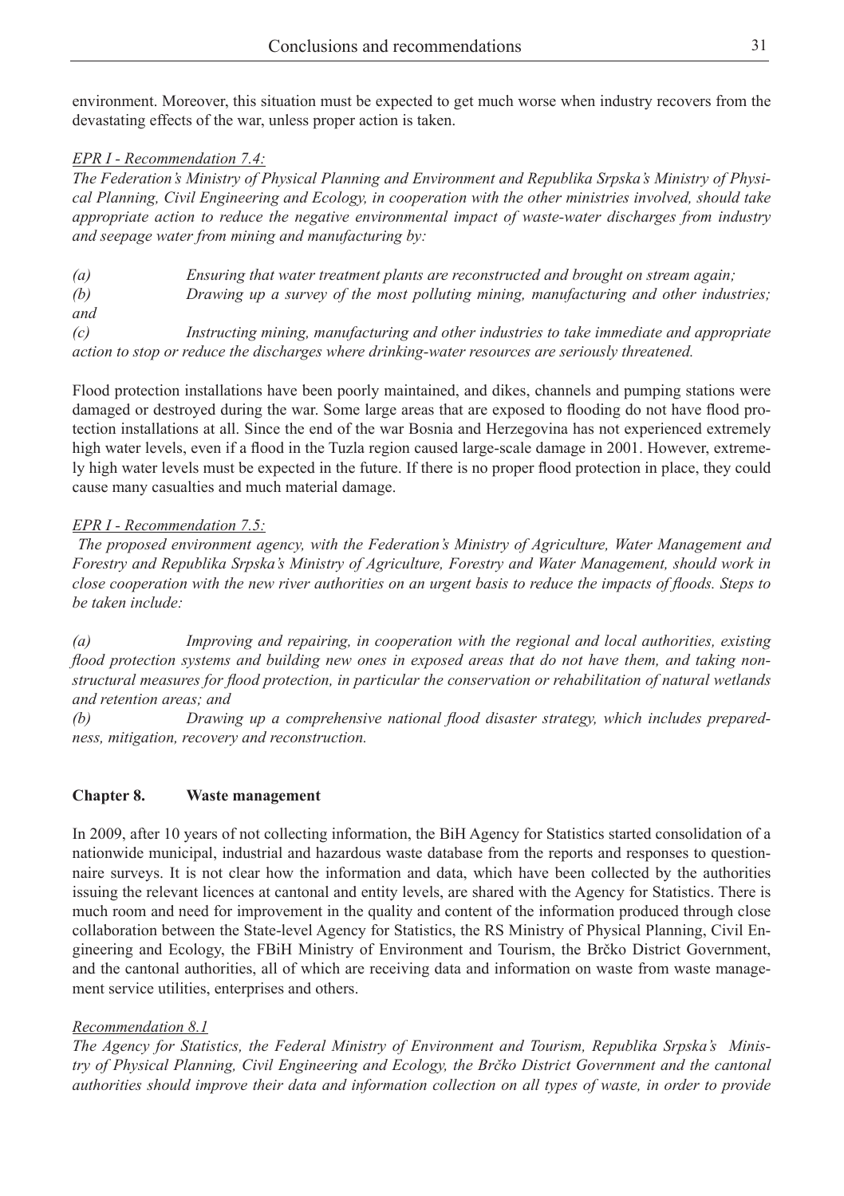environment. Moreover, this situation must be expected to get much worse when industry recovers from the devastating effects of the war, unless proper action is taken.

*EPR I - Recommendation 7.4:*

*The Federation's Ministry of Physical Planning and Environment and Republika Srpska's Ministry of Physical Planning, Civil Engineering and Ecology, in cooperation with the other ministries involved, should take appropriate action to reduce the negative environmental impact of waste-water discharges from industry and seepage water from mining and manufacturing by:*

*(a) Ensuring that water treatment plants are reconstructed and brought on stream again;*
*(b) Drawing up a survey of the most polluting mining, manufacturing and other industries; and*
*(c) Instructing mining, manufacturing and other industries to take immediate and appropriate action to stop or reduce the discharges where drinking-water resources are seriously threatened.*

Flood protection installations have been poorly maintained, and dikes, channels and pumping stations were damaged or destroyed during the war. Some large areas that are exposed to flooding do not have flood protection installations at all. Since the end of the war Bosnia and Herzegovina has not experienced extremely high water levels, even if a flood in the Tuzla region caused large-scale damage in 2001. However, extremely high water levels must be expected in the future. If there is no proper flood protection in place, they could cause many casualties and much material damage.

*EPR I - Recommendation 7.5:*

*The proposed environment agency, with the Federation's Ministry of Agriculture, Water Management and Forestry and Republika Srpska's Ministry of Agriculture, Forestry and Water Management, should work in close cooperation with the new river authorities on an urgent basis to reduce the impacts of floods. Steps to be taken include:*

*(a) Improving and repairing, in cooperation with the regional and local authorities, existing flood protection systems and building new ones in exposed areas that do not have them, and taking non-structural measures for flood protection, in particular the conservation or rehabilitation of natural wetlands and retention areas; and*
*(b) Drawing up a comprehensive national flood disaster strategy, which includes preparedness, mitigation, recovery and reconstruction.*

## Chapter 8. Waste management

In 2009, after 10 years of not collecting information, the BiH Agency for Statistics started consolidation of a nationwide municipal, industrial and hazardous waste database from the reports and responses to questionnaire surveys. It is not clear how the information and data, which have been collected by the authorities issuing the relevant licences at cantonal and entity levels, are shared with the Agency for Statistics. There is much room and need for improvement in the quality and content of the information produced through close collaboration between the State-level Agency for Statistics, the RS Ministry of Physical Planning, Civil Engineering and Ecology, the FBiH Ministry of Environment and Tourism, the Brčko District Government, and the cantonal authorities, all of which are receiving data and information on waste from waste management service utilities, enterprises and others.

*Recommendation 8.1*

*The Agency for Statistics, the Federal Ministry of Environment and Tourism, Republika Srpska's Ministry of Physical Planning, Civil Engineering and Ecology, the Brčko District Government and the cantonal authorities should improve their data and information collection on all types of waste, in order to provide*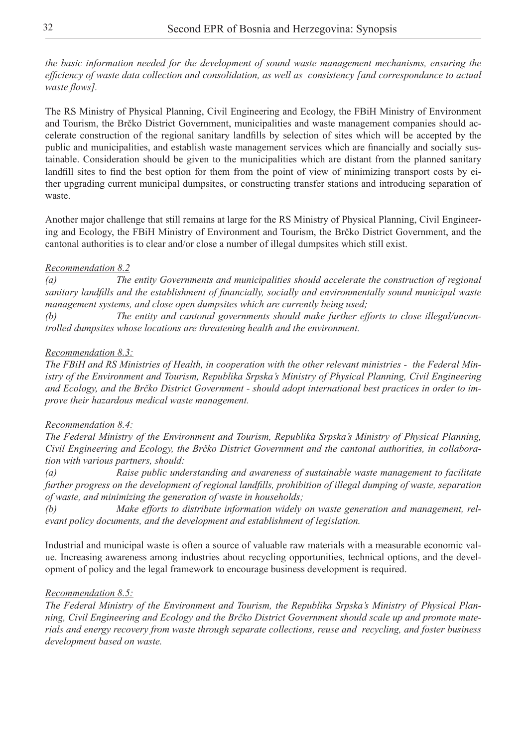*the basic information needed for the development of sound waste management mechanisms, ensuring the efficiency of waste data collection and consolidation, as well as consistency [and correspondance to actual waste flows].*

The RS Ministry of Physical Planning, Civil Engineering and Ecology, the FBiH Ministry of Environment and Tourism, the Brčko District Government, municipalities and waste management companies should accelerate construction of the regional sanitary landfills by selection of sites which will be accepted by the public and municipalities, and establish waste management services which are financially and socially sustainable. Consideration should be given to the municipalities which are distant from the planned sanitary landfill sites to find the best option for them from the point of view of minimizing transport costs by either upgrading current municipal dumpsites, or constructing transfer stations and introducing separation of waste.

Another major challenge that still remains at large for the RS Ministry of Physical Planning, Civil Engineering and Ecology, the FBiH Ministry of Environment and Tourism, the Brčko District Government, and the cantonal authorities is to clear and/or close a number of illegal dumpsites which still exist.

*Recommendation 8.2*

*(a) The entity Governments and municipalities should accelerate the construction of regional sanitary landfills and the establishment of financially, socially and environmentally sound municipal waste management systems, and close open dumpsites which are currently being used;*

*(b) The entity and cantonal governments should make further efforts to close illegal/uncontrolled dumpsites whose locations are threatening health and the environment.*

*Recommendation 8.3:*

*The FBiH and RS Ministries of Health, in cooperation with the other relevant ministries - the Federal Ministry of the Environment and Tourism, Republika Srpska's Ministry of Physical Planning, Civil Engineering and Ecology, and the Brčko District Government - should adopt international best practices in order to improve their hazardous medical waste management.*

*Recommendation 8.4:*

*The Federal Ministry of the Environment and Tourism, Republika Srpska's Ministry of Physical Planning, Civil Engineering and Ecology, the Brčko District Government and the cantonal authorities, in collaboration with various partners, should:*

*(a) Raise public understanding and awareness of sustainable waste management to facilitate further progress on the development of regional landfills, prohibition of illegal dumping of waste, separation of waste, and minimizing the generation of waste in households;*

*(b) Make efforts to distribute information widely on waste generation and management, relevant policy documents, and the development and establishment of legislation.*

Industrial and municipal waste is often a source of valuable raw materials with a measurable economic value. Increasing awareness among industries about recycling opportunities, technical options, and the development of policy and the legal framework to encourage business development is required.

*Recommendation 8.5:*

*The Federal Ministry of the Environment and Tourism, the Republika Srpska's Ministry of Physical Planning, Civil Engineering and Ecology and the Brčko District Government should scale up and promote materials and energy recovery from waste through separate collections, reuse and recycling, and foster business development based on waste.*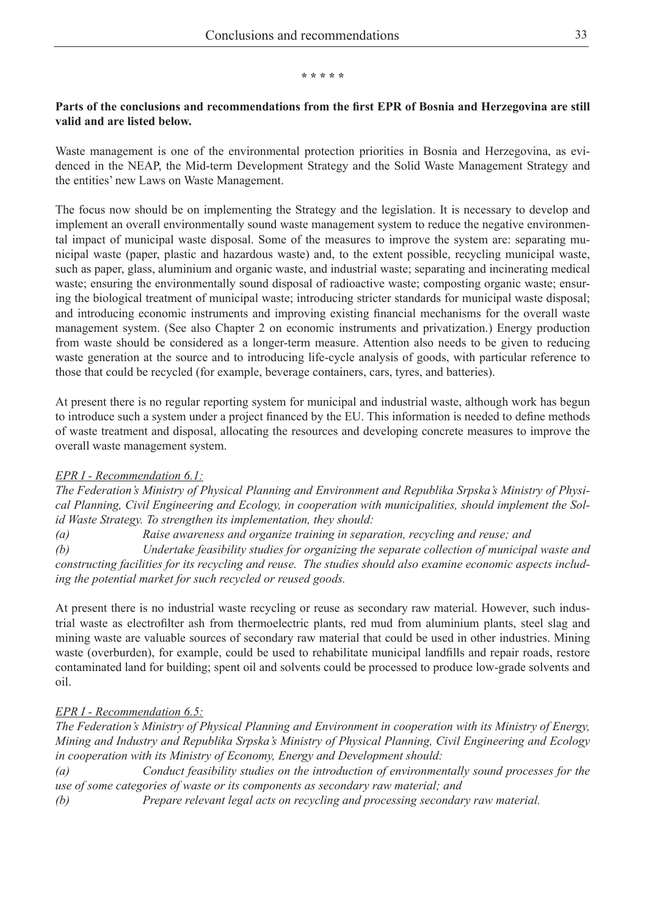\* \* \* \* \*

**Parts of the conclusions and recommendations from the first EPR of Bosnia and Herzegovina are still valid and are listed below.**

Waste management is one of the environmental protection priorities in Bosnia and Herzegovina, as evidenced in the NEAP, the Mid-term Development Strategy and the Solid Waste Management Strategy and the entities' new Laws on Waste Management.

The focus now should be on implementing the Strategy and the legislation. It is necessary to develop and implement an overall environmentally sound waste management system to reduce the negative environmental impact of municipal waste disposal. Some of the measures to improve the system are: separating municipal waste (paper, plastic and hazardous waste) and, to the extent possible, recycling municipal waste, such as paper, glass, aluminium and organic waste, and industrial waste; separating and incinerating medical waste; ensuring the environmentally sound disposal of radioactive waste; composting organic waste; ensuring the biological treatment of municipal waste; introducing stricter standards for municipal waste disposal; and introducing economic instruments and improving existing financial mechanisms for the overall waste management system. (See also Chapter 2 on economic instruments and privatization.) Energy production from waste should be considered as a longer-term measure. Attention also needs to be given to reducing waste generation at the source and to introducing life-cycle analysis of goods, with particular reference to those that could be recycled (for example, beverage containers, cars, tyres, and batteries).

At present there is no regular reporting system for municipal and industrial waste, although work has begun to introduce such a system under a project financed by the EU. This information is needed to define methods of waste treatment and disposal, allocating the resources and developing concrete measures to improve the overall waste management system.

*EPR I - Recommendation 6.1:*

*The Federation's Ministry of Physical Planning and Environment and Republika Srpska's Ministry of Physical Planning, Civil Engineering and Ecology, in cooperation with municipalities, should implement the Solid Waste Strategy. To strengthen its implementation, they should:*

*(a) Raise awareness and organize training in separation, recycling and reuse; and*

*(b) Undertake feasibility studies for organizing the separate collection of municipal waste and constructing facilities for its recycling and reuse. The studies should also examine economic aspects including the potential market for such recycled or reused goods.*

At present there is no industrial waste recycling or reuse as secondary raw material. However, such industrial waste as electrofilter ash from thermoelectric plants, red mud from aluminium plants, steel slag and mining waste are valuable sources of secondary raw material that could be used in other industries. Mining waste (overburden), for example, could be used to rehabilitate municipal landfills and repair roads, restore contaminated land for building; spent oil and solvents could be processed to produce low-grade solvents and oil.

*EPR I - Recommendation 6.5:*

*The Federation's Ministry of Physical Planning and Environment in cooperation with its Ministry of Energy, Mining and Industry and Republika Srpska's Ministry of Physical Planning, Civil Engineering and Ecology in cooperation with its Ministry of Economy, Energy and Development should:*

*(a) Conduct feasibility studies on the introduction of environmentally sound processes for the use of some categories of waste or its components as secondary raw material; and*

*(b) Prepare relevant legal acts on recycling and processing secondary raw material.*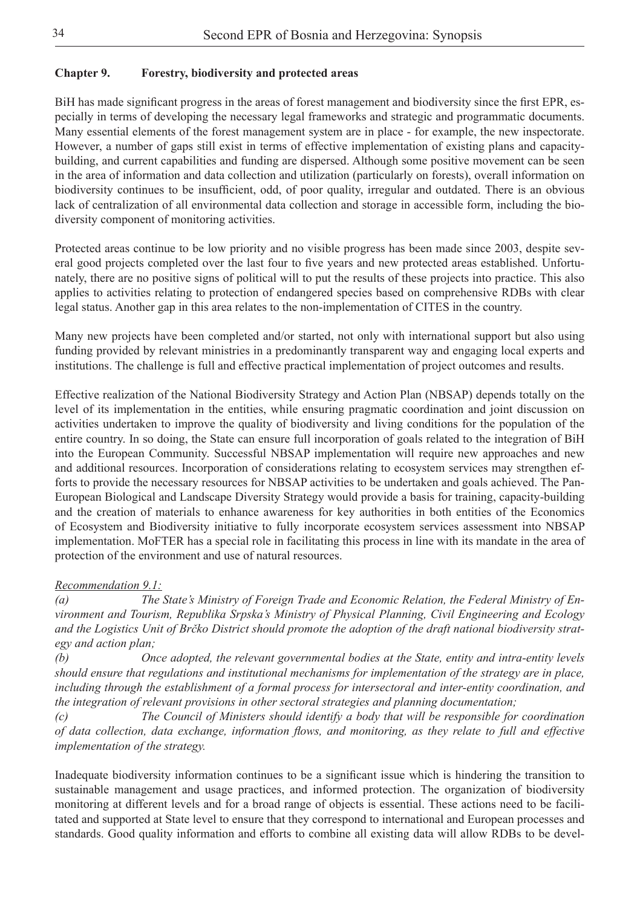## Chapter 9. Forestry, biodiversity and protected areas

BiH has made significant progress in the areas of forest management and biodiversity since the first EPR, especially in terms of developing the necessary legal frameworks and strategic and programmatic documents. Many essential elements of the forest management system are in place - for example, the new inspectorate. However, a number of gaps still exist in terms of effective implementation of existing plans and capacity-building, and current capabilities and funding are dispersed. Although some positive movement can be seen in the area of information and data collection and utilization (particularly on forests), overall information on biodiversity continues to be insufficient, odd, of poor quality, irregular and outdated. There is an obvious lack of centralization of all environmental data collection and storage in accessible form, including the biodiversity component of monitoring activities.

Protected areas continue to be low priority and no visible progress has been made since 2003, despite several good projects completed over the last four to five years and new protected areas established. Unfortunately, there are no positive signs of political will to put the results of these projects into practice. This also applies to activities relating to protection of endangered species based on comprehensive RDBs with clear legal status. Another gap in this area relates to the non-implementation of CITES in the country.

Many new projects have been completed and/or started, not only with international support but also using funding provided by relevant ministries in a predominantly transparent way and engaging local experts and institutions. The challenge is full and effective practical implementation of project outcomes and results.

Effective realization of the National Biodiversity Strategy and Action Plan (NBSAP) depends totally on the level of its implementation in the entities, while ensuring pragmatic coordination and joint discussion on activities undertaken to improve the quality of biodiversity and living conditions for the population of the entire country. In so doing, the State can ensure full incorporation of goals related to the integration of BiH into the European Community. Successful NBSAP implementation will require new approaches and new and additional resources. Incorporation of considerations relating to ecosystem services may strengthen efforts to provide the necessary resources for NBSAP activities to be undertaken and goals achieved. The Pan-European Biological and Landscape Diversity Strategy would provide a basis for training, capacity-building and the creation of materials to enhance awareness for key authorities in both entities of the Economics of Ecosystem and Biodiversity initiative to fully incorporate ecosystem services assessment into NBSAP implementation. MoFTER has a special role in facilitating this process in line with its mandate in the area of protection of the environment and use of natural resources.

*Recommendation 9.1:*

*(a) The State's Ministry of Foreign Trade and Economic Relation, the Federal Ministry of Environment and Tourism, Republika Srpska's Ministry of Physical Planning, Civil Engineering and Ecology and the Logistics Unit of Brčko District should promote the adoption of the draft national biodiversity strategy and action plan;*

*(b) Once adopted, the relevant governmental bodies at the State, entity and intra-entity levels should ensure that regulations and institutional mechanisms for implementation of the strategy are in place, including through the establishment of a formal process for intersectoral and inter-entity coordination, and the integration of relevant provisions in other sectoral strategies and planning documentation;*

*(c) The Council of Ministers should identify a body that will be responsible for coordination of data collection, data exchange, information flows, and monitoring, as they relate to full and effective implementation of the strategy.*

Inadequate biodiversity information continues to be a significant issue which is hindering the transition to sustainable management and usage practices, and informed protection. The organization of biodiversity monitoring at different levels and for a broad range of objects is essential. These actions need to be facilitated and supported at State level to ensure that they correspond to international and European processes and standards. Good quality information and efforts to combine all existing data will allow RDBs to be devel-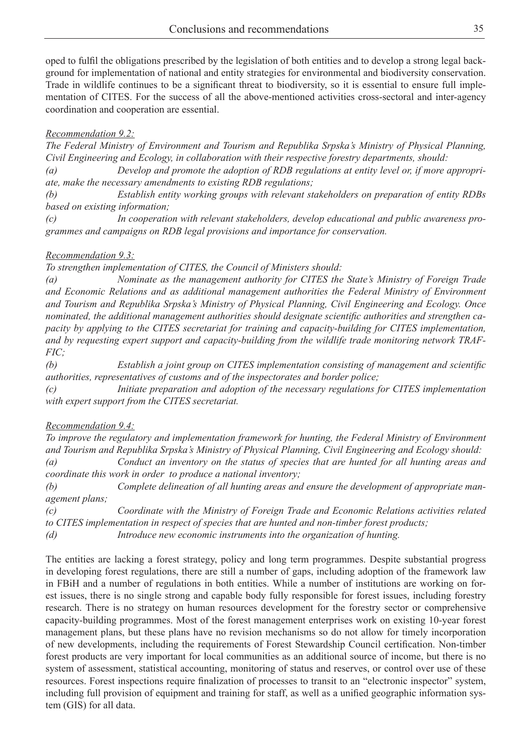oped to fulfil the obligations prescribed by the legislation of both entities and to develop a strong legal background for implementation of national and entity strategies for environmental and biodiversity conservation. Trade in wildlife continues to be a significant threat to biodiversity, so it is essential to ensure full implementation of CITES. For the success of all the above-mentioned activities cross-sectoral and inter-agency coordination and cooperation are essential.

*Recommendation 9.2:*

*The Federal Ministry of Environment and Tourism and Republika Srpska's Ministry of Physical Planning, Civil Engineering and Ecology, in collaboration with their respective forestry departments, should:*

*(a) Develop and promote the adoption of RDB regulations at entity level or, if more appropriate, make the necessary amendments to existing RDB regulations;*

*(b) Establish entity working groups with relevant stakeholders on preparation of entity RDBs based on existing information;*

*(c) In cooperation with relevant stakeholders, develop educational and public awareness programmes and campaigns on RDB legal provisions and importance for conservation.*

*Recommendation 9.3:*

*To strengthen implementation of CITES, the Council of Ministers should:*

*(a) Nominate as the management authority for CITES the State's Ministry of Foreign Trade and Economic Relations and as additional management authorities the Federal Ministry of Environment and Tourism and Republika Srpska's Ministry of Physical Planning, Civil Engineering and Ecology. Once nominated, the additional management authorities should designate scientific authorities and strengthen capacity by applying to the CITES secretariat for training and capacity-building for CITES implementation, and by requesting expert support and capacity-building from the wildlife trade monitoring network TRAFFIC;*

*(b) Establish a joint group on CITES implementation consisting of management and scientific authorities, representatives of customs and of the inspectorates and border police;*

*(c) Initiate preparation and adoption of the necessary regulations for CITES implementation with expert support from the CITES secretariat.*

*Recommendation 9.4:*

*To improve the regulatory and implementation framework for hunting, the Federal Ministry of Environment and Tourism and Republika Srpska's Ministry of Physical Planning, Civil Engineering and Ecology should:*

*(a) Conduct an inventory on the status of species that are hunted for all hunting areas and coordinate this work in order to produce a national inventory;*

*(b) Complete delineation of all hunting areas and ensure the development of appropriate management plans;*

*(c) Coordinate with the Ministry of Foreign Trade and Economic Relations activities related to CITES implementation in respect of species that are hunted and non-timber forest products;*

*(d) Introduce new economic instruments into the organization of hunting.*

The entities are lacking a forest strategy, policy and long term programmes. Despite substantial progress in developing forest regulations, there are still a number of gaps, including adoption of the framework law in FBiH and a number of regulations in both entities. While a number of institutions are working on forest issues, there is no single strong and capable body fully responsible for forest issues, including forestry research. There is no strategy on human resources development for the forestry sector or comprehensive capacity-building programmes. Most of the forest management enterprises work on existing 10-year forest management plans, but these plans have no revision mechanisms so do not allow for timely incorporation of new developments, including the requirements of Forest Stewardship Council certification. Non-timber forest products are very important for local communities as an additional source of income, but there is no system of assessment, statistical accounting, monitoring of status and reserves, or control over use of these resources. Forest inspections require finalization of processes to transit to an "electronic inspector" system, including full provision of equipment and training for staff, as well as a unified geographic information system (GIS) for all data.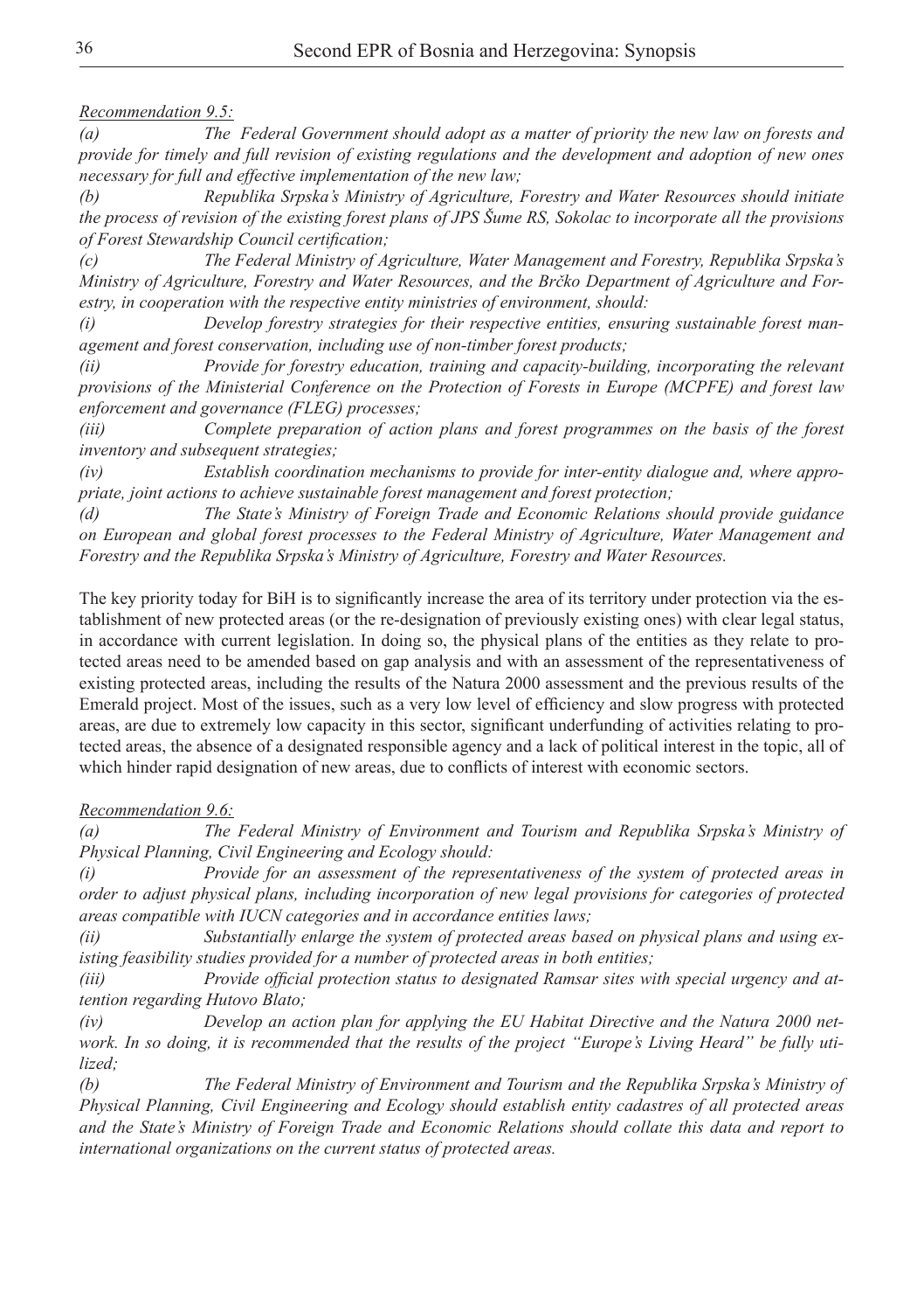*Recommendation 9.5:*

*(a) The Federal Government should adopt as a matter of priority the new law on forests and provide for timely and full revision of existing regulations and the development and adoption of new ones necessary for full and effective implementation of the new law;*

*(b) Republika Srpska's Ministry of Agriculture, Forestry and Water Resources should initiate the process of revision of the existing forest plans of JPS Šume RS, Sokolac to incorporate all the provisions of Forest Stewardship Council certification;*

*(c) The Federal Ministry of Agriculture, Water Management and Forestry, Republika Srpska's Ministry of Agriculture, Forestry and Water Resources, and the Brčko Department of Agriculture and Forestry, in cooperation with the respective entity ministries of environment, should:*

*(i) Develop forestry strategies for their respective entities, ensuring sustainable forest management and forest conservation, including use of non-timber forest products;*

*(ii) Provide for forestry education, training and capacity-building, incorporating the relevant provisions of the Ministerial Conference on the Protection of Forests in Europe (MCPFE) and forest law enforcement and governance (FLEG) processes;*

*(iii) Complete preparation of action plans and forest programmes on the basis of the forest inventory and subsequent strategies;*

*(iv) Establish coordination mechanisms to provide for inter-entity dialogue and, where appropriate, joint actions to achieve sustainable forest management and forest protection;*

*(d) The State's Ministry of Foreign Trade and Economic Relations should provide guidance on European and global forest processes to the Federal Ministry of Agriculture, Water Management and Forestry and the Republika Srpska's Ministry of Agriculture, Forestry and Water Resources.*

The key priority today for BiH is to significantly increase the area of its territory under protection via the establishment of new protected areas (or the re-designation of previously existing ones) with clear legal status, in accordance with current legislation. In doing so, the physical plans of the entities as they relate to protected areas need to be amended based on gap analysis and with an assessment of the representativeness of existing protected areas, including the results of the Natura 2000 assessment and the previous results of the Emerald project. Most of the issues, such as a very low level of efficiency and slow progress with protected areas, are due to extremely low capacity in this sector, significant underfunding of activities relating to protected areas, the absence of a designated responsible agency and a lack of political interest in the topic, all of which hinder rapid designation of new areas, due to conflicts of interest with economic sectors.

*Recommendation 9.6:*

*(a) The Federal Ministry of Environment and Tourism and Republika Srpska's Ministry of Physical Planning, Civil Engineering and Ecology should:*

*(i) Provide for an assessment of the representativeness of the system of protected areas in order to adjust physical plans, including incorporation of new legal provisions for categories of protected areas compatible with IUCN categories and in accordance entities laws;*

*(ii) Substantially enlarge the system of protected areas based on physical plans and using existing feasibility studies provided for a number of protected areas in both entities;*

*(iii) Provide official protection status to designated Ramsar sites with special urgency and attention regarding Hutovo Blato;*

*(iv) Develop an action plan for applying the EU Habitat Directive and the Natura 2000 network. In so doing, it is recommended that the results of the project "Europe's Living Heard" be fully utilized;*

*(b) The Federal Ministry of Environment and Tourism and the Republika Srpska's Ministry of Physical Planning, Civil Engineering and Ecology should establish entity cadastres of all protected areas and the State's Ministry of Foreign Trade and Economic Relations should collate this data and report to international organizations on the current status of protected areas.*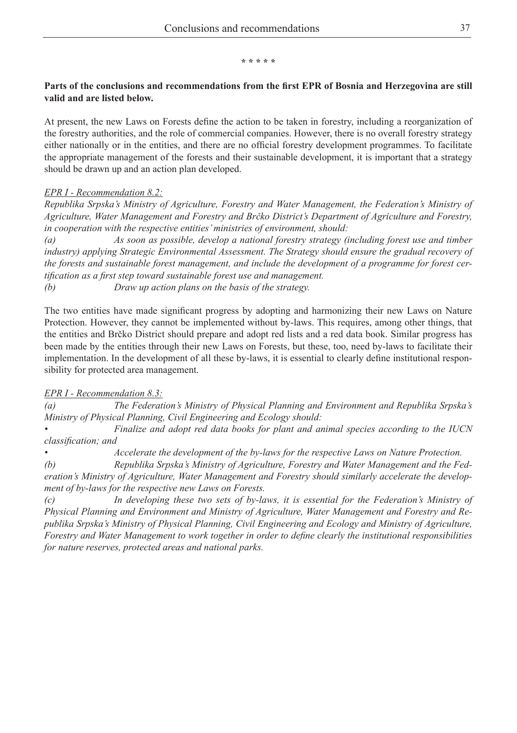\* \* \* \* \*

**Parts of the conclusions and recommendations from the first EPR of Bosnia and Herzegovina are still valid and are listed below.**

At present, the new Laws on Forests define the action to be taken in forestry, including a reorganization of the forestry authorities, and the role of commercial companies. However, there is no overall forestry strategy either nationally or in the entities, and there are no official forestry development programmes. To facilitate the appropriate management of the forests and their sustainable development, it is important that a strategy should be drawn up and an action plan developed.

*EPR I - Recommendation 8.2:*

*Republika Srpska's Ministry of Agriculture, Forestry and Water Management, the Federation's Ministry of Agriculture, Water Management and Forestry and Brčko District's Department of Agriculture and Forestry, in cooperation with the respective entities' ministries of environment, should:*

*(a) As soon as possible, develop a national forestry strategy (including forest use and timber industry) applying Strategic Environmental Assessment. The Strategy should ensure the gradual recovery of the forests and sustainable forest management, and include the development of a programme for forest certification as a first step toward sustainable forest use and management.*

*(b) Draw up action plans on the basis of the strategy.*

The two entities have made significant progress by adopting and harmonizing their new Laws on Nature Protection. However, they cannot be implemented without by-laws. This requires, among other things, that the entities and Brčko District should prepare and adopt red lists and a red data book. Similar progress has been made by the entities through their new Laws on Forests, but these, too, need by-laws to facilitate their implementation. In the development of all these by-laws, it is essential to clearly define institutional responsibility for protected area management.

*EPR I - Recommendation 8.3:*

*(a) The Federation's Ministry of Physical Planning and Environment and Republika Srpska's Ministry of Physical Planning, Civil Engineering and Ecology should:*

- *Finalize and adopt red data books for plant and animal species according to the IUCN classification; and*
- *Accelerate the development of the by-laws for the respective Laws on Nature Protection.*

*(b) Republika Srpska's Ministry of Agriculture, Forestry and Water Management and the Federation's Ministry of Agriculture, Water Management and Forestry should similarly accelerate the development of by-laws for the respective new Laws on Forests.*

*(c) In developing these two sets of by-laws, it is essential for the Federation's Ministry of Physical Planning and Environment and Ministry of Agriculture, Water Management and Forestry and Republika Srpska's Ministry of Physical Planning, Civil Engineering and Ecology and Ministry of Agriculture, Forestry and Water Management to work together in order to define clearly the institutional responsibilities for nature reserves, protected areas and national parks.*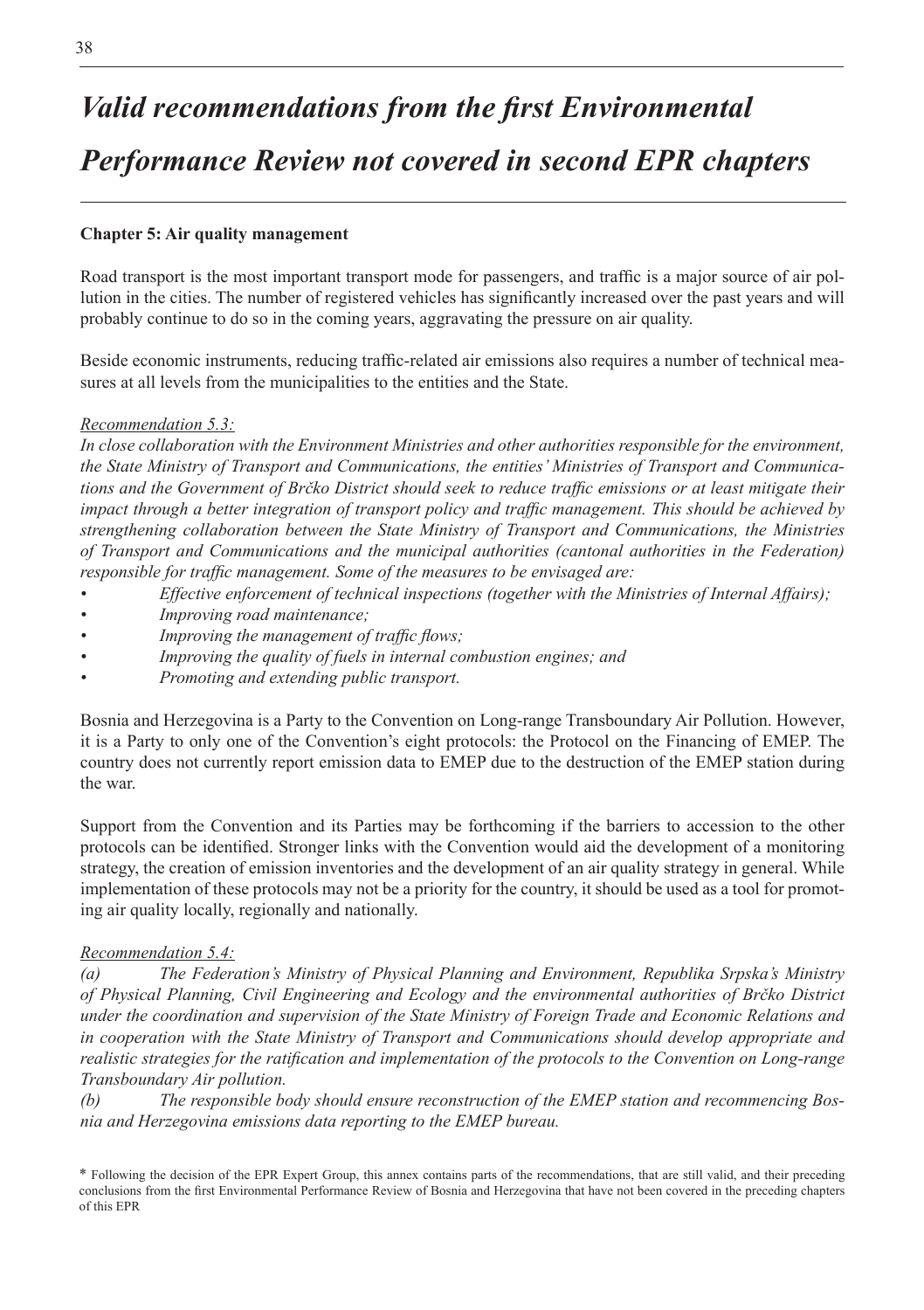# *Valid recommendations from the first Environmental Performance Review not covered in second EPR chapters*

**Chapter 5: Air quality management**

Road transport is the most important transport mode for passengers, and traffic is a major source of air pollution in the cities. The number of registered vehicles has significantly increased over the past years and will probably continue to do so in the coming years, aggravating the pressure on air quality.

Beside economic instruments, reducing traffic-related air emissions also requires a number of technical measures at all levels from the municipalities to the entities and the State.

*Recommendation 5.3:*

*In close collaboration with the Environment Ministries and other authorities responsible for the environment, the State Ministry of Transport and Communications, the entities' Ministries of Transport and Communications and the Government of Brčko District should seek to reduce traffic emissions or at least mitigate their impact through a better integration of transport policy and traffic management. This should be achieved by strengthening collaboration between the State Ministry of Transport and Communications, the Ministries of Transport and Communications and the municipal authorities (cantonal authorities in the Federation) responsible for traffic management. Some of the measures to be envisaged are:*

- *Effective enforcement of technical inspections (together with the Ministries of Internal Affairs);*
- *Improving road maintenance;*
- *Improving the management of traffic flows;*
- *Improving the quality of fuels in internal combustion engines; and*
- *Promoting and extending public transport.*

Bosnia and Herzegovina is a Party to the Convention on Long-range Transboundary Air Pollution. However, it is a Party to only one of the Convention's eight protocols: the Protocol on the Financing of EMEP. The country does not currently report emission data to EMEP due to the destruction of the EMEP station during the war.

Support from the Convention and its Parties may be forthcoming if the barriers to accession to the other protocols can be identified. Stronger links with the Convention would aid the development of a monitoring strategy, the creation of emission inventories and the development of an air quality strategy in general. While implementation of these protocols may not be a priority for the country, it should be used as a tool for promoting air quality locally, regionally and nationally.

*Recommendation 5.4:*

*(a) The Federation's Ministry of Physical Planning and Environment, Republika Srpska's Ministry of Physical Planning, Civil Engineering and Ecology and the environmental authorities of Brčko District under the coordination and supervision of the State Ministry of Foreign Trade and Economic Relations and in cooperation with the State Ministry of Transport and Communications should develop appropriate and realistic strategies for the ratification and implementation of the protocols to the Convention on Long-range Transboundary Air pollution.*

*(b) The responsible body should ensure reconstruction of the EMEP station and recommencing Bosnia and Herzegovina emissions data reporting to the EMEP bureau.*

\* Following the decision of the EPR Expert Group, this annex contains parts of the recommendations, that are still valid, and their preceding conclusions from the first Environmental Performance Review of Bosnia and Herzegovina that have not been covered in the preceding chapters of this EPR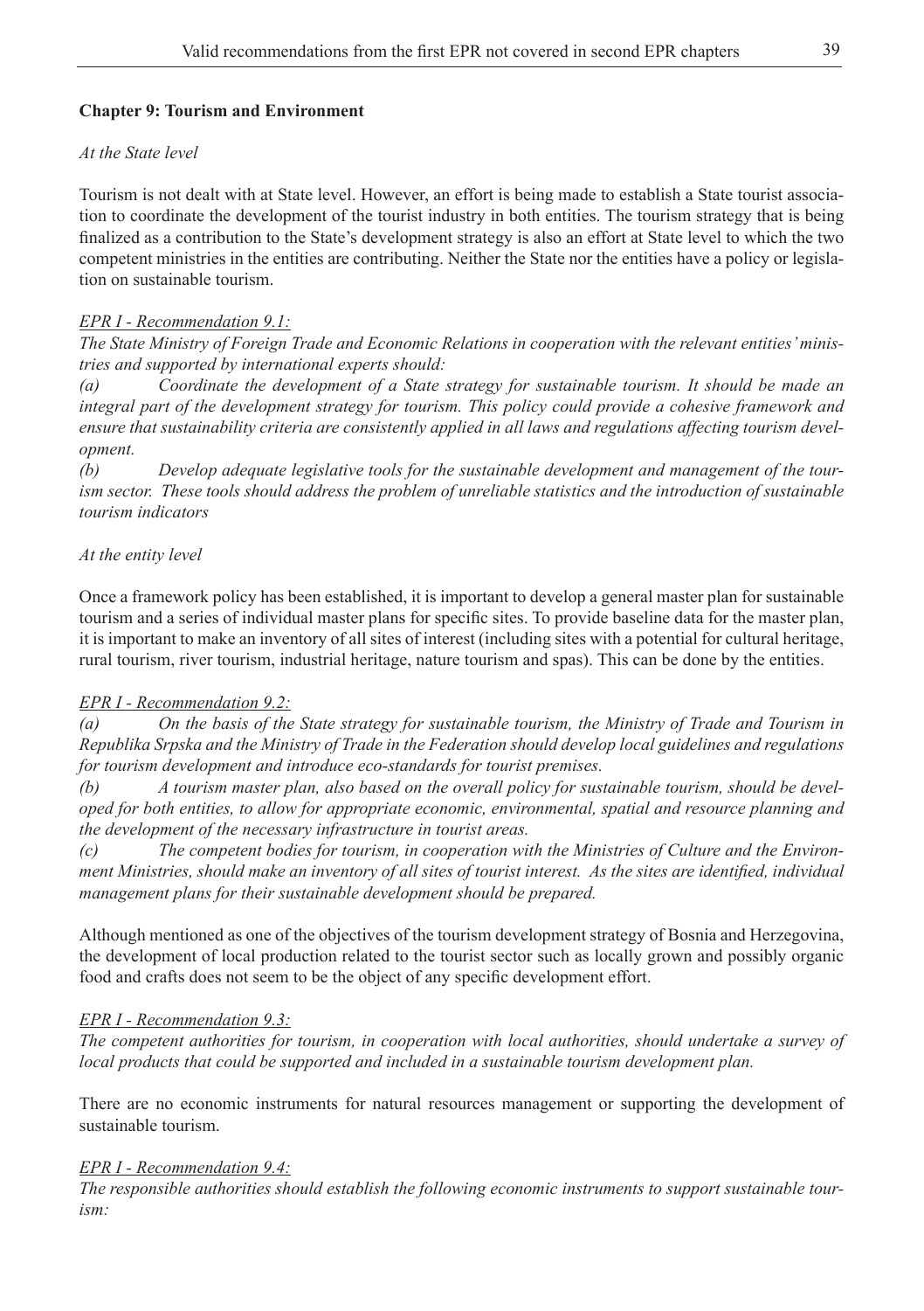**Chapter 9: Tourism and Environment**

*At the State level*

Tourism is not dealt with at State level. However, an effort is being made to establish a State tourist association to coordinate the development of the tourist industry in both entities. The tourism strategy that is being finalized as a contribution to the State's development strategy is also an effort at State level to which the two competent ministries in the entities are contributing. Neither the State nor the entities have a policy or legislation on sustainable tourism.

*EPR I - Recommendation 9.1:*

*The State Ministry of Foreign Trade and Economic Relations in cooperation with the relevant entities' ministries and supported by international experts should:*

*(a) Coordinate the development of a State strategy for sustainable tourism. It should be made an integral part of the development strategy for tourism. This policy could provide a cohesive framework and ensure that sustainability criteria are consistently applied in all laws and regulations affecting tourism development.*

*(b) Develop adequate legislative tools for the sustainable development and management of the tourism sector. These tools should address the problem of unreliable statistics and the introduction of sustainable tourism indicators*

*At the entity level*

Once a framework policy has been established, it is important to develop a general master plan for sustainable tourism and a series of individual master plans for specific sites. To provide baseline data for the master plan, it is important to make an inventory of all sites of interest (including sites with a potential for cultural heritage, rural tourism, river tourism, industrial heritage, nature tourism and spas). This can be done by the entities.

*EPR I - Recommendation 9.2:*

*(a) On the basis of the State strategy for sustainable tourism, the Ministry of Trade and Tourism in Republika Srpska and the Ministry of Trade in the Federation should develop local guidelines and regulations for tourism development and introduce eco-standards for tourist premises.*

*(b) A tourism master plan, also based on the overall policy for sustainable tourism, should be developed for both entities, to allow for appropriate economic, environmental, spatial and resource planning and the development of the necessary infrastructure in tourist areas.*

*(c) The competent bodies for tourism, in cooperation with the Ministries of Culture and the Environment Ministries, should make an inventory of all sites of tourist interest. As the sites are identified, individual management plans for their sustainable development should be prepared.*

Although mentioned as one of the objectives of the tourism development strategy of Bosnia and Herzegovina, the development of local production related to the tourist sector such as locally grown and possibly organic food and crafts does not seem to be the object of any specific development effort.

*EPR I - Recommendation 9.3:*

*The competent authorities for tourism, in cooperation with local authorities, should undertake a survey of local products that could be supported and included in a sustainable tourism development plan.*

There are no economic instruments for natural resources management or supporting the development of sustainable tourism.

*EPR I - Recommendation 9.4:*

*The responsible authorities should establish the following economic instruments to support sustainable tourism:*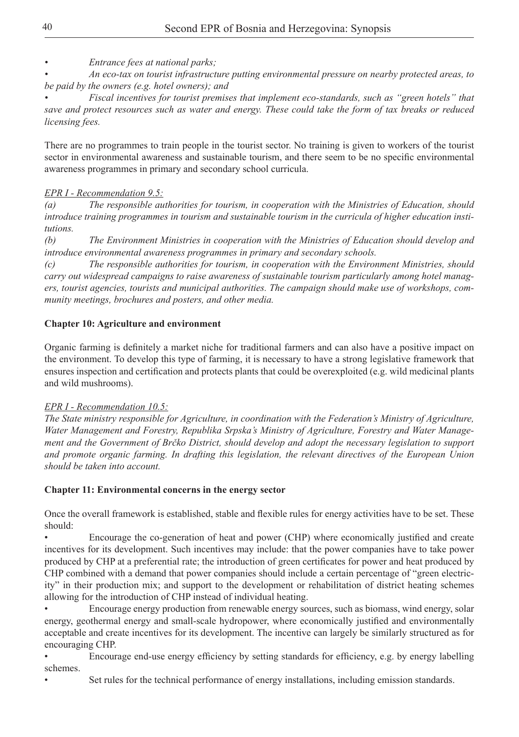- *Entrance fees at national parks;*
- *An eco-tax on tourist infrastructure putting environmental pressure on nearby protected areas, to be paid by the owners (e.g. hotel owners); and*
- *Fiscal incentives for tourist premises that implement eco-standards, such as "green hotels" that save and protect resources such as water and energy. These could take the form of tax breaks or reduced licensing fees.*

There are no programmes to train people in the tourist sector. No training is given to workers of the tourist sector in environmental awareness and sustainable tourism, and there seem to be no specific environmental awareness programmes in primary and secondary school curricula.

*EPR I - Recommendation 9.5:*

*(a) The responsible authorities for tourism, in cooperation with the Ministries of Education, should introduce training programmes in tourism and sustainable tourism in the curricula of higher education institutions.*

*(b) The Environment Ministries in cooperation with the Ministries of Education should develop and introduce environmental awareness programmes in primary and secondary schools.*

*(c) The responsible authorities for tourism, in cooperation with the Environment Ministries, should carry out widespread campaigns to raise awareness of sustainable tourism particularly among hotel managers, tourist agencies, tourists and municipal authorities. The campaign should make use of workshops, community meetings, brochures and posters, and other media.*

**Chapter 10: Agriculture and environment**

Organic farming is definitely a market niche for traditional farmers and can also have a positive impact on the environment. To develop this type of farming, it is necessary to have a strong legislative framework that ensures inspection and certification and protects plants that could be overexploited (e.g. wild medicinal plants and wild mushrooms).

*EPR I - Recommendation 10.5:*

*The State ministry responsible for Agriculture, in coordination with the Federation's Ministry of Agriculture, Water Management and Forestry, Republika Srpska's Ministry of Agriculture, Forestry and Water Management and the Government of Brčko District, should develop and adopt the necessary legislation to support and promote organic farming. In drafting this legislation, the relevant directives of the European Union should be taken into account.*

**Chapter 11: Environmental concerns in the energy sector**

Once the overall framework is established, stable and flexible rules for energy activities have to be set. These should:

- Encourage the co-generation of heat and power (CHP) where economically justified and create incentives for its development. Such incentives may include: that the power companies have to take power produced by CHP at a preferential rate; the introduction of green certificates for power and heat produced by CHP combined with a demand that power companies should include a certain percentage of "green electricity" in their production mix; and support to the development or rehabilitation of district heating schemes allowing for the introduction of CHP instead of individual heating.
- Encourage energy production from renewable energy sources, such as biomass, wind energy, solar energy, geothermal energy and small-scale hydropower, where economically justified and environmentally acceptable and create incentives for its development. The incentive can largely be similarly structured as for encouraging CHP.
- Encourage end-use energy efficiency by setting standards for efficiency, e.g. by energy labelling schemes.
- Set rules for the technical performance of energy installations, including emission standards.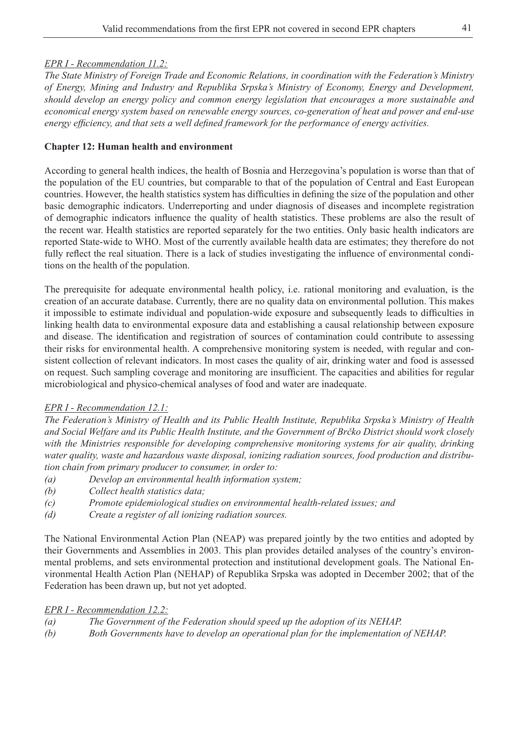*EPR I - Recommendation 11.2:*

*The State Ministry of Foreign Trade and Economic Relations, in coordination with the Federation's Ministry of Energy, Mining and Industry and Republika Srpska's Ministry of Economy, Energy and Development, should develop an energy policy and common energy legislation that encourages a more sustainable and economical energy system based on renewable energy sources, co-generation of heat and power and end-use energy efficiency, and that sets a well defined framework for the performance of energy activities.*

**Chapter 12: Human health and environment**

According to general health indices, the health of Bosnia and Herzegovina's population is worse than that of the population of the EU countries, but comparable to that of the population of Central and East European countries. However, the health statistics system has difficulties in defining the size of the population and other basic demographic indicators. Underreporting and under diagnosis of diseases and incomplete registration of demographic indicators influence the quality of health statistics. These problems are also the result of the recent war. Health statistics are reported separately for the two entities. Only basic health indicators are reported State-wide to WHO. Most of the currently available health data are estimates; they therefore do not fully reflect the real situation. There is a lack of studies investigating the influence of environmental conditions on the health of the population.

The prerequisite for adequate environmental health policy, i.e. rational monitoring and evaluation, is the creation of an accurate database. Currently, there are no quality data on environmental pollution. This makes it impossible to estimate individual and population-wide exposure and subsequently leads to difficulties in linking health data to environmental exposure data and establishing a causal relationship between exposure and disease. The identification and registration of sources of contamination could contribute to assessing their risks for environmental health. A comprehensive monitoring system is needed, with regular and consistent collection of relevant indicators. In most cases the quality of air, drinking water and food is assessed on request. Such sampling coverage and monitoring are insufficient. The capacities and abilities for regular microbiological and physico-chemical analyses of food and water are inadequate.

*EPR I - Recommendation 12.1:*

*The Federation's Ministry of Health and its Public Health Institute, Republika Srpska's Ministry of Health and Social Welfare and its Public Health Institute, and the Government of Brčko District should work closely with the Ministries responsible for developing comprehensive monitoring systems for air quality, drinking water quality, waste and hazardous waste disposal, ionizing radiation sources, food production and distribution chain from primary producer to consumer, in order to:*

*(a) Develop an environmental health information system;*
*(b) Collect health statistics data;*
*(c) Promote epidemiological studies on environmental health-related issues; and*
*(d) Create a register of all ionizing radiation sources.*

The National Environmental Action Plan (NEAP) was prepared jointly by the two entities and adopted by their Governments and Assemblies in 2003. This plan provides detailed analyses of the country's environmental problems, and sets environmental protection and institutional development goals. The National Environmental Health Action Plan (NEHAP) of Republika Srpska was adopted in December 2002; that of the Federation has been drawn up, but not yet adopted.

*EPR I - Recommendation 12.2:*

*(a) The Government of the Federation should speed up the adoption of its NEHAP.*
*(b) Both Governments have to develop an operational plan for the implementation of NEHAP.*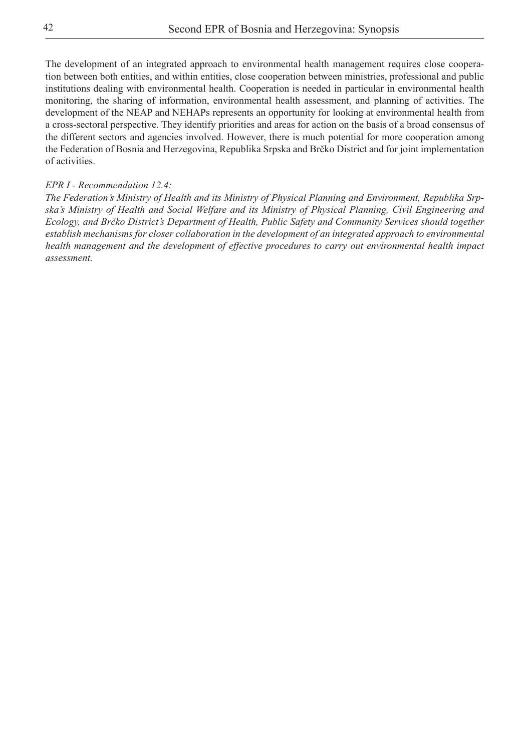The development of an integrated approach to environmental health management requires close cooperation between both entities, and within entities, close cooperation between ministries, professional and public institutions dealing with environmental health. Cooperation is needed in particular in environmental health monitoring, the sharing of information, environmental health assessment, and planning of activities. The development of the NEAP and NEHAPs represents an opportunity for looking at environmental health from a cross-sectoral perspective. They identify priorities and areas for action on the basis of a broad consensus of the different sectors and agencies involved. However, there is much potential for more cooperation among the Federation of Bosnia and Herzegovina, Republika Srpska and Brčko District and for joint implementation of activities.

*EPR I - Recommendation 12.4:*

*The Federation's Ministry of Health and its Ministry of Physical Planning and Environment, Republika Srpska's Ministry of Health and Social Welfare and its Ministry of Physical Planning, Civil Engineering and Ecology, and Brčko District's Department of Health, Public Safety and Community Services should together establish mechanisms for closer collaboration in the development of an integrated approach to environmental health management and the development of effective procedures to carry out environmental health impact assessment.*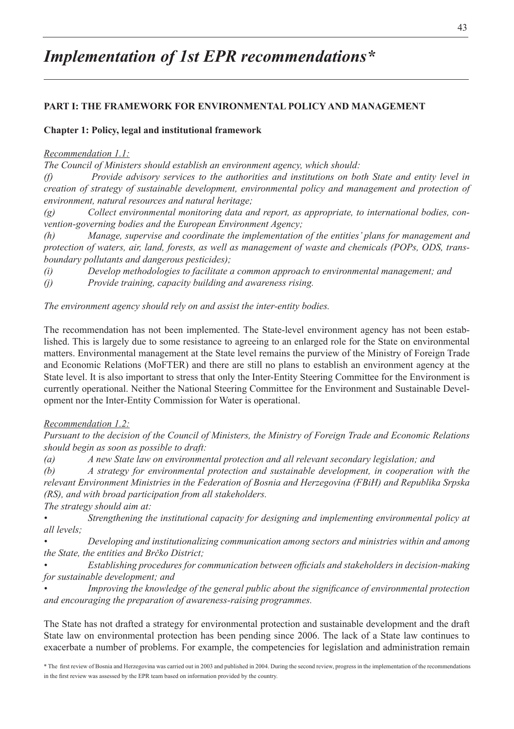# *Implementation of 1st EPR recommendations**

## PART I: THE FRAMEWORK FOR ENVIRONMENTAL POLICY AND MANAGEMENT

### Chapter 1: Policy, legal and institutional framework

*Recommendation 1.1:*

*The Council of Ministers should establish an environment agency, which should:*

*(f) Provide advisory services to the authorities and institutions on both State and entity level in creation of strategy of sustainable development, environmental policy and management and protection of environment, natural resources and natural heritage;*

*(g) Collect environmental monitoring data and report, as appropriate, to international bodies, convention-governing bodies and the European Environment Agency;*

*(h) Manage, supervise and coordinate the implementation of the entities' plans for management and protection of waters, air, land, forests, as well as management of waste and chemicals (POPs, ODS, transboundary pollutants and dangerous pesticides);*

*(i) Develop methodologies to facilitate a common approach to environmental management; and*

*(j) Provide training, capacity building and awareness rising.*

*The environment agency should rely on and assist the inter-entity bodies.*

The recommendation has not been implemented. The State-level environment agency has not been established. This is largely due to some resistance to agreeing to an enlarged role for the State on environmental matters. Environmental management at the State level remains the purview of the Ministry of Foreign Trade and Economic Relations (MoFTER) and there are still no plans to establish an environment agency at the State level. It is also important to stress that only the Inter-Entity Steering Committee for the Environment is currently operational. Neither the National Steering Committee for the Environment and Sustainable Development nor the Inter-Entity Commission for Water is operational.

*Recommendation 1.2:*

*Pursuant to the decision of the Council of Ministers, the Ministry of Foreign Trade and Economic Relations should begin as soon as possible to draft:*

*(a) A new State law on environmental protection and all relevant secondary legislation; and*

*(b) A strategy for environmental protection and sustainable development, in cooperation with the relevant Environment Ministries in the Federation of Bosnia and Herzegovina (FBiH) and Republika Srpska (RS), and with broad participation from all stakeholders.*

*The strategy should aim at:*

- *Strengthening the institutional capacity for designing and implementing environmental policy at all levels;*
- *Developing and institutionalizing communication among sectors and ministries within and among the State, the entities and Brčko District;*
- *Establishing procedures for communication between officials and stakeholders in decision-making for sustainable development; and*
- *Improving the knowledge of the general public about the significance of environmental protection and encouraging the preparation of awareness-raising programmes.*

The State has not drafted a strategy for environmental protection and sustainable development and the draft State law on environmental protection has been pending since 2006. The lack of a State law continues to exacerbate a number of problems. For example, the competencies for legislation and administration remain

\* The first review of Bosnia and Herzegovina was carried out in 2003 and published in 2004. During the second review, progress in the implementation of the recommendations in the first review was assessed by the EPR team based on information provided by the country.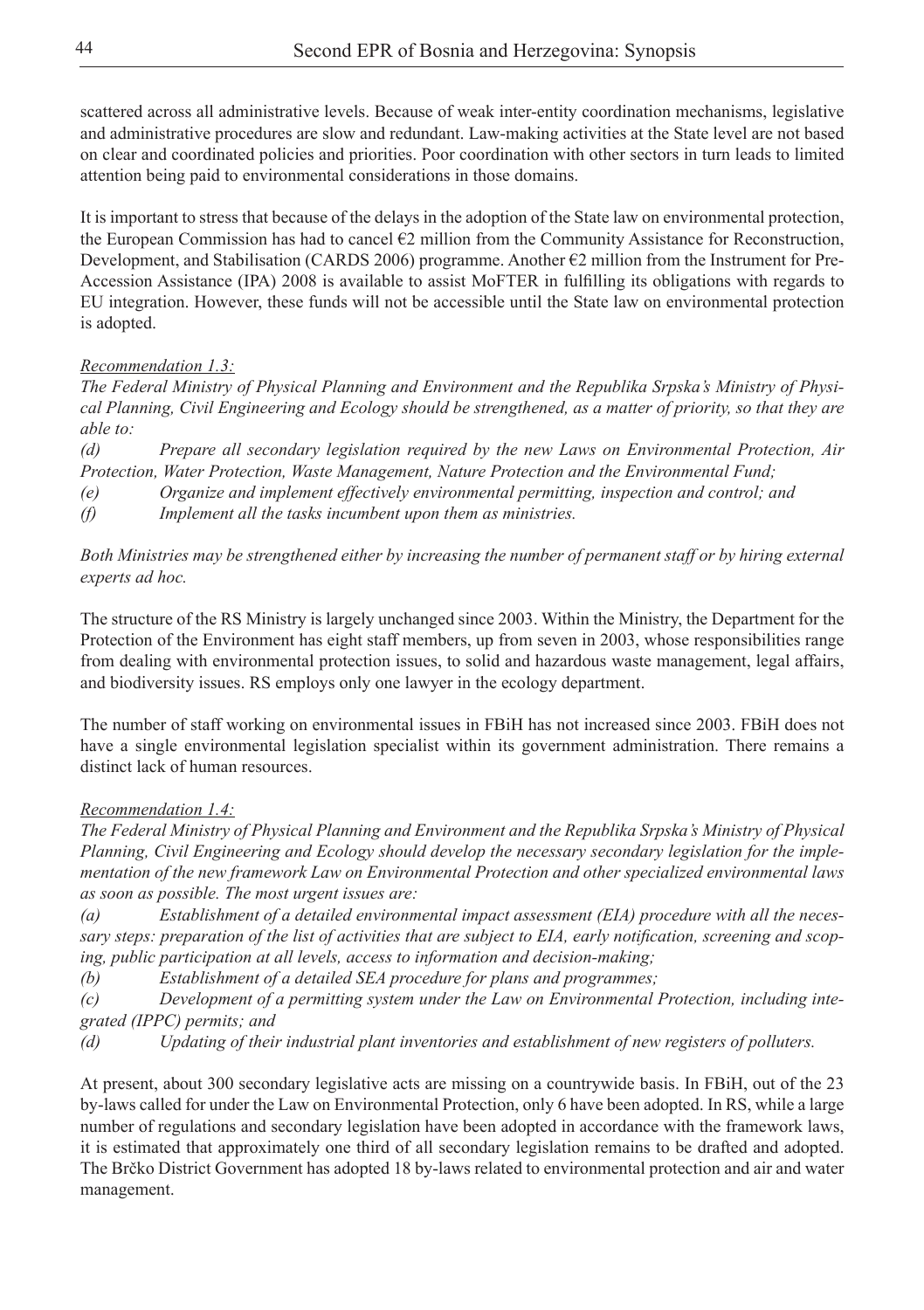scattered across all administrative levels. Because of weak inter-entity coordination mechanisms, legislative and administrative procedures are slow and redundant. Law-making activities at the State level are not based on clear and coordinated policies and priorities. Poor coordination with other sectors in turn leads to limited attention being paid to environmental considerations in those domains.

It is important to stress that because of the delays in the adoption of the State law on environmental protection, the European Commission has had to cancel €2 million from the Community Assistance for Reconstruction, Development, and Stabilisation (CARDS 2006) programme. Another €2 million from the Instrument for Pre-Accession Assistance (IPA) 2008 is available to assist MoFTER in fulfilling its obligations with regards to EU integration. However, these funds will not be accessible until the State law on environmental protection is adopted.

*Recommendation 1.3:*

*The Federal Ministry of Physical Planning and Environment and the Republika Srpska's Ministry of Physical Planning, Civil Engineering and Ecology should be strengthened, as a matter of priority, so that they are able to:*

*(d) Prepare all secondary legislation required by the new Laws on Environmental Protection, Air Protection, Water Protection, Waste Management, Nature Protection and the Environmental Fund;*

*(e) Organize and implement effectively environmental permitting, inspection and control; and*

*(f) Implement all the tasks incumbent upon them as ministries.*

*Both Ministries may be strengthened either by increasing the number of permanent staff or by hiring external experts ad hoc.*

The structure of the RS Ministry is largely unchanged since 2003. Within the Ministry, the Department for the Protection of the Environment has eight staff members, up from seven in 2003, whose responsibilities range from dealing with environmental protection issues, to solid and hazardous waste management, legal affairs, and biodiversity issues. RS employs only one lawyer in the ecology department.

The number of staff working on environmental issues in FBiH has not increased since 2003. FBiH does not have a single environmental legislation specialist within its government administration. There remains a distinct lack of human resources.

*Recommendation 1.4:*

*The Federal Ministry of Physical Planning and Environment and the Republika Srpska's Ministry of Physical Planning, Civil Engineering and Ecology should develop the necessary secondary legislation for the implementation of the new framework Law on Environmental Protection and other specialized environmental laws as soon as possible. The most urgent issues are:*

*(a) Establishment of a detailed environmental impact assessment (EIA) procedure with all the necessary steps: preparation of the list of activities that are subject to EIA, early notification, screening and scoping, public participation at all levels, access to information and decision-making;*

*(b) Establishment of a detailed SEA procedure for plans and programmes;*

*(c) Development of a permitting system under the Law on Environmental Protection, including integrated (IPPC) permits; and*

*(d) Updating of their industrial plant inventories and establishment of new registers of polluters.*

At present, about 300 secondary legislative acts are missing on a countrywide basis. In FBiH, out of the 23 by-laws called for under the Law on Environmental Protection, only 6 have been adopted. In RS, while a large number of regulations and secondary legislation have been adopted in accordance with the framework laws, it is estimated that approximately one third of all secondary legislation remains to be drafted and adopted. The Brčko District Government has adopted 18 by-laws related to environmental protection and air and water management.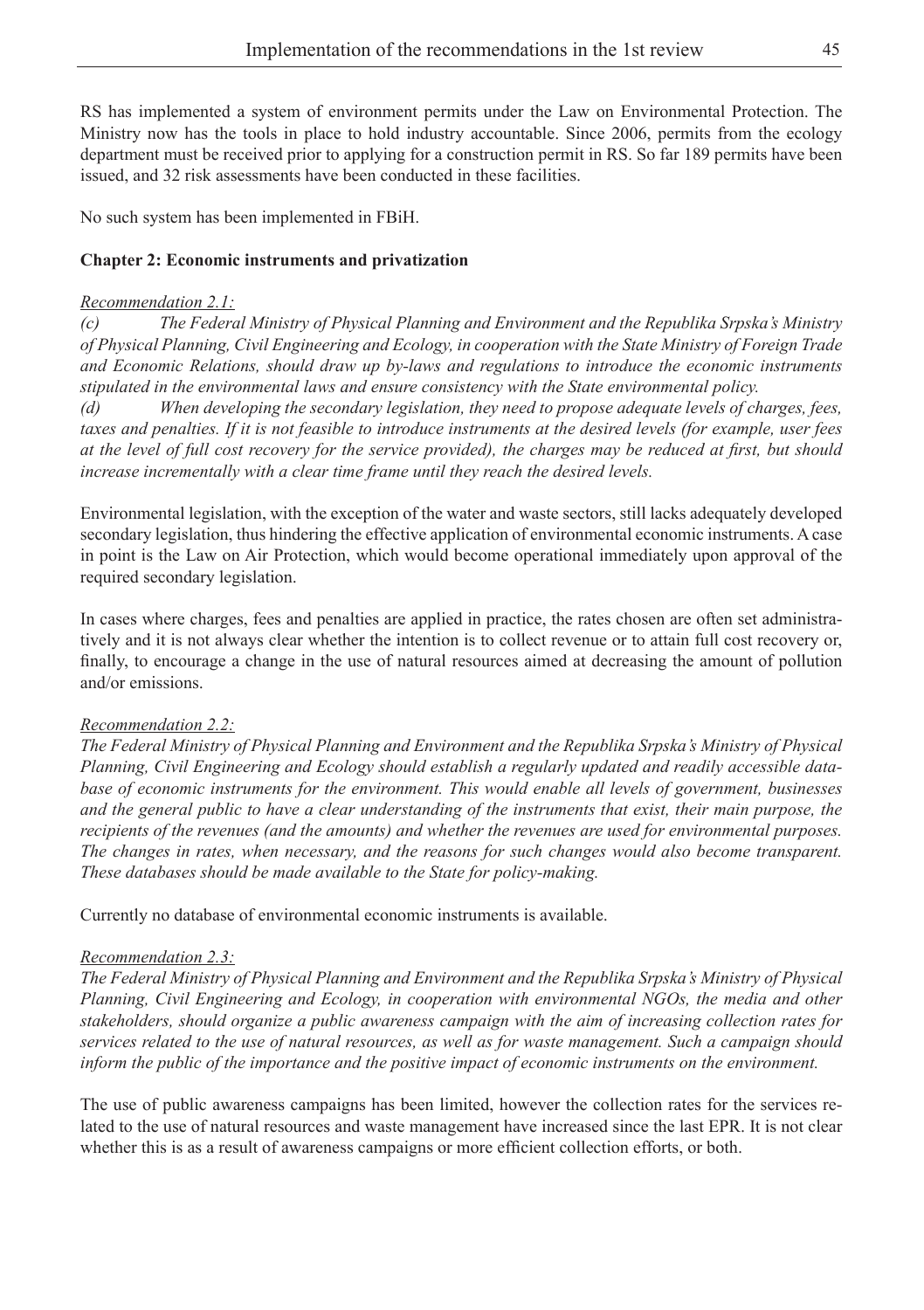RS has implemented a system of environment permits under the Law on Environmental Protection. The Ministry now has the tools in place to hold industry accountable. Since 2006, permits from the ecology department must be received prior to applying for a construction permit in RS. So far 189 permits have been issued, and 32 risk assessments have been conducted in these facilities.

No such system has been implemented in FBiH.

**Chapter 2: Economic instruments and privatization**

*Recommendation 2.1:*

*(c) The Federal Ministry of Physical Planning and Environment and the Republika Srpska's Ministry of Physical Planning, Civil Engineering and Ecology, in cooperation with the State Ministry of Foreign Trade and Economic Relations, should draw up by-laws and regulations to introduce the economic instruments stipulated in the environmental laws and ensure consistency with the State environmental policy.*

*(d) When developing the secondary legislation, they need to propose adequate levels of charges, fees, taxes and penalties. If it is not feasible to introduce instruments at the desired levels (for example, user fees at the level of full cost recovery for the service provided), the charges may be reduced at first, but should increase incrementally with a clear time frame until they reach the desired levels.*

Environmental legislation, with the exception of the water and waste sectors, still lacks adequately developed secondary legislation, thus hindering the effective application of environmental economic instruments. A case in point is the Law on Air Protection, which would become operational immediately upon approval of the required secondary legislation.

In cases where charges, fees and penalties are applied in practice, the rates chosen are often set administratively and it is not always clear whether the intention is to collect revenue or to attain full cost recovery or, finally, to encourage a change in the use of natural resources aimed at decreasing the amount of pollution and/or emissions.

*Recommendation 2.2:*

*The Federal Ministry of Physical Planning and Environment and the Republika Srpska's Ministry of Physical Planning, Civil Engineering and Ecology should establish a regularly updated and readily accessible database of economic instruments for the environment. This would enable all levels of government, businesses and the general public to have a clear understanding of the instruments that exist, their main purpose, the recipients of the revenues (and the amounts) and whether the revenues are used for environmental purposes. The changes in rates, when necessary, and the reasons for such changes would also become transparent. These databases should be made available to the State for policy-making.*

Currently no database of environmental economic instruments is available.

*Recommendation 2.3:*

*The Federal Ministry of Physical Planning and Environment and the Republika Srpska's Ministry of Physical Planning, Civil Engineering and Ecology, in cooperation with environmental NGOs, the media and other stakeholders, should organize a public awareness campaign with the aim of increasing collection rates for services related to the use of natural resources, as well as for waste management. Such a campaign should inform the public of the importance and the positive impact of economic instruments on the environment.*

The use of public awareness campaigns has been limited, however the collection rates for the services related to the use of natural resources and waste management have increased since the last EPR. It is not clear whether this is as a result of awareness campaigns or more efficient collection efforts, or both.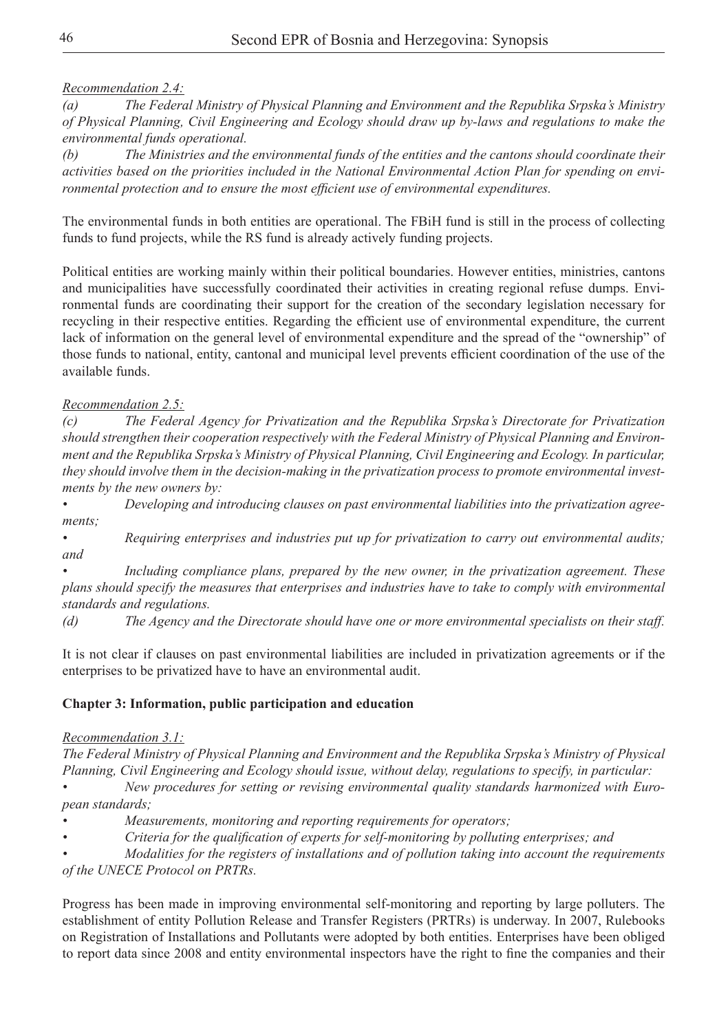*Recommendation 2.4:*

*(a) The Federal Ministry of Physical Planning and Environment and the Republika Srpska's Ministry of Physical Planning, Civil Engineering and Ecology should draw up by-laws and regulations to make the environmental funds operational.*

*(b) The Ministries and the environmental funds of the entities and the cantons should coordinate their activities based on the priorities included in the National Environmental Action Plan for spending on environmental protection and to ensure the most efficient use of environmental expenditures.*

The environmental funds in both entities are operational. The FBiH fund is still in the process of collecting funds to fund projects, while the RS fund is already actively funding projects.

Political entities are working mainly within their political boundaries. However entities, ministries, cantons and municipalities have successfully coordinated their activities in creating regional refuse dumps. Environmental funds are coordinating their support for the creation of the secondary legislation necessary for recycling in their respective entities. Regarding the efficient use of environmental expenditure, the current lack of information on the general level of environmental expenditure and the spread of the "ownership" of those funds to national, entity, cantonal and municipal level prevents efficient coordination of the use of the available funds.

*Recommendation 2.5:*

*(c) The Federal Agency for Privatization and the Republika Srpska's Directorate for Privatization should strengthen their cooperation respectively with the Federal Ministry of Physical Planning and Environment and the Republika Srpska's Ministry of Physical Planning, Civil Engineering and Ecology. In particular, they should involve them in the decision-making in the privatization process to promote environmental investments by the new owners by:*

- *Developing and introducing clauses on past environmental liabilities into the privatization agreements;*
- *Requiring enterprises and industries put up for privatization to carry out environmental audits; and*
- *Including compliance plans, prepared by the new owner, in the privatization agreement. These plans should specify the measures that enterprises and industries have to take to comply with environmental standards and regulations.*

*(d) The Agency and the Directorate should have one or more environmental specialists on their staff.*

It is not clear if clauses on past environmental liabilities are included in privatization agreements or if the enterprises to be privatized have to have an environmental audit.

**Chapter 3: Information, public participation and education**

*Recommendation 3.1:*

*The Federal Ministry of Physical Planning and Environment and the Republika Srpska's Ministry of Physical Planning, Civil Engineering and Ecology should issue, without delay, regulations to specify, in particular:*

- *New procedures for setting or revising environmental quality standards harmonized with European standards;*
- *Measurements, monitoring and reporting requirements for operators;*
- *Criteria for the qualification of experts for self-monitoring by polluting enterprises; and*
- *Modalities for the registers of installations and of pollution taking into account the requirements of the UNECE Protocol on PRTRs.*

Progress has been made in improving environmental self-monitoring and reporting by large polluters. The establishment of entity Pollution Release and Transfer Registers (PRTRs) is underway. In 2007, Rulebooks on Registration of Installations and Pollutants were adopted by both entities. Enterprises have been obliged to report data since 2008 and entity environmental inspectors have the right to fine the companies and their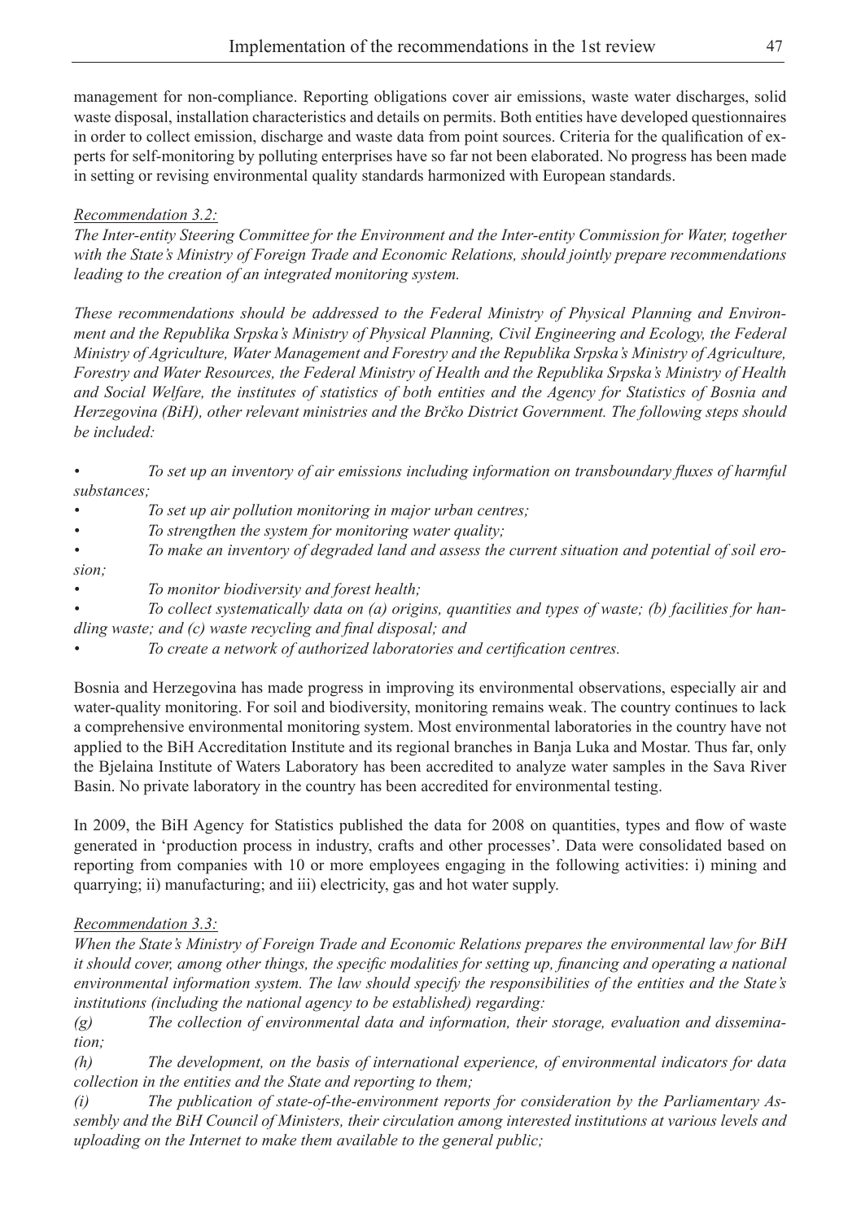management for non-compliance. Reporting obligations cover air emissions, waste water discharges, solid waste disposal, installation characteristics and details on permits. Both entities have developed questionnaires in order to collect emission, discharge and waste data from point sources. Criteria for the qualification of experts for self-monitoring by polluting enterprises have so far not been elaborated. No progress has been made in setting or revising environmental quality standards harmonized with European standards.

*Recommendation 3.2:*

*The Inter-entity Steering Committee for the Environment and the Inter-entity Commission for Water, together with the State's Ministry of Foreign Trade and Economic Relations, should jointly prepare recommendations leading to the creation of an integrated monitoring system.*

*These recommendations should be addressed to the Federal Ministry of Physical Planning and Environment and the Republika Srpska's Ministry of Physical Planning, Civil Engineering and Ecology, the Federal Ministry of Agriculture, Water Management and Forestry and the Republika Srpska's Ministry of Agriculture, Forestry and Water Resources, the Federal Ministry of Health and the Republika Srpska's Ministry of Health and Social Welfare, the institutes of statistics of both entities and the Agency for Statistics of Bosnia and Herzegovina (BiH), other relevant ministries and the Brčko District Government. The following steps should be included:*

- *To set up an inventory of air emissions including information on transboundary fluxes of harmful substances;*
- *To set up air pollution monitoring in major urban centres;*
- *To strengthen the system for monitoring water quality;*
- *To make an inventory of degraded land and assess the current situation and potential of soil erosion;*
- *To monitor biodiversity and forest health;*
- *To collect systematically data on (a) origins, quantities and types of waste; (b) facilities for handling waste; and (c) waste recycling and final disposal; and*
- *To create a network of authorized laboratories and certification centres.*

Bosnia and Herzegovina has made progress in improving its environmental observations, especially air and water-quality monitoring. For soil and biodiversity, monitoring remains weak. The country continues to lack a comprehensive environmental monitoring system. Most environmental laboratories in the country have not applied to the BiH Accreditation Institute and its regional branches in Banja Luka and Mostar. Thus far, only the Bjelaina Institute of Waters Laboratory has been accredited to analyze water samples in the Sava River Basin. No private laboratory in the country has been accredited for environmental testing.

In 2009, the BiH Agency for Statistics published the data for 2008 on quantities, types and flow of waste generated in 'production process in industry, crafts and other processes'. Data were consolidated based on reporting from companies with 10 or more employees engaging in the following activities: i) mining and quarrying; ii) manufacturing; and iii) electricity, gas and hot water supply.

*Recommendation 3.3:*

*When the State's Ministry of Foreign Trade and Economic Relations prepares the environmental law for BiH it should cover, among other things, the specific modalities for setting up, financing and operating a national environmental information system. The law should specify the responsibilities of the entities and the State's institutions (including the national agency to be established) regarding:*

*(g) The collection of environmental data and information, their storage, evaluation and dissemination;*

*(h) The development, on the basis of international experience, of environmental indicators for data collection in the entities and the State and reporting to them;*

*(i) The publication of state-of-the-environment reports for consideration by the Parliamentary Assembly and the BiH Council of Ministers, their circulation among interested institutions at various levels and uploading on the Internet to make them available to the general public;*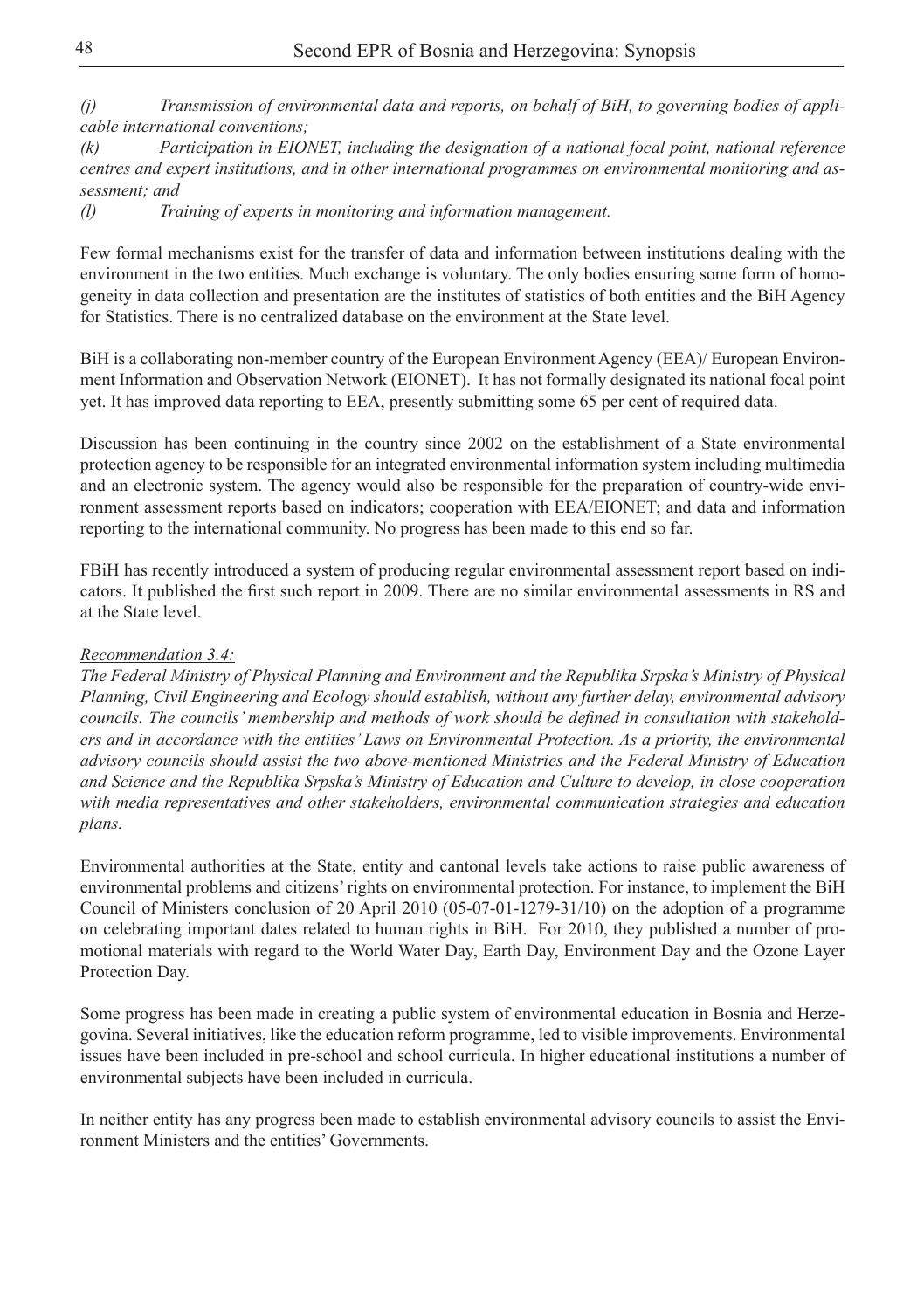*(j) Transmission of environmental data and reports, on behalf of BiH, to governing bodies of applicable international conventions;*

*(k) Participation in EIONET, including the designation of a national focal point, national reference centres and expert institutions, and in other international programmes on environmental monitoring and assessment; and*

*(l) Training of experts in monitoring and information management.*

Few formal mechanisms exist for the transfer of data and information between institutions dealing with the environment in the two entities. Much exchange is voluntary. The only bodies ensuring some form of homogeneity in data collection and presentation are the institutes of statistics of both entities and the BiH Agency for Statistics. There is no centralized database on the environment at the State level.

BiH is a collaborating non-member country of the European Environment Agency (EEA)/ European Environment Information and Observation Network (EIONET). It has not formally designated its national focal point yet. It has improved data reporting to EEA, presently submitting some 65 per cent of required data.

Discussion has been continuing in the country since 2002 on the establishment of a State environmental protection agency to be responsible for an integrated environmental information system including multimedia and an electronic system. The agency would also be responsible for the preparation of country-wide environment assessment reports based on indicators; cooperation with EEA/EIONET; and data and information reporting to the international community. No progress has been made to this end so far.

FBiH has recently introduced a system of producing regular environmental assessment report based on indicators. It published the first such report in 2009. There are no similar environmental assessments in RS and at the State level.

*<u>Recommendation 3.4:</u>*

*The Federal Ministry of Physical Planning and Environment and the Republika Srpska's Ministry of Physical Planning, Civil Engineering and Ecology should establish, without any further delay, environmental advisory councils. The councils' membership and methods of work should be defined in consultation with stakeholders and in accordance with the entities' Laws on Environmental Protection. As a priority, the environmental advisory councils should assist the two above-mentioned Ministries and the Federal Ministry of Education and Science and the Republika Srpska's Ministry of Education and Culture to develop, in close cooperation with media representatives and other stakeholders, environmental communication strategies and education plans.*

Environmental authorities at the State, entity and cantonal levels take actions to raise public awareness of environmental problems and citizens' rights on environmental protection. For instance, to implement the BiH Council of Ministers conclusion of 20 April 2010 (05-07-01-1279-31/10) on the adoption of a programme on celebrating important dates related to human rights in BiH. For 2010, they published a number of promotional materials with regard to the World Water Day, Earth Day, Environment Day and the Ozone Layer Protection Day.

Some progress has been made in creating a public system of environmental education in Bosnia and Herzegovina. Several initiatives, like the education reform programme, led to visible improvements. Environmental issues have been included in pre-school and school curricula. In higher educational institutions a number of environmental subjects have been included in curricula.

In neither entity has any progress been made to establish environmental advisory councils to assist the Environment Ministers and the entities' Governments.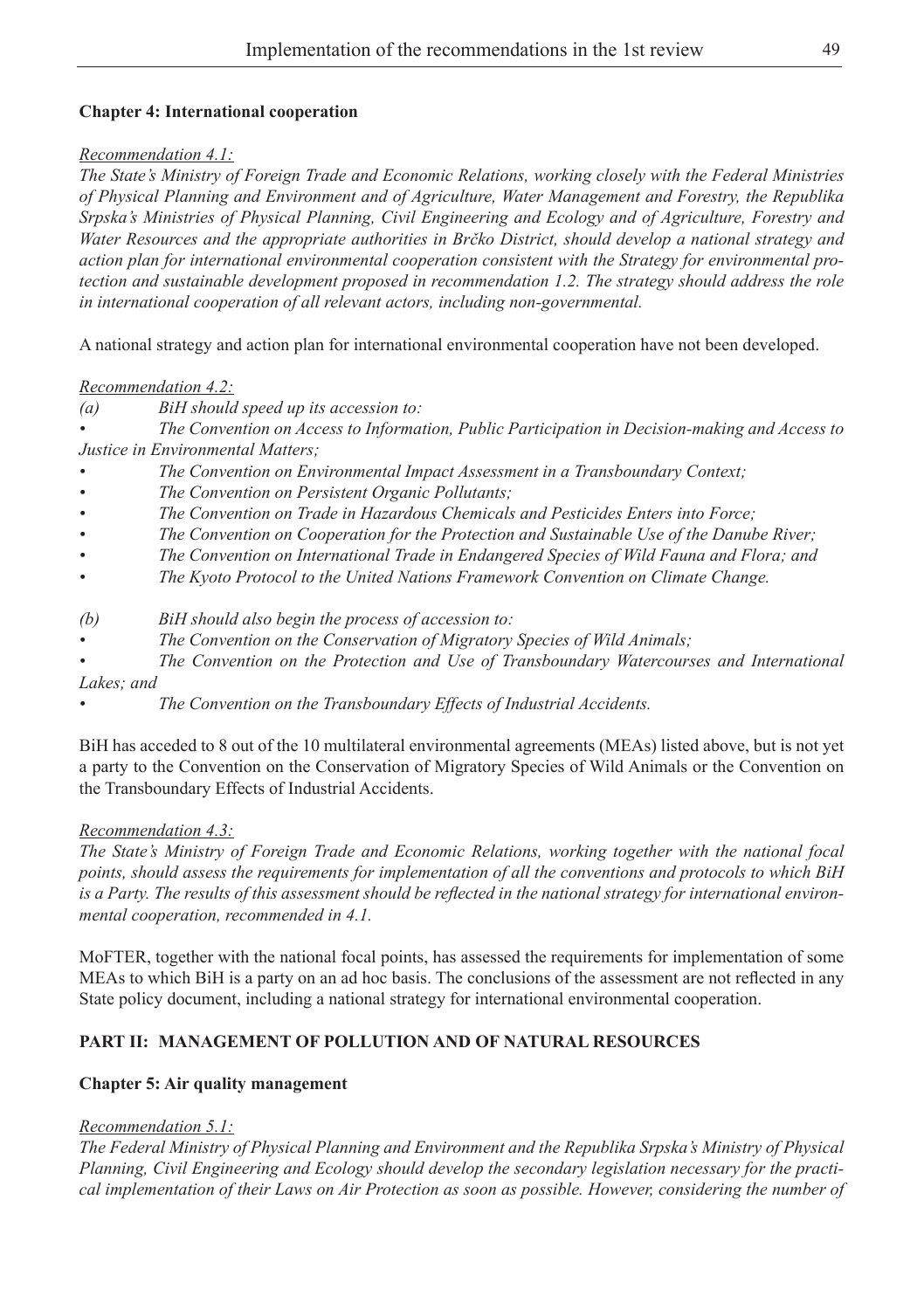**Chapter 4: International cooperation**

*Recommendation 4.1:*

*The State's Ministry of Foreign Trade and Economic Relations, working closely with the Federal Ministries of Physical Planning and Environment and of Agriculture, Water Management and Forestry, the Republika Srpska's Ministries of Physical Planning, Civil Engineering and Ecology and of Agriculture, Forestry and Water Resources and the appropriate authorities in Brčko District, should develop a national strategy and action plan for international environmental cooperation consistent with the Strategy for environmental protection and sustainable development proposed in recommendation 1.2. The strategy should address the role in international cooperation of all relevant actors, including non-governmental.*

A national strategy and action plan for international environmental cooperation have not been developed.

*Recommendation 4.2:*

*(a) BiH should speed up its accession to:*

- *The Convention on Access to Information, Public Participation in Decision-making and Access to Justice in Environmental Matters;*
- *The Convention on Environmental Impact Assessment in a Transboundary Context;*
- *The Convention on Persistent Organic Pollutants;*
- *The Convention on Trade in Hazardous Chemicals and Pesticides Enters into Force;*
- *The Convention on Cooperation for the Protection and Sustainable Use of the Danube River;*
- *The Convention on International Trade in Endangered Species of Wild Fauna and Flora; and*
- *The Kyoto Protocol to the United Nations Framework Convention on Climate Change.*

*(b) BiH should also begin the process of accession to:*

- *The Convention on the Conservation of Migratory Species of Wild Animals;*
- *The Convention on the Protection and Use of Transboundary Watercourses and International Lakes; and*
- *The Convention on the Transboundary Effects of Industrial Accidents.*

BiH has acceded to 8 out of the 10 multilateral environmental agreements (MEAs) listed above, but is not yet a party to the Convention on the Conservation of Migratory Species of Wild Animals or the Convention on the Transboundary Effects of Industrial Accidents.

*Recommendation 4.3:*

*The State's Ministry of Foreign Trade and Economic Relations, working together with the national focal points, should assess the requirements for implementation of all the conventions and protocols to which BiH is a Party. The results of this assessment should be reflected in the national strategy for international environmental cooperation, recommended in 4.1.*

MoFTER, together with the national focal points, has assessed the requirements for implementation of some MEAs to which BiH is a party on an ad hoc basis. The conclusions of the assessment are not reflected in any State policy document, including a national strategy for international environmental cooperation.

## PART II: MANAGEMENT OF POLLUTION AND OF NATURAL RESOURCES

**Chapter 5: Air quality management**

*Recommendation 5.1:*

*The Federal Ministry of Physical Planning and Environment and the Republika Srpska's Ministry of Physical Planning, Civil Engineering and Ecology should develop the secondary legislation necessary for the practical implementation of their Laws on Air Protection as soon as possible. However, considering the number of*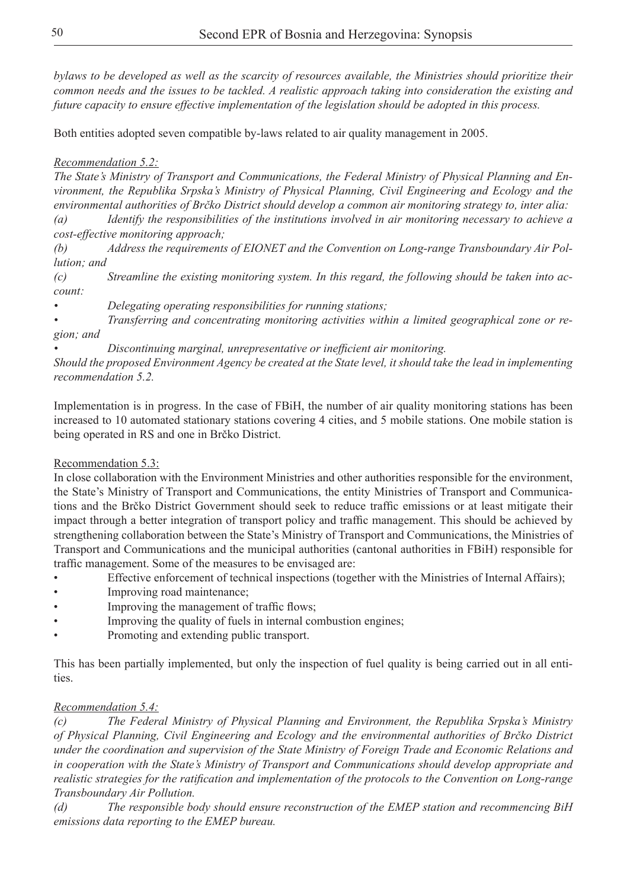*bylaws to be developed as well as the scarcity of resources available, the Ministries should prioritize their common needs and the issues to be tackled. A realistic approach taking into consideration the existing and future capacity to ensure effective implementation of the legislation should be adopted in this process.*

Both entities adopted seven compatible by-laws related to air quality management in 2005.

*Recommendation 5.2:*

*The State's Ministry of Transport and Communications, the Federal Ministry of Physical Planning and Environment, the Republika Srpska's Ministry of Physical Planning, Civil Engineering and Ecology and the environmental authorities of Brčko District should develop a common air monitoring strategy to, inter alia:*

*(a) Identify the responsibilities of the institutions involved in air monitoring necessary to achieve a cost-effective monitoring approach;*

*(b) Address the requirements of EIONET and the Convention on Long-range Transboundary Air Pollution; and*

*(c) Streamline the existing monitoring system. In this regard, the following should be taken into account:*

- *Delegating operating responsibilities for running stations;*
- *Transferring and concentrating monitoring activities within a limited geographical zone or region; and*
- *Discontinuing marginal, unrepresentative or inefficient air monitoring.*

*Should the proposed Environment Agency be created at the State level, it should take the lead in implementing recommendation 5.2.*

Implementation is in progress. In the case of FBiH, the number of air quality monitoring stations has been increased to 10 automated stationary stations covering 4 cities, and 5 mobile stations. One mobile station is being operated in RS and one in Brčko District.

Recommendation 5.3:

In close collaboration with the Environment Ministries and other authorities responsible for the environment, the State's Ministry of Transport and Communications, the entity Ministries of Transport and Communications and the Brčko District Government should seek to reduce traffic emissions or at least mitigate their impact through a better integration of transport policy and traffic management. This should be achieved by strengthening collaboration between the State's Ministry of Transport and Communications, the Ministries of Transport and Communications and the municipal authorities (cantonal authorities in FBiH) responsible for traffic management. Some of the measures to be envisaged are:

- Effective enforcement of technical inspections (together with the Ministries of Internal Affairs);
- Improving road maintenance;
- Improving the management of traffic flows;
- Improving the quality of fuels in internal combustion engines;
- Promoting and extending public transport.

This has been partially implemented, but only the inspection of fuel quality is being carried out in all entities.

*Recommendation 5.4:*

*(c) The Federal Ministry of Physical Planning and Environment, the Republika Srpska's Ministry of Physical Planning, Civil Engineering and Ecology and the environmental authorities of Brčko District under the coordination and supervision of the State Ministry of Foreign Trade and Economic Relations and in cooperation with the State's Ministry of Transport and Communications should develop appropriate and realistic strategies for the ratification and implementation of the protocols to the Convention on Long-range Transboundary Air Pollution.*

*(d) The responsible body should ensure reconstruction of the EMEP station and recommencing BiH emissions data reporting to the EMEP bureau.*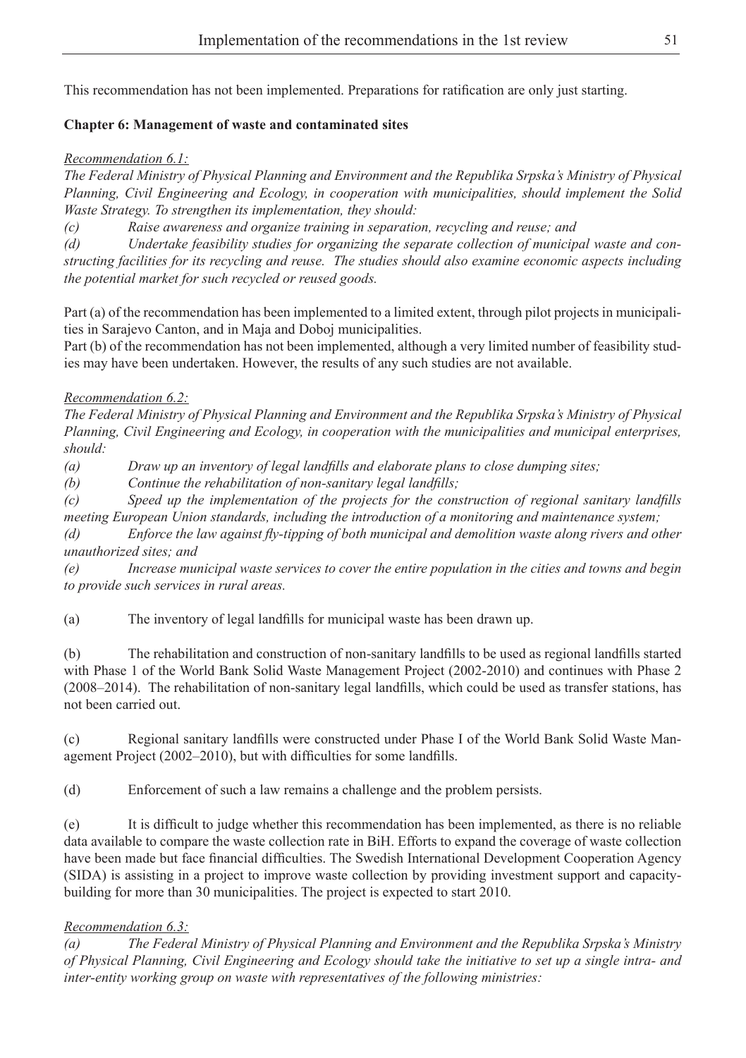This recommendation has not been implemented. Preparations for ratification are only just starting.

**Chapter 6: Management of waste and contaminated sites**

*Recommendation 6.1:*

*The Federal Ministry of Physical Planning and Environment and the Republika Srpska's Ministry of Physical Planning, Civil Engineering and Ecology, in cooperation with municipalities, should implement the Solid Waste Strategy. To strengthen its implementation, they should:*

*(c) Raise awareness and organize training in separation, recycling and reuse; and*

*(d) Undertake feasibility studies for organizing the separate collection of municipal waste and constructing facilities for its recycling and reuse. The studies should also examine economic aspects including the potential market for such recycled or reused goods.*

Part (a) of the recommendation has been implemented to a limited extent, through pilot projects in municipalities in Sarajevo Canton, and in Maja and Doboj municipalities.

Part (b) of the recommendation has not been implemented, although a very limited number of feasibility studies may have been undertaken. However, the results of any such studies are not available.

*Recommendation 6.2:*

*The Federal Ministry of Physical Planning and Environment and the Republika Srpska's Ministry of Physical Planning, Civil Engineering and Ecology, in cooperation with the municipalities and municipal enterprises, should:*

*(a) Draw up an inventory of legal landfills and elaborate plans to close dumping sites;*

*(b) Continue the rehabilitation of non-sanitary legal landfills;*

*(c) Speed up the implementation of the projects for the construction of regional sanitary landfills meeting European Union standards, including the introduction of a monitoring and maintenance system;*

*(d) Enforce the law against fly-tipping of both municipal and demolition waste along rivers and other unauthorized sites; and*

*(e) Increase municipal waste services to cover the entire population in the cities and towns and begin to provide such services in rural areas.*

(a) The inventory of legal landfills for municipal waste has been drawn up.

(b) The rehabilitation and construction of non-sanitary landfills to be used as regional landfills started with Phase 1 of the World Bank Solid Waste Management Project (2002-2010) and continues with Phase 2 (2008–2014). The rehabilitation of non-sanitary legal landfills, which could be used as transfer stations, has not been carried out.

(c) Regional sanitary landfills were constructed under Phase I of the World Bank Solid Waste Management Project (2002–2010), but with difficulties for some landfills.

(d) Enforcement of such a law remains a challenge and the problem persists.

(e) It is difficult to judge whether this recommendation has been implemented, as there is no reliable data available to compare the waste collection rate in BiH. Efforts to expand the coverage of waste collection have been made but face financial difficulties. The Swedish International Development Cooperation Agency (SIDA) is assisting in a project to improve waste collection by providing investment support and capacity-building for more than 30 municipalities. The project is expected to start 2010.

*Recommendation 6.3:*

*(a) The Federal Ministry of Physical Planning and Environment and the Republika Srpska's Ministry of Physical Planning, Civil Engineering and Ecology should take the initiative to set up a single intra- and inter-entity working group on waste with representatives of the following ministries:*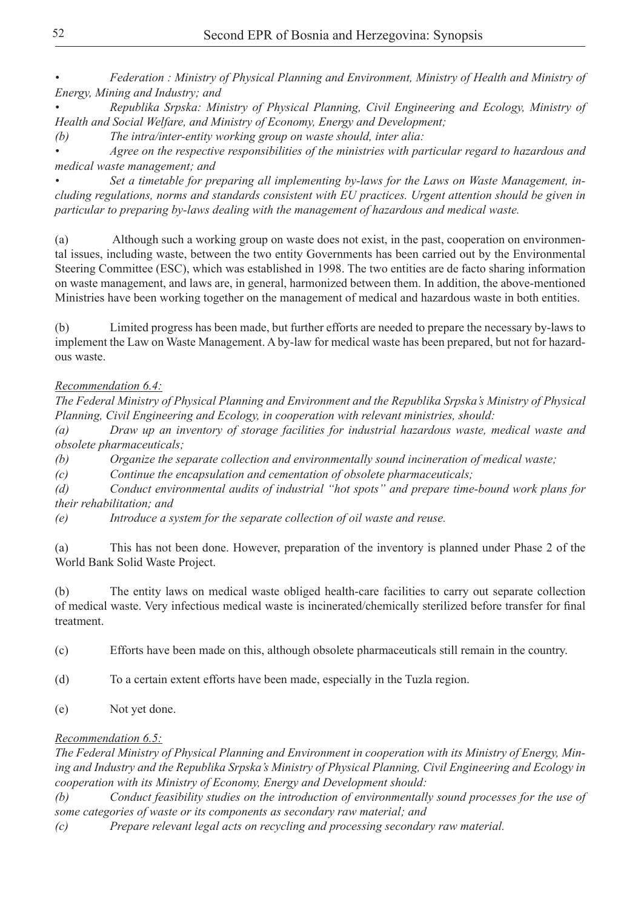*• Federation : Ministry of Physical Planning and Environment, Ministry of Health and Ministry of Energy, Mining and Industry; and*

*• Republika Srpska: Ministry of Physical Planning, Civil Engineering and Ecology, Ministry of Health and Social Welfare, and Ministry of Economy, Energy and Development;*

*(b) The intra/inter-entity working group on waste should, inter alia:*

*• Agree on the respective responsibilities of the ministries with particular regard to hazardous and medical waste management; and*

*• Set a timetable for preparing all implementing by-laws for the Laws on Waste Management, including regulations, norms and standards consistent with EU practices. Urgent attention should be given in particular to preparing by-laws dealing with the management of hazardous and medical waste.*

(a) Although such a working group on waste does not exist, in the past, cooperation on environmental issues, including waste, between the two entity Governments has been carried out by the Environmental Steering Committee (ESC), which was established in 1998. The two entities are de facto sharing information on waste management, and laws are, in general, harmonized between them. In addition, the above-mentioned Ministries have been working together on the management of medical and hazardous waste in both entities.

(b) Limited progress has been made, but further efforts are needed to prepare the necessary by-laws to implement the Law on Waste Management. A by-law for medical waste has been prepared, but not for hazardous waste.

*Recommendation 6.4:*

*The Federal Ministry of Physical Planning and Environment and the Republika Srpska's Ministry of Physical Planning, Civil Engineering and Ecology, in cooperation with relevant ministries, should:*

*(a) Draw up an inventory of storage facilities for industrial hazardous waste, medical waste and obsolete pharmaceuticals;*

*(b) Organize the separate collection and environmentally sound incineration of medical waste;*

*(c) Continue the encapsulation and cementation of obsolete pharmaceuticals;*

*(d) Conduct environmental audits of industrial "hot spots" and prepare time-bound work plans for their rehabilitation; and*

*(e) Introduce a system for the separate collection of oil waste and reuse.*

(a) This has not been done. However, preparation of the inventory is planned under Phase 2 of the World Bank Solid Waste Project.

(b) The entity laws on medical waste obliged health-care facilities to carry out separate collection of medical waste. Very infectious medical waste is incinerated/chemically sterilized before transfer for final treatment.

(c) Efforts have been made on this, although obsolete pharmaceuticals still remain in the country.

(d) To a certain extent efforts have been made, especially in the Tuzla region.

(e) Not yet done.

*Recommendation 6.5:*

*The Federal Ministry of Physical Planning and Environment in cooperation with its Ministry of Energy, Mining and Industry and the Republika Srpska's Ministry of Physical Planning, Civil Engineering and Ecology in cooperation with its Ministry of Economy, Energy and Development should:*

*(b) Conduct feasibility studies on the introduction of environmentally sound processes for the use of some categories of waste or its components as secondary raw material; and*

*(c) Prepare relevant legal acts on recycling and processing secondary raw material.*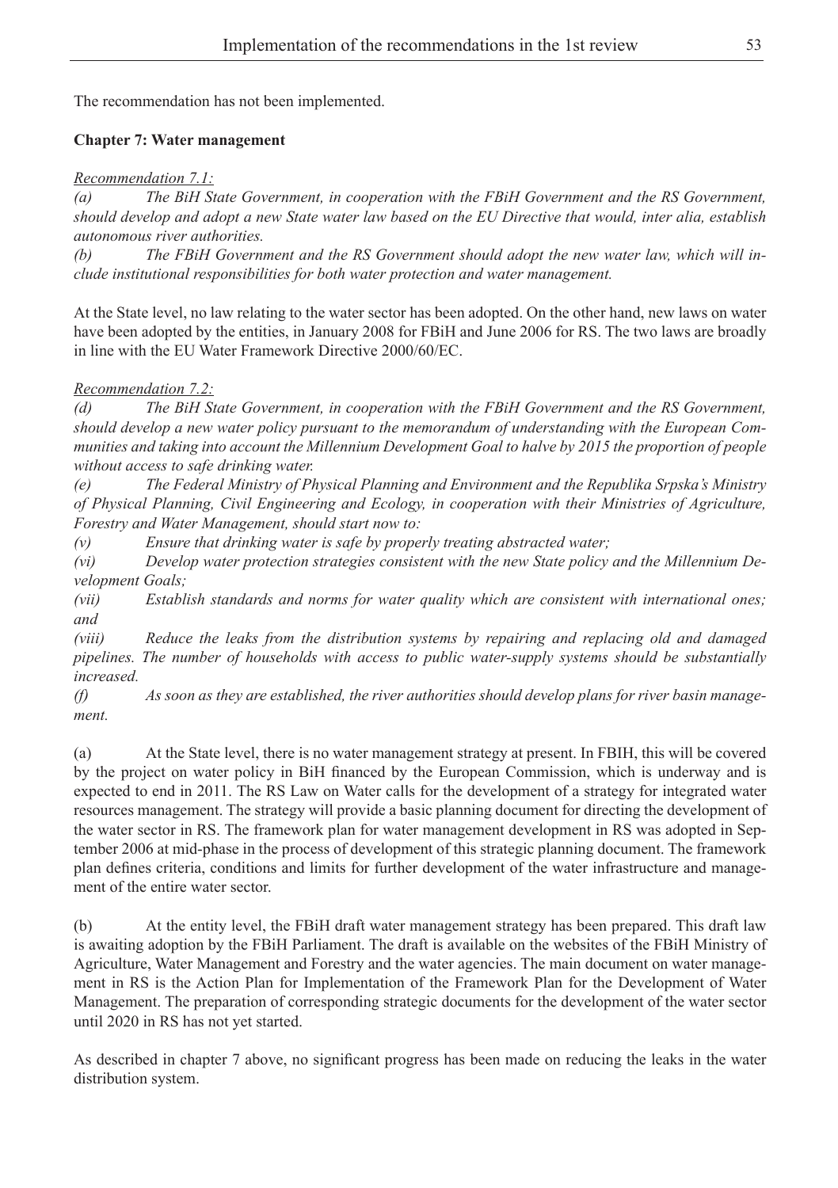The recommendation has not been implemented.

**Chapter 7: Water management**

*Recommendation 7.1:*

*(a) The BiH State Government, in cooperation with the FBiH Government and the RS Government, should develop and adopt a new State water law based on the EU Directive that would, inter alia, establish autonomous river authorities.*

*(b) The FBiH Government and the RS Government should adopt the new water law, which will include institutional responsibilities for both water protection and water management.*

At the State level, no law relating to the water sector has been adopted. On the other hand, new laws on water have been adopted by the entities, in January 2008 for FBiH and June 2006 for RS. The two laws are broadly in line with the EU Water Framework Directive 2000/60/EC.

*Recommendation 7.2:*

*(d) The BiH State Government, in cooperation with the FBiH Government and the RS Government, should develop a new water policy pursuant to the memorandum of understanding with the European Communities and taking into account the Millennium Development Goal to halve by 2015 the proportion of people without access to safe drinking water.*

*(e) The Federal Ministry of Physical Planning and Environment and the Republika Srpska's Ministry of Physical Planning, Civil Engineering and Ecology, in cooperation with their Ministries of Agriculture, Forestry and Water Management, should start now to:*

*(v) Ensure that drinking water is safe by properly treating abstracted water;*

*(vi) Develop water protection strategies consistent with the new State policy and the Millennium Development Goals;*

*(vii) Establish standards and norms for water quality which are consistent with international ones; and*

*(viii) Reduce the leaks from the distribution systems by repairing and replacing old and damaged pipelines. The number of households with access to public water-supply systems should be substantially increased.*

*(f) As soon as they are established, the river authorities should develop plans for river basin management.*

(a) At the State level, there is no water management strategy at present. In FBIH, this will be covered by the project on water policy in BiH financed by the European Commission, which is underway and is expected to end in 2011. The RS Law on Water calls for the development of a strategy for integrated water resources management. The strategy will provide a basic planning document for directing the development of the water sector in RS. The framework plan for water management development in RS was adopted in September 2006 at mid-phase in the process of development of this strategic planning document. The framework plan defines criteria, conditions and limits for further development of the water infrastructure and management of the entire water sector.

(b) At the entity level, the FBiH draft water management strategy has been prepared. This draft law is awaiting adoption by the FBiH Parliament. The draft is available on the websites of the FBiH Ministry of Agriculture, Water Management and Forestry and the water agencies. The main document on water management in RS is the Action Plan for Implementation of the Framework Plan for the Development of Water Management. The preparation of corresponding strategic documents for the development of the water sector until 2020 in RS has not yet started.

As described in chapter 7 above, no significant progress has been made on reducing the leaks in the water distribution system.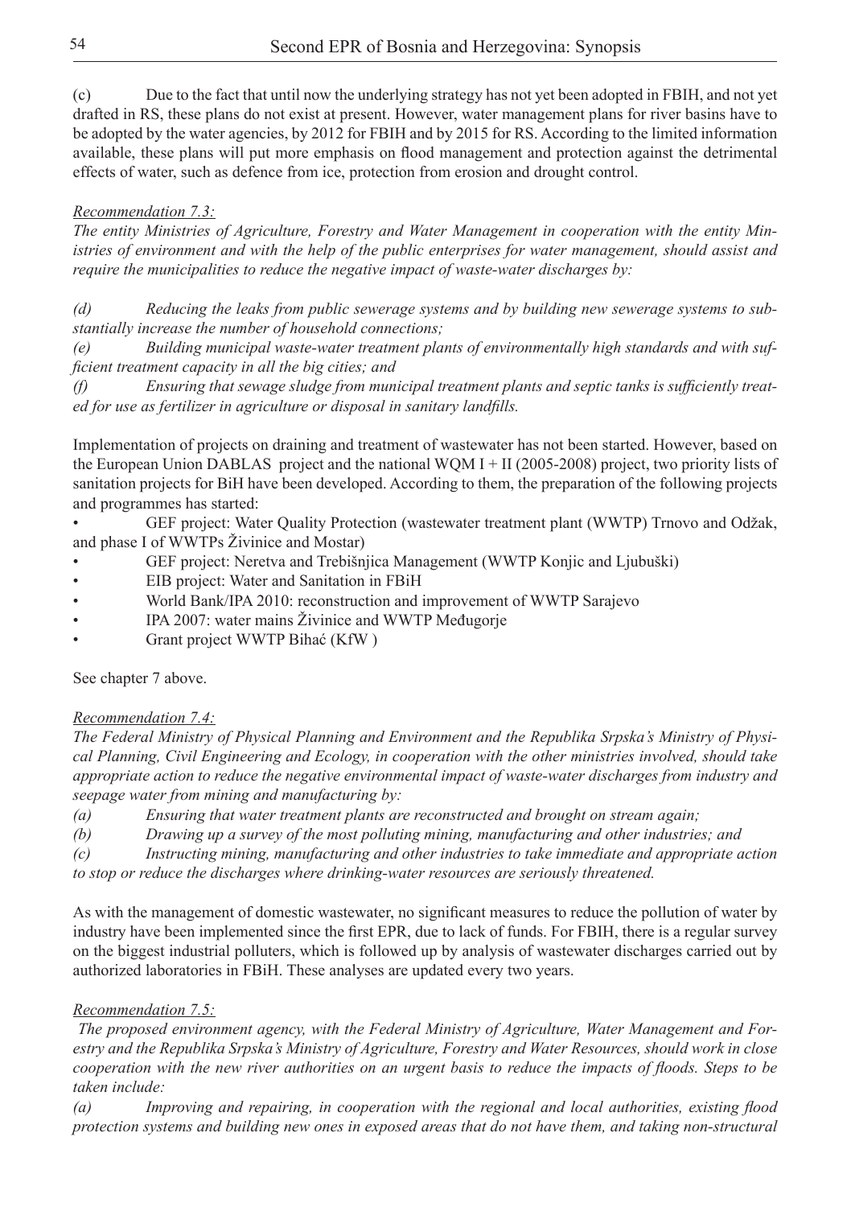(c) Due to the fact that until now the underlying strategy has not yet been adopted in FBIH, and not yet drafted in RS, these plans do not exist at present. However, water management plans for river basins have to be adopted by the water agencies, by 2012 for FBIH and by 2015 for RS. According to the limited information available, these plans will put more emphasis on flood management and protection against the detrimental effects of water, such as defence from ice, protection from erosion and drought control.

*Recommendation 7.3:*

*The entity Ministries of Agriculture, Forestry and Water Management in cooperation with the entity Ministries of environment and with the help of the public enterprises for water management, should assist and require the municipalities to reduce the negative impact of waste-water discharges by:*

*(d) Reducing the leaks from public sewerage systems and by building new sewerage systems to substantially increase the number of household connections;*
*(e) Building municipal waste-water treatment plants of environmentally high standards and with sufficient treatment capacity in all the big cities; and*
*(f) Ensuring that sewage sludge from municipal treatment plants and septic tanks is sufficiently treated for use as fertilizer in agriculture or disposal in sanitary landfills.*

Implementation of projects on draining and treatment of wastewater has not been started. However, based on the European Union DABLAS project and the national WQM I + II (2005-2008) project, two priority lists of sanitation projects for BiH have been developed. According to them, the preparation of the following projects and programmes has started:

- GEF project: Water Quality Protection (wastewater treatment plant (WWTP) Trnovo and Odžak, and phase I of WWTPs Živinice and Mostar)
- GEF project: Neretva and Trebišnjica Management (WWTP Konjic and Ljubuški)
- EIB project: Water and Sanitation in FBiH
- World Bank/IPA 2010: reconstruction and improvement of WWTP Sarajevo
- IPA 2007: water mains Živinice and WWTP Međugorje
- Grant project WWTP Bihać (KfW )

See chapter 7 above.

*Recommendation 7.4:*

*The Federal Ministry of Physical Planning and Environment and the Republika Srpska's Ministry of Physical Planning, Civil Engineering and Ecology, in cooperation with the other ministries involved, should take appropriate action to reduce the negative environmental impact of waste-water discharges from industry and seepage water from mining and manufacturing by:*

*(a) Ensuring that water treatment plants are reconstructed and brought on stream again;*
*(b) Drawing up a survey of the most polluting mining, manufacturing and other industries; and*
*(c) Instructing mining, manufacturing and other industries to take immediate and appropriate action to stop or reduce the discharges where drinking-water resources are seriously threatened.*

As with the management of domestic wastewater, no significant measures to reduce the pollution of water by industry have been implemented since the first EPR, due to lack of funds. For FBIH, there is a regular survey on the biggest industrial polluters, which is followed up by analysis of wastewater discharges carried out by authorized laboratories in FBiH. These analyses are updated every two years.

*Recommendation 7.5:*

*The proposed environment agency, with the Federal Ministry of Agriculture, Water Management and Forestry and the Republika Srpska's Ministry of Agriculture, Forestry and Water Resources, should work in close cooperation with the new river authorities on an urgent basis to reduce the impacts of floods. Steps to be taken include:*

*(a) Improving and repairing, in cooperation with the regional and local authorities, existing flood protection systems and building new ones in exposed areas that do not have them, and taking non-structural*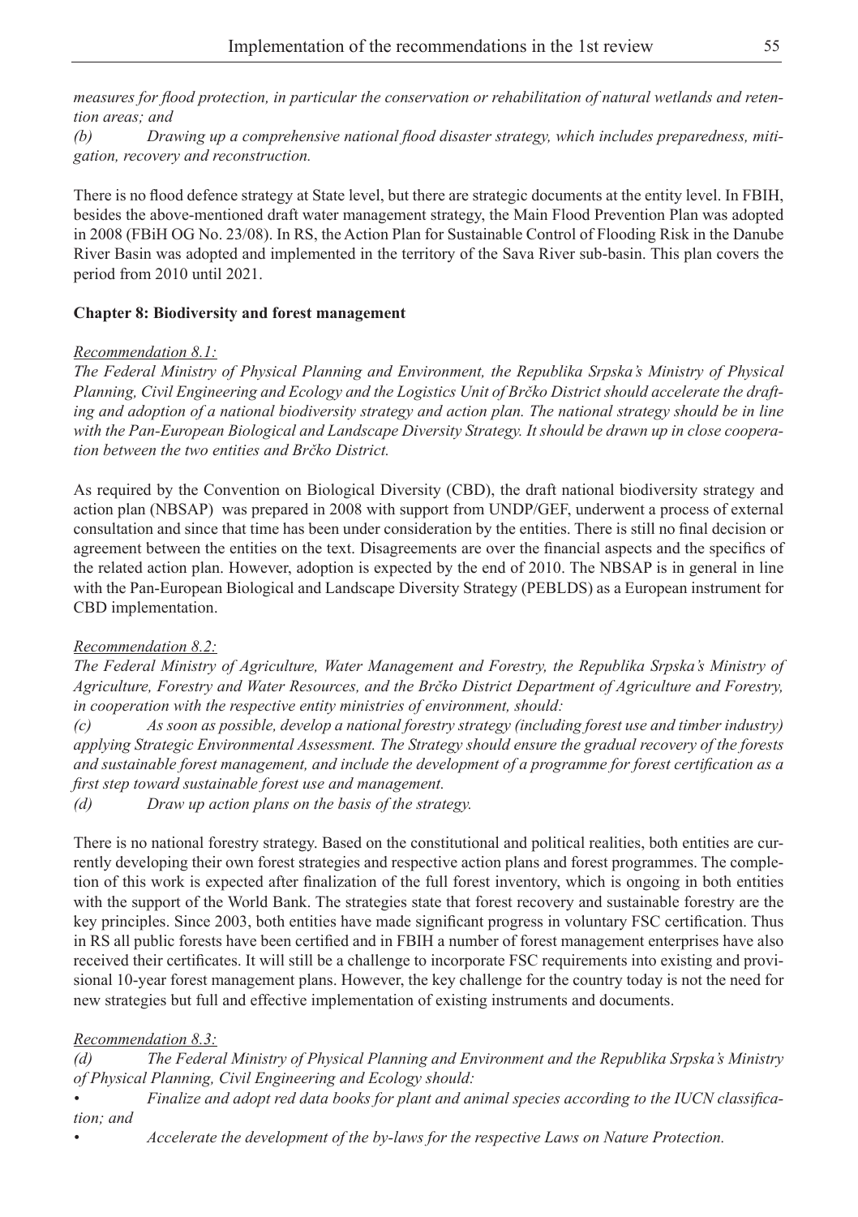*measures for flood protection, in particular the conservation or rehabilitation of natural wetlands and retention areas; and*

*(b) Drawing up a comprehensive national flood disaster strategy, which includes preparedness, mitigation, recovery and reconstruction.*

There is no flood defence strategy at State level, but there are strategic documents at the entity level. In FBIH, besides the above-mentioned draft water management strategy, the Main Flood Prevention Plan was adopted in 2008 (FBiH OG No. 23/08). In RS, the Action Plan for Sustainable Control of Flooding Risk in the Danube River Basin was adopted and implemented in the territory of the Sava River sub-basin. This plan covers the period from 2010 until 2021.

**Chapter 8: Biodiversity and forest management**

*Recommendation 8.1:*

*The Federal Ministry of Physical Planning and Environment, the Republika Srpska's Ministry of Physical Planning, Civil Engineering and Ecology and the Logistics Unit of Brčko District should accelerate the drafting and adoption of a national biodiversity strategy and action plan. The national strategy should be in line with the Pan-European Biological and Landscape Diversity Strategy. It should be drawn up in close cooperation between the two entities and Brčko District.*

As required by the Convention on Biological Diversity (CBD), the draft national biodiversity strategy and action plan (NBSAP) was prepared in 2008 with support from UNDP/GEF, underwent a process of external consultation and since that time has been under consideration by the entities. There is still no final decision or agreement between the entities on the text. Disagreements are over the financial aspects and the specifics of the related action plan. However, adoption is expected by the end of 2010. The NBSAP is in general in line with the Pan-European Biological and Landscape Diversity Strategy (PEBLDS) as a European instrument for CBD implementation.

*Recommendation 8.2:*

*The Federal Ministry of Agriculture, Water Management and Forestry, the Republika Srpska's Ministry of Agriculture, Forestry and Water Resources, and the Brčko District Department of Agriculture and Forestry, in cooperation with the respective entity ministries of environment, should:*

*(c) As soon as possible, develop a national forestry strategy (including forest use and timber industry) applying Strategic Environmental Assessment. The Strategy should ensure the gradual recovery of the forests and sustainable forest management, and include the development of a programme for forest certification as a first step toward sustainable forest use and management.*

*(d) Draw up action plans on the basis of the strategy.*

There is no national forestry strategy. Based on the constitutional and political realities, both entities are currently developing their own forest strategies and respective action plans and forest programmes. The completion of this work is expected after finalization of the full forest inventory, which is ongoing in both entities with the support of the World Bank. The strategies state that forest recovery and sustainable forestry are the key principles. Since 2003, both entities have made significant progress in voluntary FSC certification. Thus in RS all public forests have been certified and in FBIH a number of forest management enterprises have also received their certificates. It will still be a challenge to incorporate FSC requirements into existing and provisional 10-year forest management plans. However, the key challenge for the country today is not the need for new strategies but full and effective implementation of existing instruments and documents.

*Recommendation 8.3:*

*(d) The Federal Ministry of Physical Planning and Environment and the Republika Srpska's Ministry of Physical Planning, Civil Engineering and Ecology should:*

- *Finalize and adopt red data books for plant and animal species according to the IUCN classification; and*
- *Accelerate the development of the by-laws for the respective Laws on Nature Protection.*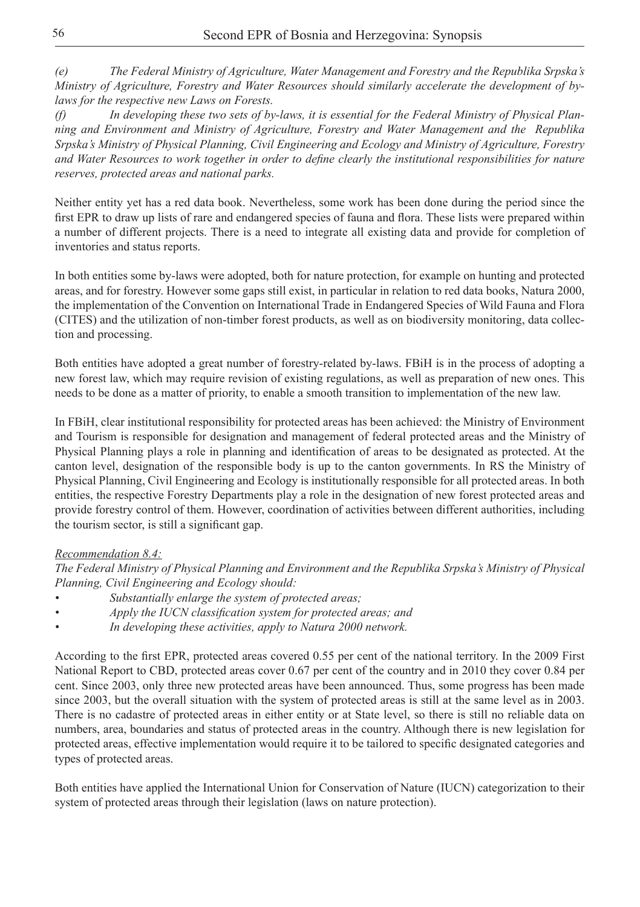*(e) The Federal Ministry of Agriculture, Water Management and Forestry and the Republika Srpska's Ministry of Agriculture, Forestry and Water Resources should similarly accelerate the development of by-laws for the respective new Laws on Forests.*

*(f) In developing these two sets of by-laws, it is essential for the Federal Ministry of Physical Planning and Environment and Ministry of Agriculture, Forestry and Water Management and the Republika Srpska's Ministry of Physical Planning, Civil Engineering and Ecology and Ministry of Agriculture, Forestry and Water Resources to work together in order to define clearly the institutional responsibilities for nature reserves, protected areas and national parks.*

Neither entity yet has a red data book. Nevertheless, some work has been done during the period since the first EPR to draw up lists of rare and endangered species of fauna and flora. These lists were prepared within a number of different projects. There is a need to integrate all existing data and provide for completion of inventories and status reports.

In both entities some by-laws were adopted, both for nature protection, for example on hunting and protected areas, and for forestry. However some gaps still exist, in particular in relation to red data books, Natura 2000, the implementation of the Convention on International Trade in Endangered Species of Wild Fauna and Flora (CITES) and the utilization of non-timber forest products, as well as on biodiversity monitoring, data collection and processing.

Both entities have adopted a great number of forestry-related by-laws. FBiH is in the process of adopting a new forest law, which may require revision of existing regulations, as well as preparation of new ones. This needs to be done as a matter of priority, to enable a smooth transition to implementation of the new law.

In FBiH, clear institutional responsibility for protected areas has been achieved: the Ministry of Environment and Tourism is responsible for designation and management of federal protected areas and the Ministry of Physical Planning plays a role in planning and identification of areas to be designated as protected. At the canton level, designation of the responsible body is up to the canton governments. In RS the Ministry of Physical Planning, Civil Engineering and Ecology is institutionally responsible for all protected areas. In both entities, the respective Forestry Departments play a role in the designation of new forest protected areas and provide forestry control of them. However, coordination of activities between different authorities, including the tourism sector, is still a significant gap.

*Recommendation 8.4:*

*The Federal Ministry of Physical Planning and Environment and the Republika Srpska's Ministry of Physical Planning, Civil Engineering and Ecology should:*

- *Substantially enlarge the system of protected areas;*
- *Apply the IUCN classification system for protected areas; and*
- *In developing these activities, apply to Natura 2000 network.*

According to the first EPR, protected areas covered 0.55 per cent of the national territory. In the 2009 First National Report to CBD, protected areas cover 0.67 per cent of the country and in 2010 they cover 0.84 per cent. Since 2003, only three new protected areas have been announced. Thus, some progress has been made since 2003, but the overall situation with the system of protected areas is still at the same level as in 2003. There is no cadastre of protected areas in either entity or at State level, so there is still no reliable data on numbers, area, boundaries and status of protected areas in the country. Although there is new legislation for protected areas, effective implementation would require it to be tailored to specific designated categories and types of protected areas.

Both entities have applied the International Union for Conservation of Nature (IUCN) categorization to their system of protected areas through their legislation (laws on nature protection).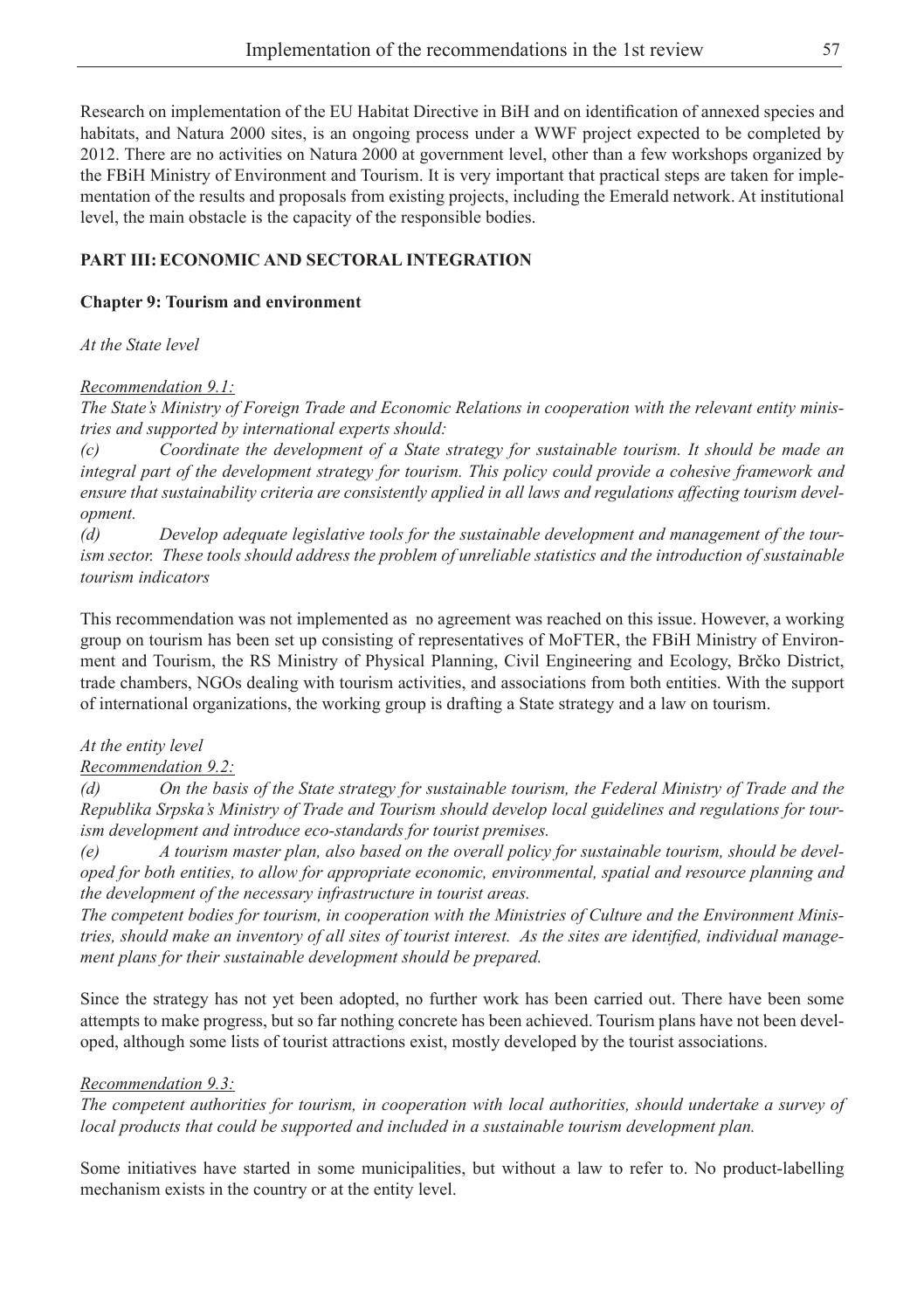Research on implementation of the EU Habitat Directive in BiH and on identification of annexed species and habitats, and Natura 2000 sites, is an ongoing process under a WWF project expected to be completed by 2012. There are no activities on Natura 2000 at government level, other than a few workshops organized by the FBiH Ministry of Environment and Tourism. It is very important that practical steps are taken for implementation of the results and proposals from existing projects, including the Emerald network. At institutional level, the main obstacle is the capacity of the responsible bodies.

## PART III: ECONOMIC AND SECTORAL INTEGRATION

### Chapter 9: Tourism and environment

*At the State level*

*Recommendation 9.1:*

*The State's Ministry of Foreign Trade and Economic Relations in cooperation with the relevant entity ministries and supported by international experts should:*

*(c) Coordinate the development of a State strategy for sustainable tourism. It should be made an integral part of the development strategy for tourism. This policy could provide a cohesive framework and ensure that sustainability criteria are consistently applied in all laws and regulations affecting tourism development.*

*(d) Develop adequate legislative tools for the sustainable development and management of the tourism sector. These tools should address the problem of unreliable statistics and the introduction of sustainable tourism indicators*

This recommendation was not implemented as no agreement was reached on this issue. However, a working group on tourism has been set up consisting of representatives of MoFTER, the FBiH Ministry of Environment and Tourism, the RS Ministry of Physical Planning, Civil Engineering and Ecology, Brčko District, trade chambers, NGOs dealing with tourism activities, and associations from both entities. With the support of international organizations, the working group is drafting a State strategy and a law on tourism.

*At the entity level*

*Recommendation 9.2:*

*(d) On the basis of the State strategy for sustainable tourism, the Federal Ministry of Trade and the Republika Srpska's Ministry of Trade and Tourism should develop local guidelines and regulations for tourism development and introduce eco-standards for tourist premises.*

*(e) A tourism master plan, also based on the overall policy for sustainable tourism, should be developed for both entities, to allow for appropriate economic, environmental, spatial and resource planning and the development of the necessary infrastructure in tourist areas.*

*The competent bodies for tourism, in cooperation with the Ministries of Culture and the Environment Ministries, should make an inventory of all sites of tourist interest. As the sites are identified, individual management plans for their sustainable development should be prepared.*

Since the strategy has not yet been adopted, no further work has been carried out. There have been some attempts to make progress, but so far nothing concrete has been achieved. Tourism plans have not been developed, although some lists of tourist attractions exist, mostly developed by the tourist associations.

*Recommendation 9.3:*

*The competent authorities for tourism, in cooperation with local authorities, should undertake a survey of local products that could be supported and included in a sustainable tourism development plan.*

Some initiatives have started in some municipalities, but without a law to refer to. No product-labelling mechanism exists in the country or at the entity level.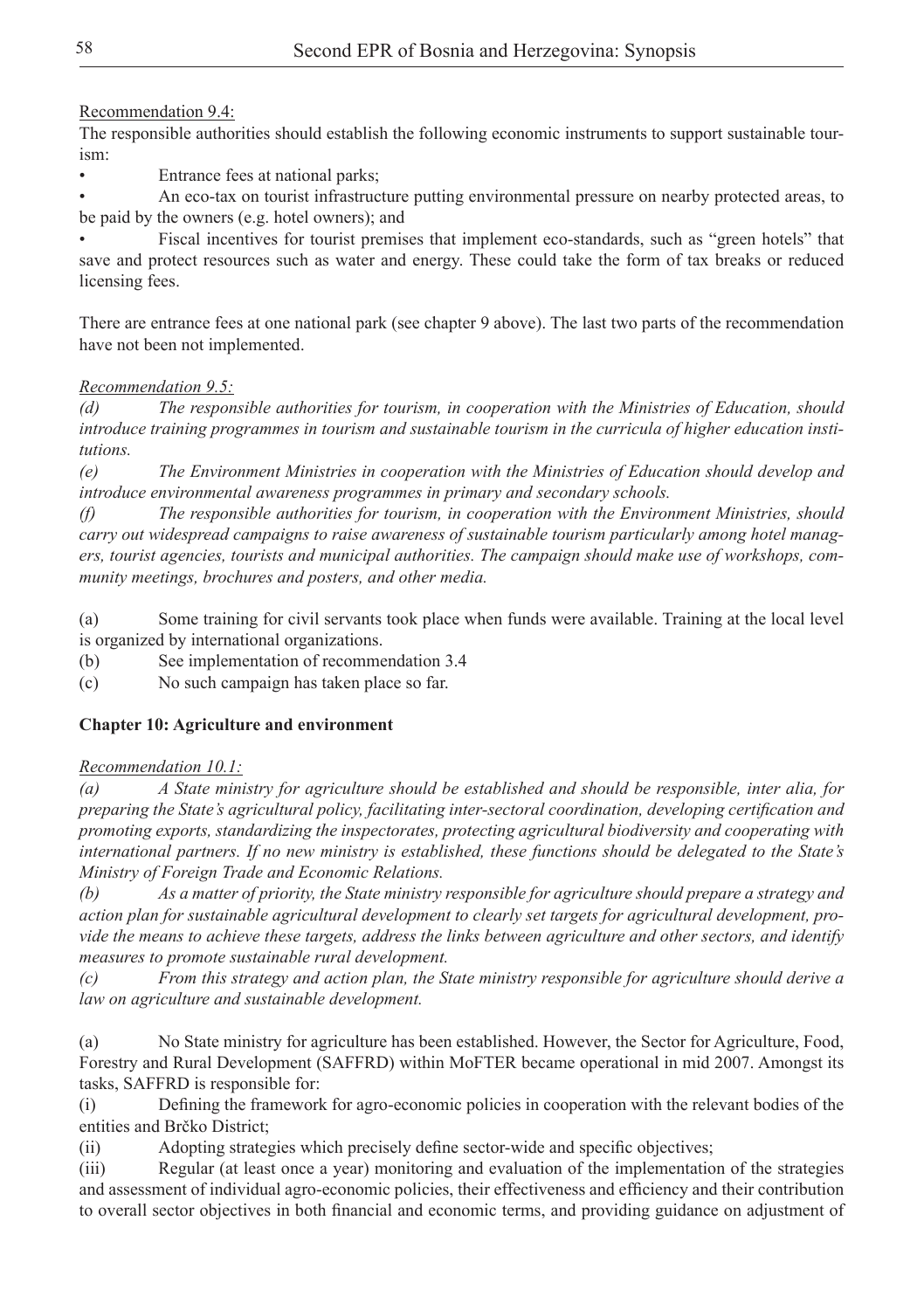Recommendation 9.4:

The responsible authorities should establish the following economic instruments to support sustainable tourism:

- Entrance fees at national parks;
- An eco-tax on tourist infrastructure putting environmental pressure on nearby protected areas, to be paid by the owners (e.g. hotel owners); and
- Fiscal incentives for tourist premises that implement eco-standards, such as "green hotels" that save and protect resources such as water and energy. These could take the form of tax breaks or reduced licensing fees.

There are entrance fees at one national park (see chapter 9 above). The last two parts of the recommendation have not been not implemented.

*Recommendation 9.5:*

*(d) The responsible authorities for tourism, in cooperation with the Ministries of Education, should introduce training programmes in tourism and sustainable tourism in the curricula of higher education institutions.*

*(e) The Environment Ministries in cooperation with the Ministries of Education should develop and introduce environmental awareness programmes in primary and secondary schools.*

*(f) The responsible authorities for tourism, in cooperation with the Environment Ministries, should carry out widespread campaigns to raise awareness of sustainable tourism particularly among hotel managers, tourist agencies, tourists and municipal authorities. The campaign should make use of workshops, community meetings, brochures and posters, and other media.*

(a) Some training for civil servants took place when funds were available. Training at the local level is organized by international organizations.

(b) See implementation of recommendation 3.4

(c) No such campaign has taken place so far.

**Chapter 10: Agriculture and environment**

*Recommendation 10.1:*

*(a) A State ministry for agriculture should be established and should be responsible, inter alia, for preparing the State's agricultural policy, facilitating inter-sectoral coordination, developing certification and promoting exports, standardizing the inspectorates, protecting agricultural biodiversity and cooperating with international partners. If no new ministry is established, these functions should be delegated to the State's Ministry of Foreign Trade and Economic Relations.*

*(b) As a matter of priority, the State ministry responsible for agriculture should prepare a strategy and action plan for sustainable agricultural development to clearly set targets for agricultural development, provide the means to achieve these targets, address the links between agriculture and other sectors, and identify measures to promote sustainable rural development.*

*(c) From this strategy and action plan, the State ministry responsible for agriculture should derive a law on agriculture and sustainable development.*

(a) No State ministry for agriculture has been established. However, the Sector for Agriculture, Food, Forestry and Rural Development (SAFFRD) within MoFTER became operational in mid 2007. Amongst its tasks, SAFFRD is responsible for:

(i) Defining the framework for agro-economic policies in cooperation with the relevant bodies of the entities and Brčko District;

(ii) Adopting strategies which precisely define sector-wide and specific objectives;

(iii) Regular (at least once a year) monitoring and evaluation of the implementation of the strategies and assessment of individual agro-economic policies, their effectiveness and efficiency and their contribution to overall sector objectives in both financial and economic terms, and providing guidance on adjustment of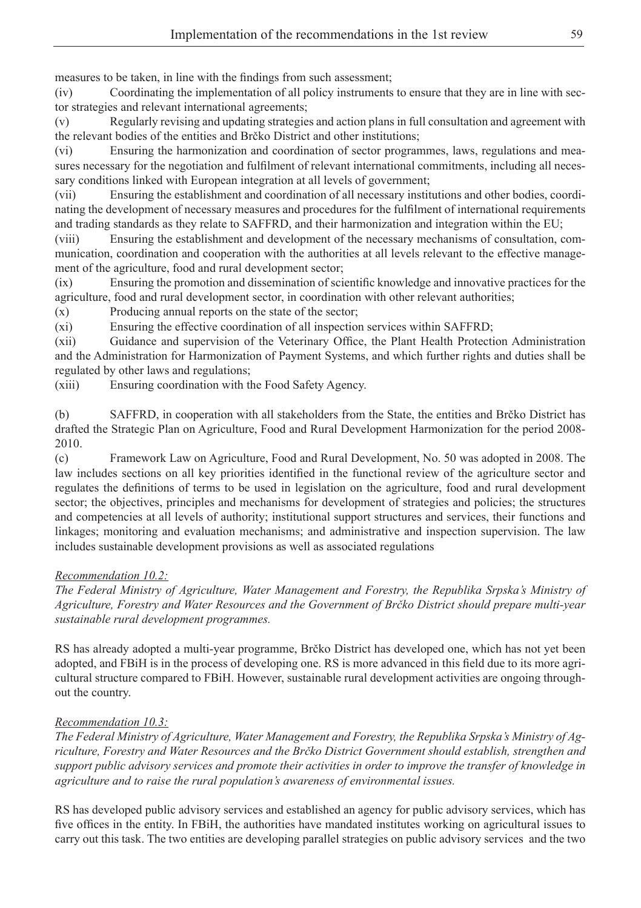measures to be taken, in line with the findings from such assessment;

(iv) Coordinating the implementation of all policy instruments to ensure that they are in line with sector strategies and relevant international agreements;

(v) Regularly revising and updating strategies and action plans in full consultation and agreement with the relevant bodies of the entities and Brčko District and other institutions;

(vi) Ensuring the harmonization and coordination of sector programmes, laws, regulations and measures necessary for the negotiation and fulfilment of relevant international commitments, including all necessary conditions linked with European integration at all levels of government;

(vii) Ensuring the establishment and coordination of all necessary institutions and other bodies, coordinating the development of necessary measures and procedures for the fulfilment of international requirements and trading standards as they relate to SAFFRD, and their harmonization and integration within the EU;

(viii) Ensuring the establishment and development of the necessary mechanisms of consultation, communication, coordination and cooperation with the authorities at all levels relevant to the effective management of the agriculture, food and rural development sector;

(ix) Ensuring the promotion and dissemination of scientific knowledge and innovative practices for the agriculture, food and rural development sector, in coordination with other relevant authorities;

(x) Producing annual reports on the state of the sector;

(xi) Ensuring the effective coordination of all inspection services within SAFFRD;

(xii) Guidance and supervision of the Veterinary Office, the Plant Health Protection Administration and the Administration for Harmonization of Payment Systems, and which further rights and duties shall be regulated by other laws and regulations;

(xiii) Ensuring coordination with the Food Safety Agency.

(b) SAFFRD, in cooperation with all stakeholders from the State, the entities and Brčko District has drafted the Strategic Plan on Agriculture, Food and Rural Development Harmonization for the period 2008-2010.

(c) Framework Law on Agriculture, Food and Rural Development, No. 50 was adopted in 2008. The law includes sections on all key priorities identified in the functional review of the agriculture sector and regulates the definitions of terms to be used in legislation on the agriculture, food and rural development sector; the objectives, principles and mechanisms for development of strategies and policies; the structures and competencies at all levels of authority; institutional support structures and services, their functions and linkages; monitoring and evaluation mechanisms; and administrative and inspection supervision. The law includes sustainable development provisions as well as associated regulations

*Recommendation 10.2:*

*The Federal Ministry of Agriculture, Water Management and Forestry, the Republika Srpska's Ministry of Agriculture, Forestry and Water Resources and the Government of Brčko District should prepare multi-year sustainable rural development programmes.*

RS has already adopted a multi-year programme, Brčko District has developed one, which has not yet been adopted, and FBiH is in the process of developing one. RS is more advanced in this field due to its more agricultural structure compared to FBiH. However, sustainable rural development activities are ongoing throughout the country.

*Recommendation 10.3:*

*The Federal Ministry of Agriculture, Water Management and Forestry, the Republika Srpska's Ministry of Agriculture, Forestry and Water Resources and the Brčko District Government should establish, strengthen and support public advisory services and promote their activities in order to improve the transfer of knowledge in agriculture and to raise the rural population's awareness of environmental issues.*

RS has developed public advisory services and established an agency for public advisory services, which has five offices in the entity. In FBiH, the authorities have mandated institutes working on agricultural issues to carry out this task. The two entities are developing parallel strategies on public advisory services and the two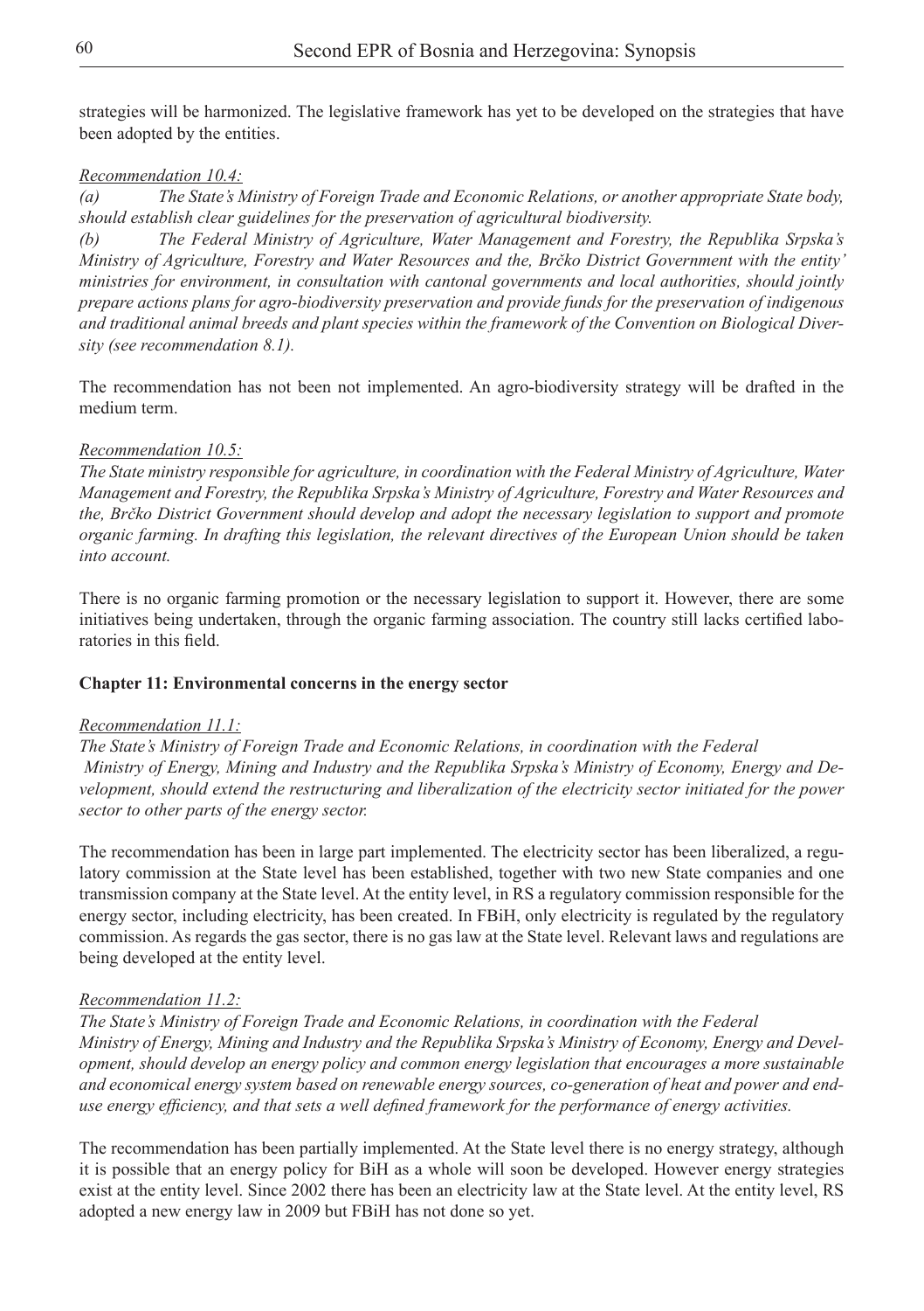strategies will be harmonized. The legislative framework has yet to be developed on the strategies that have been adopted by the entities.

*Recommendation 10.4:*

*(a) The State's Ministry of Foreign Trade and Economic Relations, or another appropriate State body, should establish clear guidelines for the preservation of agricultural biodiversity.*

*(b) The Federal Ministry of Agriculture, Water Management and Forestry, the Republika Srpska's Ministry of Agriculture, Forestry and Water Resources and the, Brčko District Government with the entity' ministries for environment, in consultation with cantonal governments and local authorities, should jointly prepare actions plans for agro-biodiversity preservation and provide funds for the preservation of indigenous and traditional animal breeds and plant species within the framework of the Convention on Biological Diversity (see recommendation 8.1).*

The recommendation has not been not implemented. An agro-biodiversity strategy will be drafted in the medium term.

*Recommendation 10.5:*

*The State ministry responsible for agriculture, in coordination with the Federal Ministry of Agriculture, Water Management and Forestry, the Republika Srpska's Ministry of Agriculture, Forestry and Water Resources and the, Brčko District Government should develop and adopt the necessary legislation to support and promote organic farming. In drafting this legislation, the relevant directives of the European Union should be taken into account.*

There is no organic farming promotion or the necessary legislation to support it. However, there are some initiatives being undertaken, through the organic farming association. The country still lacks certified laboratories in this field.

**Chapter 11: Environmental concerns in the energy sector**

*Recommendation 11.1:*

*The State's Ministry of Foreign Trade and Economic Relations, in coordination with the Federal Ministry of Energy, Mining and Industry and the Republika Srpska's Ministry of Economy, Energy and Development, should extend the restructuring and liberalization of the electricity sector initiated for the power sector to other parts of the energy sector.*

The recommendation has been in large part implemented. The electricity sector has been liberalized, a regulatory commission at the State level has been established, together with two new State companies and one transmission company at the State level. At the entity level, in RS a regulatory commission responsible for the energy sector, including electricity, has been created. In FBiH, only electricity is regulated by the regulatory commission. As regards the gas sector, there is no gas law at the State level. Relevant laws and regulations are being developed at the entity level.

*Recommendation 11.2:*

*The State's Ministry of Foreign Trade and Economic Relations, in coordination with the Federal Ministry of Energy, Mining and Industry and the Republika Srpska's Ministry of Economy, Energy and Development, should develop an energy policy and common energy legislation that encourages a more sustainable and economical energy system based on renewable energy sources, co-generation of heat and power and end-use energy efficiency, and that sets a well defined framework for the performance of energy activities.*

The recommendation has been partially implemented. At the State level there is no energy strategy, although it is possible that an energy policy for BiH as a whole will soon be developed. However energy strategies exist at the entity level. Since 2002 there has been an electricity law at the State level. At the entity level, RS adopted a new energy law in 2009 but FBiH has not done so yet.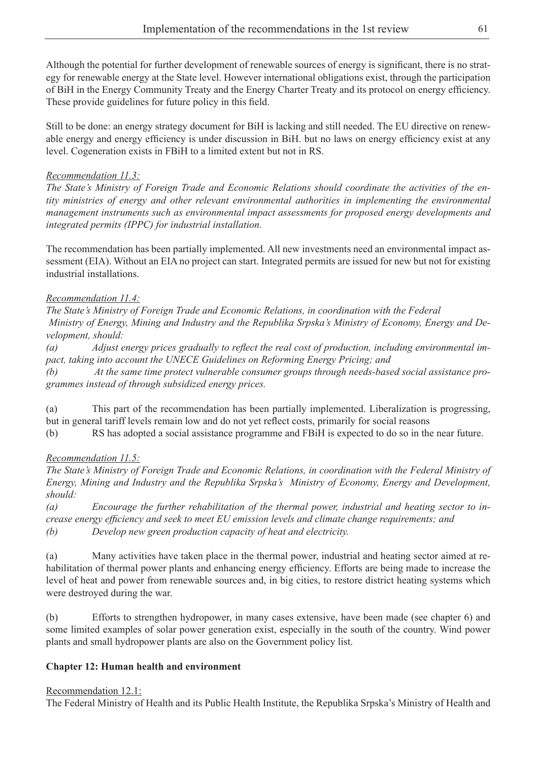Although the potential for further development of renewable sources of energy is significant, there is no strategy for renewable energy at the State level. However international obligations exist, through the participation of BiH in the Energy Community Treaty and the Energy Charter Treaty and its protocol on energy efficiency. These provide guidelines for future policy in this field.

Still to be done: an energy strategy document for BiH is lacking and still needed. The EU directive on renewable energy and energy efficiency is under discussion in BiH. but no laws on energy efficiency exist at any level. Cogeneration exists in FBiH to a limited extent but not in RS.

*Recommendation 11.3:*

*The State's Ministry of Foreign Trade and Economic Relations should coordinate the activities of the entity ministries of energy and other relevant environmental authorities in implementing the environmental management instruments such as environmental impact assessments for proposed energy developments and integrated permits (IPPC) for industrial installation.*

The recommendation has been partially implemented. All new investments need an environmental impact assessment (EIA). Without an EIA no project can start. Integrated permits are issued for new but not for existing industrial installations.

*Recommendation 11.4:*

*The State's Ministry of Foreign Trade and Economic Relations, in coordination with the Federal Ministry of Energy, Mining and Industry and the Republika Srpska's Ministry of Economy, Energy and Development, should:*

*(a) Adjust energy prices gradually to reflect the real cost of production, including environmental impact, taking into account the UNECE Guidelines on Reforming Energy Pricing; and*

*(b) At the same time protect vulnerable consumer groups through needs-based social assistance programmes instead of through subsidized energy prices.*

(a) This part of the recommendation has been partially implemented. Liberalization is progressing, but in general tariff levels remain low and do not yet reflect costs, primarily for social reasons

(b) RS has adopted a social assistance programme and FBiH is expected to do so in the near future.

*Recommendation 11.5:*

*The State's Ministry of Foreign Trade and Economic Relations, in coordination with the Federal Ministry of Energy, Mining and Industry and the Republika Srpska's Ministry of Economy, Energy and Development, should:*

*(a) Encourage the further rehabilitation of the thermal power, industrial and heating sector to increase energy efficiency and seek to meet EU emission levels and climate change requirements; and*

*(b) Develop new green production capacity of heat and electricity.*

(a) Many activities have taken place in the thermal power, industrial and heating sector aimed at rehabilitation of thermal power plants and enhancing energy efficiency. Efforts are being made to increase the level of heat and power from renewable sources and, in big cities, to restore district heating systems which were destroyed during the war.

(b) Efforts to strengthen hydropower, in many cases extensive, have been made (see chapter 6) and some limited examples of solar power generation exist, especially in the south of the country. Wind power plants and small hydropower plants are also on the Government policy list.

**Chapter 12: Human health and environment**

Recommendation 12.1:

The Federal Ministry of Health and its Public Health Institute, the Republika Srpska's Ministry of Health and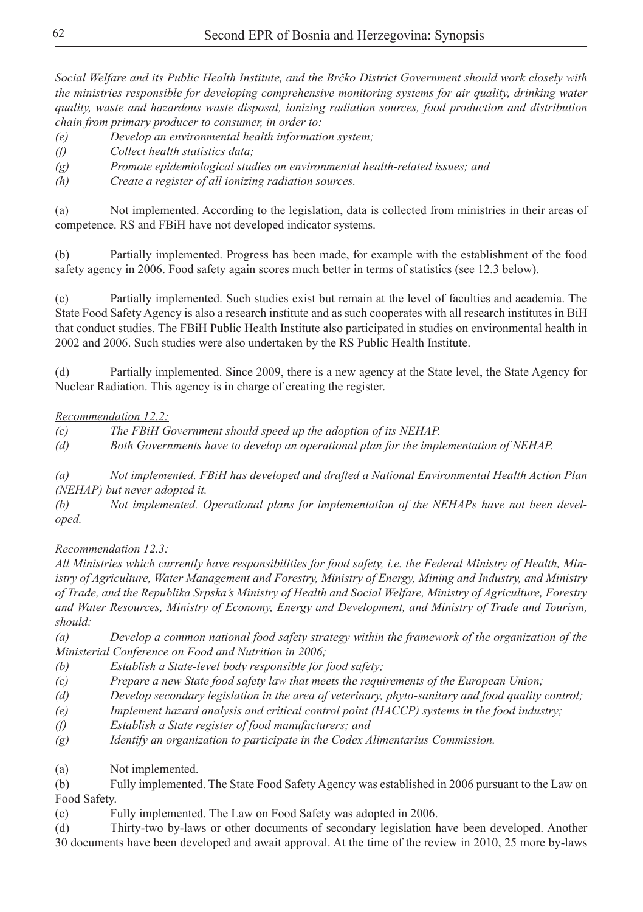*Social Welfare and its Public Health Institute, and the Brčko District Government should work closely with the ministries responsible for developing comprehensive monitoring systems for air quality, drinking water quality, waste and hazardous waste disposal, ionizing radiation sources, food production and distribution chain from primary producer to consumer, in order to:*

*(e) Develop an environmental health information system;*

*(f) Collect health statistics data;*

*(g) Promote epidemiological studies on environmental health-related issues; and*

*(h) Create a register of all ionizing radiation sources.*

(a) Not implemented. According to the legislation, data is collected from ministries in their areas of competence. RS and FBiH have not developed indicator systems.

(b) Partially implemented. Progress has been made, for example with the establishment of the food safety agency in 2006. Food safety again scores much better in terms of statistics (see 12.3 below).

(c) Partially implemented. Such studies exist but remain at the level of faculties and academia. The State Food Safety Agency is also a research institute and as such cooperates with all research institutes in BiH that conduct studies. The FBiH Public Health Institute also participated in studies on environmental health in 2002 and 2006. Such studies were also undertaken by the RS Public Health Institute.

(d) Partially implemented. Since 2009, there is a new agency at the State level, the State Agency for Nuclear Radiation. This agency is in charge of creating the register.

*Recommendation 12.2:*

*(c) The FBiH Government should speed up the adoption of its NEHAP.*

*(d) Both Governments have to develop an operational plan for the implementation of NEHAP.*

*(a) Not implemented. FBiH has developed and drafted a National Environmental Health Action Plan (NEHAP) but never adopted it.*

*(b) Not implemented. Operational plans for implementation of the NEHAPs have not been developed.*

*Recommendation 12.3:*

*All Ministries which currently have responsibilities for food safety, i.e. the Federal Ministry of Health, Ministry of Agriculture, Water Management and Forestry, Ministry of Energy, Mining and Industry, and Ministry of Trade, and the Republika Srpska's Ministry of Health and Social Welfare, Ministry of Agriculture, Forestry and Water Resources, Ministry of Economy, Energy and Development, and Ministry of Trade and Tourism, should:*

*(a) Develop a common national food safety strategy within the framework of the organization of the Ministerial Conference on Food and Nutrition in 2006;*

*(b) Establish a State-level body responsible for food safety;*

*(c) Prepare a new State food safety law that meets the requirements of the European Union;*

*(d) Develop secondary legislation in the area of veterinary, phyto-sanitary and food quality control;*

*(e) Implement hazard analysis and critical control point (HACCP) systems in the food industry;*

*(f) Establish a State register of food manufacturers; and*

*(g) Identify an organization to participate in the Codex Alimentarius Commission.*

(a) Not implemented.

(b) Fully implemented. The State Food Safety Agency was established in 2006 pursuant to the Law on Food Safety.

(c) Fully implemented. The Law on Food Safety was adopted in 2006.

(d) Thirty-two by-laws or other documents of secondary legislation have been developed. Another 30 documents have been developed and await approval. At the time of the review in 2010, 25 more by-laws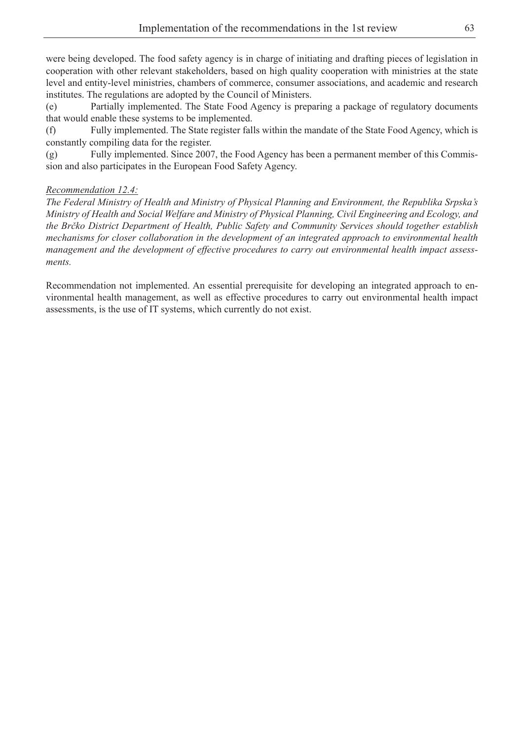were being developed. The food safety agency is in charge of initiating and drafting pieces of legislation in cooperation with other relevant stakeholders, based on high quality cooperation with ministries at the state level and entity-level ministries, chambers of commerce, consumer associations, and academic and research institutes. The regulations are adopted by the Council of Ministers.

(e) Partially implemented. The State Food Agency is preparing a package of regulatory documents that would enable these systems to be implemented.

(f) Fully implemented. The State register falls within the mandate of the State Food Agency, which is constantly compiling data for the register.

(g) Fully implemented. Since 2007, the Food Agency has been a permanent member of this Commission and also participates in the European Food Safety Agency.

*Recommendation 12.4:*

*The Federal Ministry of Health and Ministry of Physical Planning and Environment, the Republika Srpska's Ministry of Health and Social Welfare and Ministry of Physical Planning, Civil Engineering and Ecology, and the Brčko District Department of Health, Public Safety and Community Services should together establish mechanisms for closer collaboration in the development of an integrated approach to environmental health management and the development of effective procedures to carry out environmental health impact assessments.*

Recommendation not implemented. An essential prerequisite for developing an integrated approach to environmental health management, as well as effective procedures to carry out environmental health impact assessments, is the use of IT systems, which currently do not exist.